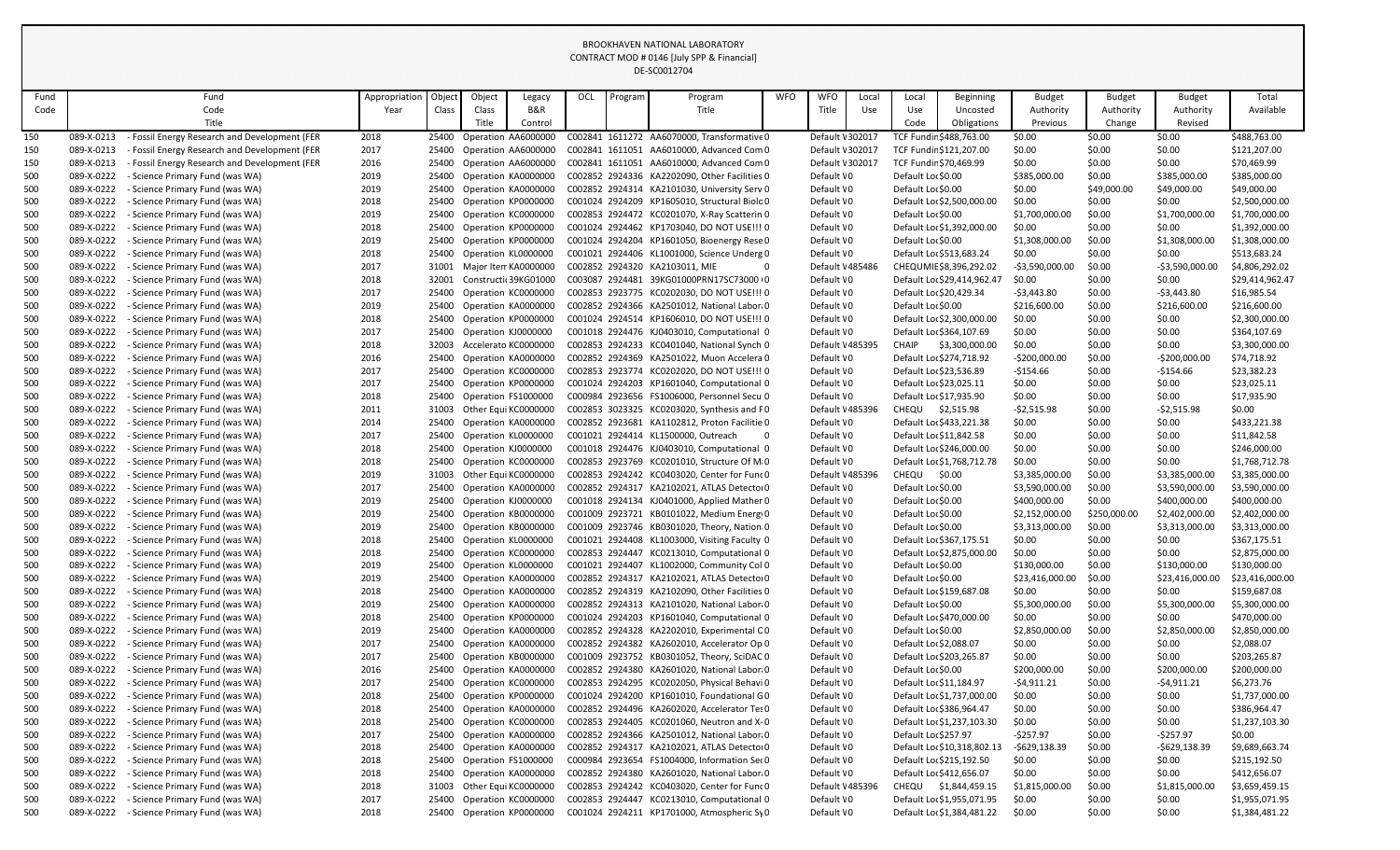BROOKHAVEN NATIONAL LABORATORY
CONTRACT MOD # 0146 [July SPP & Financial]
DE-SC0012704

| Fund Code | Fund Code Title | Appropriation Year | Object Class | Object Class Title | Legacy B&R Control | OCL | Program | Program Title | WFO | WFO Title | Local Use | Local Use Code | Beginning Uncosted Obligations | Budget Authority Previous | Budget Authority Change | Budget Authority Revised | Total Available |
|---|---|---|---|---|---|---|---|---|---|---|---|---|---|---|---|---|---|
| 150 | 089-X-0213 - Fossil Energy Research and Development (FER | 2018 | 25400 | Operation | AA6000000 | C002841 | 1611272 | AA6070000, Transformative | 0 | Default V | 302017 | TCF Fundin | $488,763.00 | $0.00 | $0.00 | $0.00 | $488,763.00 |
| 150 | 089-X-0213 - Fossil Energy Research and Development (FER | 2017 | 25400 | Operation | AA6000000 | C002841 | 1611051 | AA6010000, Advanced Com | 0 | Default V | 302017 | TCF Fundin | $121,207.00 | $0.00 | $0.00 | $0.00 | $121,207.00 |
| 150 | 089-X-0213 - Fossil Energy Research and Development (FER | 2016 | 25400 | Operation | AA6000000 | C002841 | 1611051 | AA6010000, Advanced Com | 0 | Default V | 302017 | TCF Fundin | $70,469.99 | $0.00 | $0.00 | $0.00 | $70,469.99 |
| 500 | 089-X-0222 - Science Primary Fund (was WA) | 2019 | 25400 | Operation | KA0000000 | C002852 | 2924336 | KA2202090, Other Facilities | 0 | Default V | 0 | Default Loc | $0.00 | $385,000.00 | $0.00 | $385,000.00 | $385,000.00 |
| 500 | 089-X-0222 - Science Primary Fund (was WA) | 2019 | 25400 | Operation | KA0000000 | C002852 | 2924314 | KA2101030, University Serv | 0 | Default V | 0 | Default Loc | $0.00 | $0.00 | $49,000.00 | $49,000.00 | $49,000.00 |
| 500 | 089-X-0222 - Science Primary Fund (was WA) | 2018 | 25400 | Operation | KP0000000 | C001024 | 2924209 | KP1605010, Structural Biolo | 0 | Default V | 0 | Default Loc | $2,500,000.00 | $0.00 | $0.00 | $0.00 | $2,500,000.00 |
| 500 | 089-X-0222 - Science Primary Fund (was WA) | 2019 | 25400 | Operation | KC0000000 | C002853 | 2924472 | KC0201070, X-Ray Scatterin | 0 | Default V | 0 | Default Loc | $0.00 | $1,700,000.00 | $0.00 | $1,700,000.00 | $1,700,000.00 |
| 500 | 089-X-0222 - Science Primary Fund (was WA) | 2018 | 25400 | Operation | KP0000000 | C001024 | 2924462 | KP1703040, DO NOT USE!!! | 0 | Default V | 0 | Default Loc | $1,392,000.00 | $0.00 | $0.00 | $0.00 | $1,392,000.00 |
| 500 | 089-X-0222 - Science Primary Fund (was WA) | 2019 | 25400 | Operation | KP0000000 | C001024 | 2924204 | KP1601050, Bioenergy Rese | 0 | Default V | 0 | Default Loc | $0.00 | $1,308,000.00 | $0.00 | $1,308,000.00 | $1,308,000.00 |
| 500 | 089-X-0222 - Science Primary Fund (was WA) | 2018 | 25400 | Operation | KL0000000 | C001021 | 2924406 | KL1001000, Science Underg | 0 | Default V | 0 | Default Loc | $513,683.24 | $0.00 | $0.00 | $0.00 | $513,683.24 |
| 500 | 089-X-0222 - Science Primary Fund (was WA) | 2017 | 31001 | Major Item | KA0000000 | C002852 | 2924320 | KA2103011, MIE | 0 | Default V | 485486 | CHEQUMIE | $8,396,292.02 | -$3,590,000.00 | $0.00 | -$3,590,000.00 | $4,806,292.02 |
| 500 | 089-X-0222 - Science Primary Fund (was WA) | 2018 | 32001 | Constructi | 39KG01000 | C003087 | 2924481 | 39KG01000PRN17SC73000 | 0 | Default V | 0 | Default Loc | $29,414,962.47 | $0.00 | $0.00 | $0.00 | $29,414,962.47 |
| 500 | 089-X-0222 - Science Primary Fund (was WA) | 2017 | 25400 | Operation | KC0000000 | C002853 | 2923775 | KC0202030, DO NOT USE!!! | 0 | Default V | 0 | Default Loc | $20,429.34 | -$3,443.80 | $0.00 | -$3,443.80 | $16,985.54 |
| 500 | 089-X-0222 - Science Primary Fund (was WA) | 2019 | 25400 | Operation | KA0000000 | C002852 | 2924366 | KA2501012, National Labor | 0 | Default V | 0 | Default Loc | $0.00 | $216,600.00 | $0.00 | $216,600.00 | $216,600.00 |
| 500 | 089-X-0222 - Science Primary Fund (was WA) | 2018 | 25400 | Operation | KP0000000 | C001024 | 2924514 | KP1606010, DO NOT USE!!! | 0 | Default V | 0 | Default Loc | $2,300,000.00 | $0.00 | $0.00 | $0.00 | $2,300,000.00 |
| 500 | 089-X-0222 - Science Primary Fund (was WA) | 2017 | 25400 | Operation | KJ0000000 | C001018 | 2924476 | KJ0403010, Computational | 0 | Default V | 0 | Default Loc | $364,107.69 | $0.00 | $0.00 | $0.00 | $364,107.69 |
| 500 | 089-X-0222 - Science Primary Fund (was WA) | 2018 | 32003 | Accelerato | KC0000000 | C002853 | 2924233 | KC0401040, National Synch | 0 | Default V | 485395 | CHAIP | $3,300,000.00 | $0.00 | $0.00 | $0.00 | $3,300,000.00 |
| 500 | 089-X-0222 - Science Primary Fund (was WA) | 2016 | 25400 | Operation | KA0000000 | C002852 | 2924369 | KA2501022, Muon Accelera | 0 | Default V | 0 | Default Loc | $274,718.92 | -$200,000.00 | $0.00 | -$200,000.00 | $74,718.92 |
| 500 | 089-X-0222 - Science Primary Fund (was WA) | 2017 | 25400 | Operation | KC0000000 | C002853 | 2923774 | KC0202020, DO NOT USE!!! | 0 | Default V | 0 | Default Loc | $23,536.89 | -$154.66 | $0.00 | -$154.66 | $23,382.23 |
| 500 | 089-X-0222 - Science Primary Fund (was WA) | 2017 | 25400 | Operation | KP0000000 | C001024 | 2924203 | KP1601040, Computational | 0 | Default V | 0 | Default Loc | $23,025.11 | $0.00 | $0.00 | $0.00 | $23,025.11 |
| 500 | 089-X-0222 - Science Primary Fund (was WA) | 2018 | 25400 | Operation | FS1000000 | C000984 | 2923656 | FS1006000, Personnel Secu | 0 | Default V | 0 | Default Loc | $17,935.90 | $0.00 | $0.00 | $0.00 | $17,935.90 |
| 500 | 089-X-0222 - Science Primary Fund (was WA) | 2011 | 31003 | Other Equi | KC0000000 | C002853 | 3023325 | KC0203020, Synthesis and F | 0 | Default V | 485396 | CHEQU | $2,515.98 | -$2,515.98 | $0.00 | -$2,515.98 | $0.00 |
| 500 | 089-X-0222 - Science Primary Fund (was WA) | 2014 | 25400 | Operation | KA0000000 | C002852 | 2923681 | KA1102812, Proton Facilitie | 0 | Default V | 0 | Default Loc | $433,221.38 | $0.00 | $0.00 | $0.00 | $433,221.38 |
| 500 | 089-X-0222 - Science Primary Fund (was WA) | 2017 | 25400 | Operation | KL0000000 | C001021 | 2924414 | KL1500000, Outreach | 0 | Default V | 0 | Default Loc | $11,842.58 | $0.00 | $0.00 | $0.00 | $11,842.58 |
| 500 | 089-X-0222 - Science Primary Fund (was WA) | 2018 | 25400 | Operation | KJ0000000 | C001018 | 2924476 | KJ0403010, Computational | 0 | Default V | 0 | Default Loc | $246,000.00 | $0.00 | $0.00 | $0.00 | $246,000.00 |
| 500 | 089-X-0222 - Science Primary Fund (was WA) | 2018 | 25400 | Operation | KC0000000 | C002853 | 2923769 | KC0201010, Structure Of M | 0 | Default V | 0 | Default Loc | $1,768,712.78 | $0.00 | $0.00 | $0.00 | $1,768,712.78 |
| 500 | 089-X-0222 - Science Primary Fund (was WA) | 2019 | 31003 | Other Equi | KC0000000 | C002853 | 2924242 | KC0403020, Center for Func | 0 | Default V | 485396 | CHEQU | $0.00 | $3,385,000.00 | $0.00 | $3,385,000.00 | $3,385,000.00 |
| 500 | 089-X-0222 - Science Primary Fund (was WA) | 2017 | 25400 | Operation | KA0000000 | C002852 | 2924317 | KA2102021, ATLAS Detecto | 0 | Default V | 0 | Default Loc | $0.00 | $3,590,000.00 | $0.00 | $3,590,000.00 | $3,590,000.00 |
| 500 | 089-X-0222 - Science Primary Fund (was WA) | 2019 | 25400 | Operation | KJ0000000 | C001018 | 2924134 | KJ0401000, Applied Mather | 0 | Default V | 0 | Default Loc | $0.00 | $400,000.00 | $0.00 | $400,000.00 | $400,000.00 |
| 500 | 089-X-0222 - Science Primary Fund (was WA) | 2019 | 25400 | Operation | KB0000000 | C001009 | 2923721 | KB0101022, Medium Energ | 0 | Default V | 0 | Default Loc | $0.00 | $2,152,000.00 | $250,000.00 | $2,402,000.00 | $2,402,000.00 |
| 500 | 089-X-0222 - Science Primary Fund (was WA) | 2019 | 25400 | Operation | KB0000000 | C001009 | 2923746 | KB0301020, Theory, Nation | 0 | Default V | 0 | Default Loc | $0.00 | $3,313,000.00 | $0.00 | $3,313,000.00 | $3,313,000.00 |
| 500 | 089-X-0222 - Science Primary Fund (was WA) | 2018 | 25400 | Operation | KL0000000 | C001021 | 2924408 | KL1003000, Visiting Faculty | 0 | Default V | 0 | Default Loc | $367,175.51 | $0.00 | $0.00 | $0.00 | $367,175.51 |
| 500 | 089-X-0222 - Science Primary Fund (was WA) | 2018 | 25400 | Operation | KC0000000 | C002853 | 2924447 | KC0213010, Computational | 0 | Default V | 0 | Default Loc | $2,875,000.00 | $0.00 | $0.00 | $0.00 | $2,875,000.00 |
| 500 | 089-X-0222 - Science Primary Fund (was WA) | 2019 | 25400 | Operation | KL0000000 | C001021 | 2924407 | KL1002000, Community Col | 0 | Default V | 0 | Default Loc | $0.00 | $130,000.00 | $0.00 | $130,000.00 | $130,000.00 |
| 500 | 089-X-0222 - Science Primary Fund (was WA) | 2019 | 25400 | Operation | KA0000000 | C002852 | 2924317 | KA2102021, ATLAS Detecto | 0 | Default V | 0 | Default Loc | $0.00 | $23,416,000.00 | $0.00 | $23,416,000.00 | $23,416,000.00 |
| 500 | 089-X-0222 - Science Primary Fund (was WA) | 2018 | 25400 | Operation | KA0000000 | C002852 | 2924319 | KA2102090, Other Facilities | 0 | Default V | 0 | Default Loc | $159,687.08 | $0.00 | $0.00 | $0.00 | $159,687.08 |
| 500 | 089-X-0222 - Science Primary Fund (was WA) | 2019 | 25400 | Operation | KA0000000 | C002852 | 2924313 | KA2101020, National Labor | 0 | Default V | 0 | Default Loc | $0.00 | $5,300,000.00 | $0.00 | $5,300,000.00 | $5,300,000.00 |
| 500 | 089-X-0222 - Science Primary Fund (was WA) | 2018 | 25400 | Operation | KP0000000 | C001024 | 2924203 | KP1601040, Computational | 0 | Default V | 0 | Default Loc | $470,000.00 | $0.00 | $0.00 | $0.00 | $470,000.00 |
| 500 | 089-X-0222 - Science Primary Fund (was WA) | 2019 | 25400 | Operation | KA0000000 | C002852 | 2924328 | KA2202010, Experimental C | 0 | Default V | 0 | Default Loc | $0.00 | $2,850,000.00 | $0.00 | $2,850,000.00 | $2,850,000.00 |
| 500 | 089-X-0222 - Science Primary Fund (was WA) | 2017 | 25400 | Operation | KA0000000 | C002852 | 2924382 | KA2602010, Accelerator Op | 0 | Default V | 0 | Default Loc | $2,088.07 | $0.00 | $0.00 | $0.00 | $2,088.07 |
| 500 | 089-X-0222 - Science Primary Fund (was WA) | 2017 | 25400 | Operation | KB0000000 | C001009 | 2923752 | KB0301052, Theory, SciDAC | 0 | Default V | 0 | Default Loc | $203,265.87 | $0.00 | $0.00 | $0.00 | $203,265.87 |
| 500 | 089-X-0222 - Science Primary Fund (was WA) | 2016 | 25400 | Operation | KA0000000 | C002852 | 2924380 | KA2601020, National Labor | 0 | Default V | 0 | Default Loc | $0.00 | $200,000.00 | $0.00 | $200,000.00 | $200,000.00 |
| 500 | 089-X-0222 - Science Primary Fund (was WA) | 2017 | 25400 | Operation | KC0000000 | C002853 | 2924295 | KC0202050, Physical Behavi | 0 | Default V | 0 | Default Loc | $11,184.97 | -$4,911.21 | $0.00 | -$4,911.21 | $6,273.76 |
| 500 | 089-X-0222 - Science Primary Fund (was WA) | 2018 | 25400 | Operation | KP0000000 | C001024 | 2924200 | KP1601010, Foundational G | 0 | Default V | 0 | Default Loc | $1,737,000.00 | $0.00 | $0.00 | $0.00 | $1,737,000.00 |
| 500 | 089-X-0222 - Science Primary Fund (was WA) | 2018 | 25400 | Operation | KA0000000 | C002852 | 2924496 | KA2602020, Accelerator Tes | 0 | Default V | 0 | Default Loc | $386,964.47 | $0.00 | $0.00 | $0.00 | $386,964.47 |
| 500 | 089-X-0222 - Science Primary Fund (was WA) | 2018 | 25400 | Operation | KC0000000 | C002853 | 2924405 | KC0201060, Neutron and X- | 0 | Default V | 0 | Default Loc | $1,237,103.30 | $0.00 | $0.00 | $0.00 | $1,237,103.30 |
| 500 | 089-X-0222 - Science Primary Fund (was WA) | 2017 | 25400 | Operation | KA0000000 | C002852 | 2924366 | KA2501012, National Labor | 0 | Default V | 0 | Default Loc | $257.97 | -$257.97 | $0.00 | -$257.97 | $0.00 |
| 500 | 089-X-0222 - Science Primary Fund (was WA) | 2018 | 25400 | Operation | KA0000000 | C002852 | 2924317 | KA2102021, ATLAS Detecto | 0 | Default V | 0 | Default Loc | $10,318,802.13 | -$629,138.39 | $0.00 | -$629,138.39 | $9,689,663.74 |
| 500 | 089-X-0222 - Science Primary Fund (was WA) | 2018 | 25400 | Operation | FS1000000 | C000984 | 2923654 | FS1004000, Information Sec | 0 | Default V | 0 | Default Loc | $215,192.50 | $0.00 | $0.00 | $0.00 | $215,192.50 |
| 500 | 089-X-0222 - Science Primary Fund (was WA) | 2018 | 25400 | Operation | KA0000000 | C002852 | 2924380 | KA2601020, National Labor | 0 | Default V | 0 | Default Loc | $412,656.07 | $0.00 | $0.00 | $0.00 | $412,656.07 |
| 500 | 089-X-0222 - Science Primary Fund (was WA) | 2018 | 31003 | Other Equi | KC0000000 | C002853 | 2924242 | KC0403020, Center for Func | 0 | Default V | 485396 | CHEQU | $1,844,459.15 | $1,815,000.00 | $0.00 | $1,815,000.00 | $3,659,459.15 |
| 500 | 089-X-0222 - Science Primary Fund (was WA) | 2017 | 25400 | Operation | KC0000000 | C002853 | 2924447 | KC0213010, Computational | 0 | Default V | 0 | Default Loc | $1,955,071.95 | $0.00 | $0.00 | $0.00 | $1,955,071.95 |
| 500 | 089-X-0222 - Science Primary Fund (was WA) | 2018 | 25400 | Operation | KP0000000 | C001024 | 2924211 | KP1701000, Atmospheric Sy | 0 | Default V | 0 | Default Loc | $1,384,481.22 | $0.00 | $0.00 | $0.00 | $1,384,481.22 |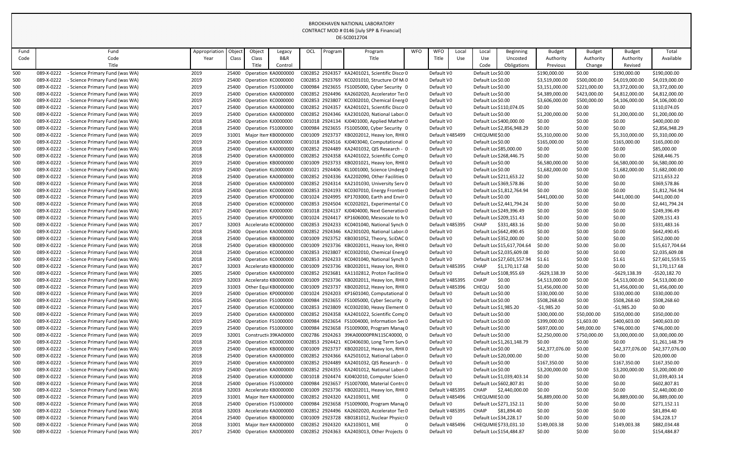BROOKHAVEN NATIONAL LABORATORY
CONTRACT MOD # 0146 [July SPP & Financial]
DE-SC0012704

| Fund Code | Fund Code Title | Appropriation Year | Object Class | Object Class Title | Legacy B&R Control | OCL | Program | Program Title | WFO | WFO Title | Local Use | Local Use Code | Beginning Uncosted Obligations | Budget Authority Previous | Budget Authority Change | Budget Authority Revised | Total Available |
|---|---|---|---|---|---|---|---|---|---|---|---|---|---|---|---|---|---|
| 500 | 089-X-0222 - Science Primary Fund (was WA) | 2019 | 25400 | Operation | KA0000000 | C002852 | 2924357 | KA2401021, Scientific Discov 0 | | Default V0 | | Default Loc | $0.00 | $190,000.00 | $0.00 | $190,000.00 | $190,000.00 |
| 500 | 089-X-0222 - Science Primary Fund (was WA) | 2019 | 25400 | Operation | KC0000000 | C002853 | 2923769 | KC0201010, Structure Of M 0 | | Default V0 | | Default Loc | $0.00 | $3,519,000.00 | $500,000.00 | $4,019,000.00 | $4,019,000.00 |
| 500 | 089-X-0222 - Science Primary Fund (was WA) | 2019 | 25400 | Operation | FS1000000 | C000984 | 2923655 | FS1005000, Cyber Security 0 | | Default V0 | | Default Loc | $0.00 | $3,151,000.00 | $221,000.00 | $3,372,000.00 | $3,372,000.00 |
| 500 | 089-X-0222 - Science Primary Fund (was WA) | 2019 | 25400 | Operation | KA0000000 | C002852 | 2924496 | KA2602020, Accelerator Tes 0 | | Default V0 | | Default Loc | $0.00 | $4,389,000.00 | $423,000.00 | $4,812,000.00 | $4,812,000.00 |
| 500 | 089-X-0222 - Science Primary Fund (was WA) | 2019 | 25400 | Operation | KC0000000 | C002853 | 2923807 | KC0302010, Chemical Energ 0 | | Default V0 | | Default Loc | $0.00 | $3,606,000.00 | $500,000.00 | $4,106,000.00 | $4,106,000.00 |
| 500 | 089-X-0222 - Science Primary Fund (was WA) | 2017 | 25400 | Operation | KA0000000 | C002852 | 2924357 | KA2401021, Scientific Discov 0 | | Default V0 | | Default Loc | $110,074.05 | $0.00 | $0.00 | $0.00 | $110,074.05 |
| 500 | 089-X-0222 - Science Primary Fund (was WA) | 2019 | 25400 | Operation | KA0000000 | C002852 | 2924346 | KA2301020, National Labor 0 | | Default V0 | | Default Loc | $0.00 | $1,200,000.00 | $0.00 | $1,200,000.00 | $1,200,000.00 |
| 500 | 089-X-0222 - Science Primary Fund (was WA) | 2018 | 25400 | Operation | KJ0000000 | C001018 | 2924134 | KJ0401000, Applied Mather 0 | | Default V0 | | Default Loc | $400,000.00 | $0.00 | $0.00 | $0.00 | $400,000.00 |
| 500 | 089-X-0222 - Science Primary Fund (was WA) | 2018 | 25400 | Operation | FS1000000 | C000984 | 2923655 | FS1005000, Cyber Security 0 | | Default V0 | | Default Loc | $2,856,948.29 | $0.00 | $0.00 | $0.00 | $2,856,948.29 |
| 500 | 089-X-0222 - Science Primary Fund (was WA) | 2019 | 31001 | Major Item | KB0000000 | C001009 | 2923737 | KB0202012, Heavy Ion, RHI( 0 | | Default V | 485499 | CHEQUMIE | $0.00 | $5,310,000.00 | $0.00 | $5,310,000.00 | $5,310,000.00 |
| 500 | 089-X-0222 - Science Primary Fund (was WA) | 2019 | 25400 | Operation | KJ0000000 | C001018 | 2924516 | KJ0403040, Computational 0 | | Default V0 | | Default Loc | $0.00 | $165,000.00 | $0.00 | $165,000.00 | $165,000.00 |
| 500 | 089-X-0222 - Science Primary Fund (was WA) | 2018 | 25400 | Operation | KA0000000 | C002852 | 2924489 | KA2401032, QIS Research - 0 | | Default V0 | | Default Loc | $85,000.00 | $0.00 | $0.00 | $0.00 | $85,000.00 |
| 500 | 089-X-0222 - Science Primary Fund (was WA) | 2018 | 25400 | Operation | KA0000000 | C002852 | 2924358 | KA2401022, Scientific Comp 0 | | Default V0 | | Default Loc | $268,446.75 | $0.00 | $0.00 | $0.00 | $268,446.75 |
| 500 | 089-X-0222 - Science Primary Fund (was WA) | 2019 | 25400 | Operation | KB0000000 | C001009 | 2923733 | KB0201021, Heavy Ion, RHI( 0 | | Default V0 | | Default Loc | $0.00 | $6,580,000.00 | $0.00 | $6,580,000.00 | $6,580,000.00 |
| 500 | 089-X-0222 - Science Primary Fund (was WA) | 2019 | 25400 | Operation | KL0000000 | C001021 | 2924406 | KL1001000, Science Underg 0 | | Default V0 | | Default Loc | $0.00 | $1,682,000.00 | $0.00 | $1,682,000.00 | $1,682,000.00 |
| 500 | 089-X-0222 - Science Primary Fund (was WA) | 2018 | 25400 | Operation | KA0000000 | C002852 | 2924336 | KA2202090, Other Facilities 0 | | Default V0 | | Default Loc | $211,653.22 | $0.00 | $0.00 | $0.00 | $211,653.22 |
| 500 | 089-X-0222 - Science Primary Fund (was WA) | 2018 | 25400 | Operation | KA0000000 | C002852 | 2924314 | KA2101030, University Serv 0 | | Default V0 | | Default Loc | $369,578.86 | $0.00 | $0.00 | $0.00 | $369,578.86 |
| 500 | 089-X-0222 - Science Primary Fund (was WA) | 2018 | 25400 | Operation | KC0000000 | C002853 | 2924193 | KC0307010, Energy Frontier 0 | | Default V0 | | Default Loc | $1,812,764.94 | $0.00 | $0.00 | $0.00 | $1,812,764.94 |
| 500 | 089-X-0222 - Science Primary Fund (was WA) | 2019 | 25400 | Operation | KP0000000 | C001024 | 2924995 | KP1703000, Earth and Envir 0 | | Default V0 | | Default Loc | $0.00 | $441,000.00 | $0.00 | $441,000.00 | $441,000.00 |
| 500 | 089-X-0222 - Science Primary Fund (was WA) | 2018 | 25400 | Operation | KC0000000 | C002853 | 2924504 | KC0202021, Experimental C 0 | | Default V0 | | Default Loc | $2,441,794.24 | $0.00 | $0.00 | $0.00 | $2,441,794.24 |
| 500 | 089-X-0222 - Science Primary Fund (was WA) | 2017 | 25400 | Operation | KJ0000000 | C001018 | 2924137 | KJ0404000, Next Generation 0 | | Default V0 | | Default Loc | $249,396.49 | $0.00 | $0.00 | $0.00 | $249,396.49 |
| 500 | 089-X-0222 - Science Primary Fund (was WA) | 2015 | 25400 | Operation | KP0000000 | C001024 | 2924417 | KP1606000, Mesoscale to M 0 | | Default V0 | | Default Loc | $209,151.43 | $0.00 | $0.00 | $0.00 | $209,151.43 |
| 500 | 089-X-0222 - Science Primary Fund (was WA) | 2017 | 32003 | Accelerato | KC0000000 | C002853 | 2924233 | KC0401040, National Synch 0 | | Default V | 485395 | CHAIP | $331,483.16 | $0.00 | $0.00 | $0.00 | $331,483.16 |
| 500 | 089-X-0222 - Science Primary Fund (was WA) | 2018 | 25400 | Operation | KA0000000 | C002852 | 2924346 | KA2301020, National Labor 0 | | Default V0 | | Default Loc | $642,490.45 | $0.00 | $0.00 | $0.00 | $642,490.45 |
| 500 | 089-X-0222 - Science Primary Fund (was WA) | 2018 | 25400 | Operation | KB0000000 | C001009 | 2923752 | KB0301052, Theory, SciDAC 0 | | Default V0 | | Default Loc | $352,000.00 | $0.00 | $0.00 | $0.00 | $352,000.00 |
| 500 | 089-X-0222 - Science Primary Fund (was WA) | 2018 | 25400 | Operation | KB0000000 | C001009 | 2923736 | KB0202011, Heavy Ion, RHI( 0 | | Default V0 | | Default Loc | $15,617,704.64 | $0.00 | $0.00 | $0.00 | $15,617,704.64 |
| 500 | 089-X-0222 - Science Primary Fund (was WA) | 2018 | 25400 | Operation | KC0000000 | C002853 | 2923807 | KC0302010, Chemical Energ 0 | | Default V0 | | Default Loc | $2,035,609.08 | $0.00 | $0.00 | $0.00 | $2,035,609.08 |
| 500 | 089-X-0222 - Science Primary Fund (was WA) | 2018 | 25400 | Operation | KC0000000 | C002853 | 2924233 | KC0401040, National Synch 0 | | Default V0 | | Default Loc | $27,601,557.94 | $1.61 | $0.00 | $1.61 | $27,601,559.55 |
| 500 | 089-X-0222 - Science Primary Fund (was WA) | 2017 | 32003 | Accelerato | KB0000000 | C001009 | 2923736 | KB0202011, Heavy Ion, RHI( 0 | | Default V | 485395 | CHAIP | $1,170,117.68 | $0.00 | $0.00 | $0.00 | $1,170,117.68 |
| 500 | 089-X-0222 - Science Primary Fund (was WA) | 2005 | 25400 | Operation | KA0000000 | C002852 | 2923681 | KA1102812, Proton Facilitie 0 | | Default V0 | | Default Loc | $108,955.69 | -$629,138.39 | $0.00 | -$629,138.39 | -$520,182.70 |
| 500 | 089-X-0222 - Science Primary Fund (was WA) | 2019 | 32003 | Accelerato | KB0000000 | C001009 | 2923736 | KB0202011, Heavy Ion, RHI( 0 | | Default V | 485395 | CHAIP | $0.00 | $4,513,000.00 | $0.00 | $4,513,000.00 | $4,513,000.00 |
| 500 | 089-X-0222 - Science Primary Fund (was WA) | 2019 | 31003 | Other Equi | KB0000000 | C001009 | 2923737 | KB0202012, Heavy Ion, RHI( 0 | | Default V | 485396 | CHEQU | $0.00 | $1,456,000.00 | $0.00 | $1,456,000.00 | $1,456,000.00 |
| 500 | 089-X-0222 - Science Primary Fund (was WA) | 2019 | 25400 | Operation | KP0000000 | C001024 | 2924203 | KP1601040, Computational 0 | | Default V0 | | Default Loc | $0.00 | $330,000.00 | $0.00 | $330,000.00 | $330,000.00 |
| 500 | 089-X-0222 - Science Primary Fund (was WA) | 2016 | 25400 | Operation | FS1000000 | C000984 | 2923655 | FS1005000, Cyber Security 0 | | Default V0 | | Default Loc | $0.00 | $508,268.60 | $0.00 | $508,268.60 | $508,268.60 |
| 500 | 089-X-0222 - Science Primary Fund (was WA) | 2017 | 25400 | Operation | KC0000000 | C002853 | 2923809 | KC0302030, Heavy Element 0 | | Default V0 | | Default Loc | $1,985.20 | -$1,985.20 | $0.00 | -$1,985.20 | $0.00 |
| 500 | 089-X-0222 - Science Primary Fund (was WA) | 2019 | 25400 | Operation | KA0000000 | C002852 | 2924358 | KA2401022, Scientific Comp 0 | | Default V0 | | Default Loc | $0.00 | $300,000.00 | $50,000.00 | $350,000.00 | $350,000.00 |
| 500 | 089-X-0222 - Science Primary Fund (was WA) | 2019 | 25400 | Operation | FS1000000 | C000984 | 2923654 | FS1004000, Information Sec 0 | | Default V0 | | Default Loc | $0.00 | $399,000.00 | $1,603.00 | $400,603.00 | $400,603.00 |
| 500 | 089-X-0222 - Science Primary Fund (was WA) | 2019 | 25400 | Operation | FS1000000 | C000984 | 2923658 | FS1009000, Program Manag 0 | | Default V0 | | Default Loc | $0.00 | $697,000.00 | $49,000.00 | $746,000.00 | $746,000.00 |
| 500 | 089-X-0222 - Science Primary Fund (was WA) | 2019 | 32001 | Constructi | 39KA00000 | C002786 | 2924263 | 39KA00000PRN11SC40000, 0 | | Default V0 | | Default Loc | $0.00 | $2,250,000.00 | $750,000.00 | $3,000,000.00 | $3,000,000.00 |
| 500 | 089-X-0222 - Science Primary Fund (was WA) | 2018 | 25400 | Operation | KC0000000 | C002853 | 2924421 | KC0406030, Long Term Surv 0 | | Default V0 | | Default Loc | $1,261,148.79 | $0.00 | $0.00 | $0.00 | $1,261,148.79 |
| 500 | 089-X-0222 - Science Primary Fund (was WA) | 2019 | 25400 | Operation | KB0000000 | C001009 | 2923737 | KB0202012, Heavy Ion, RHI( 0 | | Default V0 | | Default Loc | $0.00 | $42,377,076.00 | $0.00 | $42,377,076.00 | $42,377,076.00 |
| 500 | 089-X-0222 - Science Primary Fund (was WA) | 2018 | 25400 | Operation | KA0000000 | C002852 | 2924366 | KA2501012, National Labor 0 | | Default V0 | | Default Loc | $20,000.00 | $0.00 | $0.00 | $0.00 | $20,000.00 |
| 500 | 089-X-0222 - Science Primary Fund (was WA) | 2019 | 25400 | Operation | KA0000000 | C002852 | 2924489 | KA2401032, QIS Research - 0 | | Default V0 | | Default Loc | $0.00 | $167,350.00 | $0.00 | $167,350.00 | $167,350.00 |
| 500 | 089-X-0222 - Science Primary Fund (was WA) | 2019 | 25400 | Operation | KA0000000 | C002852 | 2924355 | KA2401012, National Labor 0 | | Default V0 | | Default Loc | $0.00 | $3,200,000.00 | $0.00 | $3,200,000.00 | $3,200,000.00 |
| 500 | 089-X-0222 - Science Primary Fund (was WA) | 2018 | 25400 | Operation | KJ0000000 | C001018 | 2924474 | KJ0402010, Computer Scien 0 | | Default V0 | | Default Loc | $1,039,403.14 | $0.00 | $0.00 | $0.00 | $1,039,403.14 |
| 500 | 089-X-0222 - Science Primary Fund (was WA) | 2018 | 25400 | Operation | FS1000000 | C000984 | 2923657 | FS1007000, Material Contro 0 | | Default V0 | | Default Loc | $602,807.81 | $0.00 | $0.00 | $0.00 | $602,807.81 |
| 500 | 089-X-0222 - Science Primary Fund (was WA) | 2018 | 32003 | Accelerato | KB0000000 | C001009 | 2923736 | KB0202011, Heavy Ion, RHI( 0 | | Default V | 485395 | CHAIP | $2,440,000.00 | $0.00 | $0.00 | $0.00 | $2,440,000.00 |
| 500 | 089-X-0222 - Science Primary Fund (was WA) | 2019 | 31001 | Major Item | KA0000000 | C002852 | 2924320 | KA2103011, MIE 0 | | Default V | 485496 | CHEQUMIE | $0.00 | $6,889,000.00 | $0.00 | $6,889,000.00 | $6,889,000.00 |
| 500 | 089-X-0222 - Science Primary Fund (was WA) | 2018 | 25400 | Operation | FS1000000 | C000984 | 2923658 | FS1009000, Program Manag 0 | | Default V0 | | Default Loc | $271,152.11 | $0.00 | $0.00 | $0.00 | $271,152.11 |
| 500 | 089-X-0222 - Science Primary Fund (was WA) | 2018 | 32003 | Accelerato | KA0000000 | C002852 | 2924496 | KA2602020, Accelerator Tes 0 | | Default V | 485395 | CHAIP | $81,894.40 | $0.00 | $0.00 | $0.00 | $81,894.40 |
| 500 | 089-X-0222 - Science Primary Fund (was WA) | 2014 | 25400 | Operation | KB0000000 | C001009 | 2923728 | KB0181012, Nuclear Physics 0 | | Default V0 | | Default Loc | $34,228.17 | $0.00 | $0.00 | $0.00 | $34,228.17 |
| 500 | 089-X-0222 - Science Primary Fund (was WA) | 2018 | 31001 | Major Item | KA0000000 | C002852 | 2924320 | KA2103011, MIE 0 | | Default V | 485496 | CHEQUMIE | $733,031.10 | $149,003.38 | $0.00 | $149,003.38 | $882,034.48 |
| 500 | 089-X-0222 - Science Primary Fund (was WA) | 2017 | 25400 | Operation | KA0000000 | C002852 | 2924363 | KA2403013, Other Projects 0 | | Default V0 | | Default Loc | $154,484.87 | $0.00 | $0.00 | $0.00 | $154,484.87 |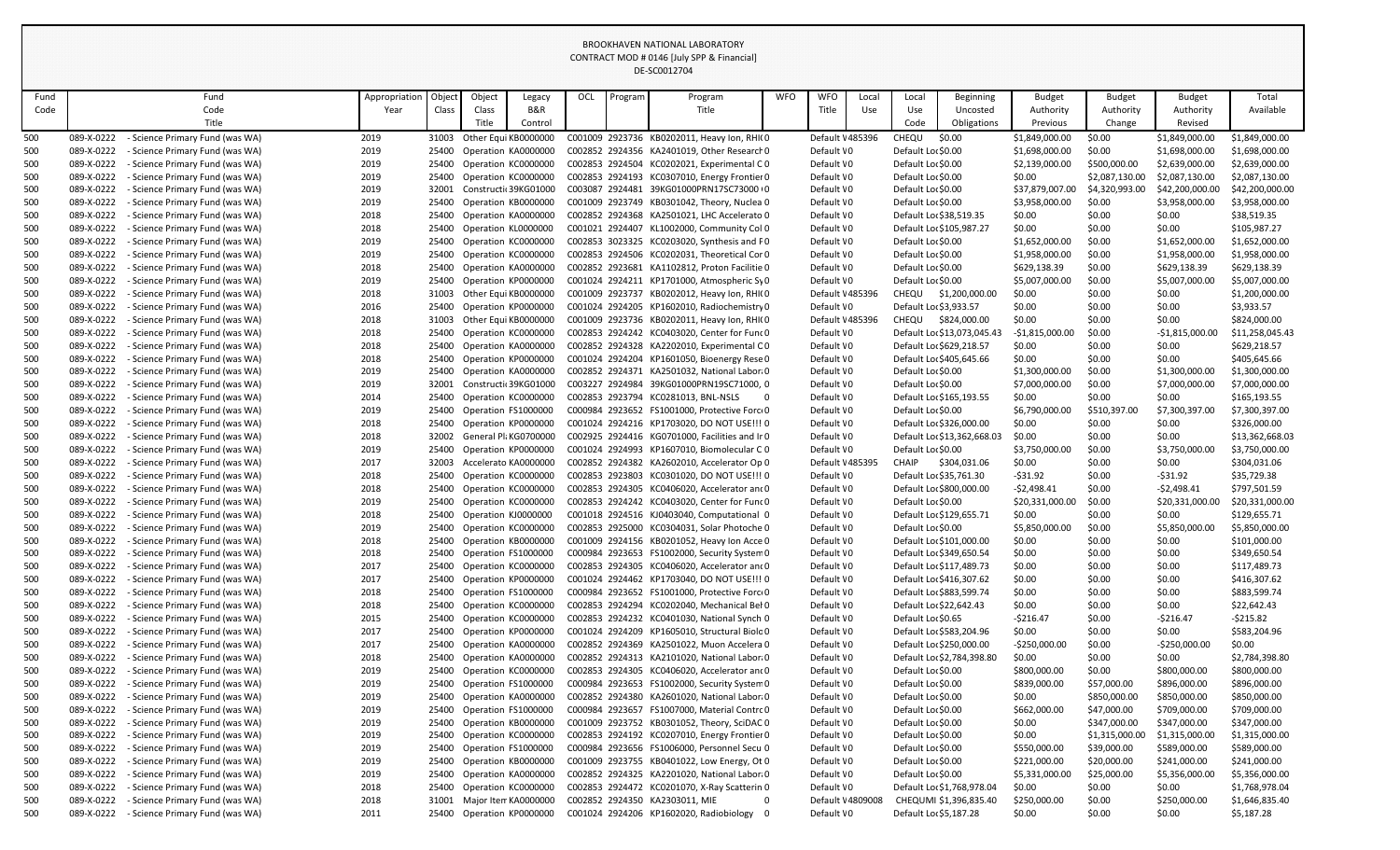BROOKHAVEN NATIONAL LABORATORY
CONTRACT MOD # 0146 [July SPP & Financial]
DE-SC0012704

| Fund Code | Fund Code Title | Appropriation Year | Object Class | Object Class Title | Legacy B&R Control | OCL | Program | Program Title | WFO | WFO Title | Local Use | Local Use Code | Beginning Uncosted Obligations | Budget Authority Previous | Budget Authority Change | Budget Authority Revised | Total Available |
|---|---|---|---|---|---|---|---|---|---|---|---|---|---|---|---|---|---|
| 500 | 089-X-0222 - Science Primary Fund (was WA) | 2019 | 31003 | Other Equi | KB0000000 | C001009 | 2923736 | KB0202011, Heavy Ion, RHI( | 0 | Default V | 485396 | CHEQU | $0.00 | $1,849,000.00 | $0.00 | $1,849,000.00 | $1,849,000.00 |
| 500 | 089-X-0222 - Science Primary Fund (was WA) | 2019 | 25400 | Operation | KA0000000 | C002852 | 2924356 | KA2401019, Other Research | 0 | Default V | 0 | Default Loc | $0.00 | $1,698,000.00 | $0.00 | $1,698,000.00 | $1,698,000.00 |
| 500 | 089-X-0222 - Science Primary Fund (was WA) | 2019 | 25400 | Operation | KC0000000 | C002853 | 2924504 | KC0202021, Experimental C | 0 | Default V | 0 | Default Loc | $0.00 | $2,139,000.00 | $500,000.00 | $2,639,000.00 | $2,639,000.00 |
| 500 | 089-X-0222 - Science Primary Fund (was WA) | 2019 | 25400 | Operation | KC0000000 | C002853 | 2924193 | KC0307010, Energy Frontier | 0 | Default V | 0 | Default Loc | $0.00 | $0.00 | $2,087,130.00 | $2,087,130.00 | $2,087,130.00 |
| 500 | 089-X-0222 - Science Primary Fund (was WA) | 2019 | 32001 | Constructi | 39KG01000 | C003087 | 2924481 | 39KG01000PRN17SC73000 | 0 | Default V | 0 | Default Loc | $0.00 | $37,879,007.00 | $4,320,993.00 | $42,200,000.00 | $42,200,000.00 |
| 500 | 089-X-0222 - Science Primary Fund (was WA) | 2019 | 25400 | Operation | KB0000000 | C001009 | 2923749 | KB0301042, Theory, Nuclea | 0 | Default V | 0 | Default Loc | $0.00 | $3,958,000.00 | $0.00 | $3,958,000.00 | $3,958,000.00 |
| 500 | 089-X-0222 - Science Primary Fund (was WA) | 2018 | 25400 | Operation | KA0000000 | C002852 | 2924368 | KA2501021, LHC Accelerato | 0 | Default V | 0 | Default Loc | $38,519.35 | $0.00 | $0.00 | $0.00 | $38,519.35 |
| 500 | 089-X-0222 - Science Primary Fund (was WA) | 2018 | 25400 | Operation | KL0000000 | C001021 | 2924407 | KL1002000, Community Col | 0 | Default V | 0 | Default Loc | $105,987.27 | $0.00 | $0.00 | $0.00 | $105,987.27 |
| 500 | 089-X-0222 - Science Primary Fund (was WA) | 2019 | 25400 | Operation | KC0000000 | C002853 | 3023325 | KC0203020, Synthesis and F | 0 | Default V | 0 | Default Loc | $0.00 | $1,652,000.00 | $0.00 | $1,652,000.00 | $1,652,000.00 |
| 500 | 089-X-0222 - Science Primary Fund (was WA) | 2019 | 25400 | Operation | KC0000000 | C002853 | 2924506 | KC0202031, Theoretical Cor | 0 | Default V | 0 | Default Loc | $0.00 | $1,958,000.00 | $0.00 | $1,958,000.00 | $1,958,000.00 |
| 500 | 089-X-0222 - Science Primary Fund (was WA) | 2018 | 25400 | Operation | KA0000000 | C002852 | 2923681 | KA1102812, Proton Facilitie | 0 | Default V | 0 | Default Loc | $0.00 | $629,138.39 | $0.00 | $629,138.39 | $629,138.39 |
| 500 | 089-X-0222 - Science Primary Fund (was WA) | 2019 | 25400 | Operation | KP0000000 | C001024 | 2924211 | KP1701000, Atmospheric Sy | 0 | Default V | 0 | Default Loc | $0.00 | $5,007,000.00 | $0.00 | $5,007,000.00 | $5,007,000.00 |
| 500 | 089-X-0222 - Science Primary Fund (was WA) | 2018 | 31003 | Other Equi | KB0000000 | C001009 | 2923737 | KB0202012, Heavy Ion, RHI( | 0 | Default V | 485396 | CHEQU | $1,200,000.00 | $0.00 | $0.00 | $0.00 | $1,200,000.00 |
| 500 | 089-X-0222 - Science Primary Fund (was WA) | 2016 | 25400 | Operation | KP0000000 | C001024 | 2924205 | KP1602010, Radiochemistry | 0 | Default V | 0 | Default Loc | $3,933.57 | $0.00 | $0.00 | $0.00 | $3,933.57 |
| 500 | 089-X-0222 - Science Primary Fund (was WA) | 2018 | 31003 | Other Equi | KB0000000 | C001009 | 2923736 | KB0202011, Heavy Ion, RHI( | 0 | Default V | 485396 | CHEQU | $824,000.00 | $0.00 | $0.00 | $0.00 | $824,000.00 |
| 500 | 089-X-0222 - Science Primary Fund (was WA) | 2018 | 25400 | Operation | KC0000000 | C002853 | 2924242 | KC0403020, Center for Func | 0 | Default V | 0 | Default Loc | $13,073,045.43 | -$1,815,000.00 | $0.00 | -$1,815,000.00 | $11,258,045.43 |
| 500 | 089-X-0222 - Science Primary Fund (was WA) | 2018 | 25400 | Operation | KA0000000 | C002852 | 2924328 | KA2202010, Experimental C | 0 | Default V | 0 | Default Loc | $629,218.57 | $0.00 | $0.00 | $0.00 | $629,218.57 |
| 500 | 089-X-0222 - Science Primary Fund (was WA) | 2018 | 25400 | Operation | KP0000000 | C001024 | 2924204 | KP1601050, Bioenergy Rese | 0 | Default V | 0 | Default Loc | $405,645.66 | $0.00 | $0.00 | $0.00 | $405,645.66 |
| 500 | 089-X-0222 - Science Primary Fund (was WA) | 2019 | 25400 | Operation | KA0000000 | C002852 | 2924371 | KA2501032, National Labor | 0 | Default V | 0 | Default Loc | $0.00 | $1,300,000.00 | $0.00 | $1,300,000.00 | $1,300,000.00 |
| 500 | 089-X-0222 - Science Primary Fund (was WA) | 2019 | 32001 | Constructi | 39KG01000 | C003227 | 2924984 | 39KG01000PRN19SC71000, | 0 | Default V | 0 | Default Loc | $0.00 | $7,000,000.00 | $0.00 | $7,000,000.00 | $7,000,000.00 |
| 500 | 089-X-0222 - Science Primary Fund (was WA) | 2014 | 25400 | Operation | KC0000000 | C002853 | 2923794 | KC0281013, BNL-NSLS | 0 | Default V | 0 | Default Loc | $165,193.55 | $0.00 | $0.00 | $0.00 | $165,193.55 |
| 500 | 089-X-0222 - Science Primary Fund (was WA) | 2019 | 25400 | Operation | FS1000000 | C000984 | 2923652 | FS1001000, Protective Forc | 0 | Default V | 0 | Default Loc | $0.00 | $6,790,000.00 | $510,397.00 | $7,300,397.00 | $7,300,397.00 |
| 500 | 089-X-0222 - Science Primary Fund (was WA) | 2018 | 25400 | Operation | KP0000000 | C001024 | 2924216 | KP1703020, DO NOT USE!!! | 0 | Default V | 0 | Default Loc | $326,000.00 | $0.00 | $0.00 | $0.00 | $326,000.00 |
| 500 | 089-X-0222 - Science Primary Fund (was WA) | 2018 | 32002 | General Pl | KG0700000 | C002925 | 2924416 | KG0701000, Facilities and Ir | 0 | Default V | 0 | Default Loc | $13,362,668.03 | $0.00 | $0.00 | $0.00 | $13,362,668.03 |
| 500 | 089-X-0222 - Science Primary Fund (was WA) | 2019 | 25400 | Operation | KP0000000 | C001024 | 2924993 | KP1607010, Biomolecular C | 0 | Default V | 0 | Default Loc | $0.00 | $3,750,000.00 | $0.00 | $3,750,000.00 | $3,750,000.00 |
| 500 | 089-X-0222 - Science Primary Fund (was WA) | 2017 | 32003 | Accelerato | KA0000000 | C002852 | 2924382 | KA2602010, Accelerator Op | 0 | Default V | 485395 | CHAIP | $304,031.06 | $0.00 | $0.00 | $0.00 | $304,031.06 |
| 500 | 089-X-0222 - Science Primary Fund (was WA) | 2018 | 25400 | Operation | KC0000000 | C002853 | 2923803 | KC0301020, DO NOT USE!!! | 0 | Default V | 0 | Default Loc | $35,761.30 | -$31.92 | $0.00 | -$31.92 | $35,729.38 |
| 500 | 089-X-0222 - Science Primary Fund (was WA) | 2018 | 25400 | Operation | KC0000000 | C002853 | 2924305 | KC0406020, Accelerator anc | 0 | Default V | 0 | Default Loc | $800,000.00 | -$2,498.41 | $0.00 | -$2,498.41 | $797,501.59 |
| 500 | 089-X-0222 - Science Primary Fund (was WA) | 2019 | 25400 | Operation | KC0000000 | C002853 | 2924242 | KC0403020, Center for Func | 0 | Default V | 0 | Default Loc | $0.00 | $20,331,000.00 | $0.00 | $20,331,000.00 | $20,331,000.00 |
| 500 | 089-X-0222 - Science Primary Fund (was WA) | 2018 | 25400 | Operation | KJ0000000 | C001018 | 2924516 | KJ0403040, Computational | 0 | Default V | 0 | Default Loc | $129,655.71 | $0.00 | $0.00 | $0.00 | $129,655.71 |
| 500 | 089-X-0222 - Science Primary Fund (was WA) | 2019 | 25400 | Operation | KC0000000 | C002853 | 2925000 | KC0304031, Solar Photoche | 0 | Default V | 0 | Default Loc | $0.00 | $5,850,000.00 | $0.00 | $5,850,000.00 | $5,850,000.00 |
| 500 | 089-X-0222 - Science Primary Fund (was WA) | 2018 | 25400 | Operation | KB0000000 | C001009 | 2924156 | KB0201052, Heavy Ion Acce | 0 | Default V | 0 | Default Loc | $101,000.00 | $0.00 | $0.00 | $0.00 | $101,000.00 |
| 500 | 089-X-0222 - Science Primary Fund (was WA) | 2018 | 25400 | Operation | FS1000000 | C000984 | 2923653 | FS1002000, Security System | 0 | Default V | 0 | Default Loc | $349,650.54 | $0.00 | $0.00 | $0.00 | $349,650.54 |
| 500 | 089-X-0222 - Science Primary Fund (was WA) | 2017 | 25400 | Operation | KC0000000 | C002853 | 2924305 | KC0406020, Accelerator anc | 0 | Default V | 0 | Default Loc | $117,489.73 | $0.00 | $0.00 | $0.00 | $117,489.73 |
| 500 | 089-X-0222 - Science Primary Fund (was WA) | 2017 | 25400 | Operation | KP0000000 | C001024 | 2924462 | KP1703040, DO NOT USE!!! | 0 | Default V | 0 | Default Loc | $416,307.62 | $0.00 | $0.00 | $0.00 | $416,307.62 |
| 500 | 089-X-0222 - Science Primary Fund (was WA) | 2018 | 25400 | Operation | FS1000000 | C000984 | 2923652 | FS1001000, Protective Forc | 0 | Default V | 0 | Default Loc | $883,599.74 | $0.00 | $0.00 | $0.00 | $883,599.74 |
| 500 | 089-X-0222 - Science Primary Fund (was WA) | 2018 | 25400 | Operation | KC0000000 | C002853 | 2924294 | KC0202040, Mechanical Bel | 0 | Default V | 0 | Default Loc | $22,642.43 | $0.00 | $0.00 | $0.00 | $22,642.43 |
| 500 | 089-X-0222 - Science Primary Fund (was WA) | 2015 | 25400 | Operation | KC0000000 | C002853 | 2924232 | KC0401030, National Synch | 0 | Default V | 0 | Default Loc | $0.65 | -$216.47 | $0.00 | -$216.47 | -$215.82 |
| 500 | 089-X-0222 - Science Primary Fund (was WA) | 2017 | 25400 | Operation | KP0000000 | C001024 | 2924209 | KP1605010, Structural Biolo | 0 | Default V | 0 | Default Loc | $583,204.96 | $0.00 | $0.00 | $0.00 | $583,204.96 |
| 500 | 089-X-0222 - Science Primary Fund (was WA) | 2017 | 25400 | Operation | KA0000000 | C002852 | 2924369 | KA2501022, Muon Accelera | 0 | Default V | 0 | Default Loc | $250,000.00 | -$250,000.00 | $0.00 | -$250,000.00 | $0.00 |
| 500 | 089-X-0222 - Science Primary Fund (was WA) | 2018 | 25400 | Operation | KA0000000 | C002852 | 2924313 | KA2101020, National Labor | 0 | Default V | 0 | Default Loc | $2,784,398.80 | $0.00 | $0.00 | $0.00 | $2,784,398.80 |
| 500 | 089-X-0222 - Science Primary Fund (was WA) | 2019 | 25400 | Operation | KC0000000 | C002853 | 2924305 | KC0406020, Accelerator anc | 0 | Default V | 0 | Default Loc | $0.00 | $800,000.00 | $0.00 | $800,000.00 | $800,000.00 |
| 500 | 089-X-0222 - Science Primary Fund (was WA) | 2019 | 25400 | Operation | FS1000000 | C000984 | 2923653 | FS1002000, Security System | 0 | Default V | 0 | Default Loc | $0.00 | $839,000.00 | $57,000.00 | $896,000.00 | $896,000.00 |
| 500 | 089-X-0222 - Science Primary Fund (was WA) | 2019 | 25400 | Operation | KA0000000 | C002852 | 2924380 | KA2601020, National Labor | 0 | Default V | 0 | Default Loc | $0.00 | $0.00 | $850,000.00 | $850,000.00 | $850,000.00 |
| 500 | 089-X-0222 - Science Primary Fund (was WA) | 2019 | 25400 | Operation | FS1000000 | C000984 | 2923657 | FS1007000, Material Contrc | 0 | Default V | 0 | Default Loc | $0.00 | $662,000.00 | $47,000.00 | $709,000.00 | $709,000.00 |
| 500 | 089-X-0222 - Science Primary Fund (was WA) | 2019 | 25400 | Operation | KB0000000 | C001009 | 2923752 | KB0301052, Theory, SciDAC | 0 | Default V | 0 | Default Loc | $0.00 | $0.00 | $347,000.00 | $347,000.00 | $347,000.00 |
| 500 | 089-X-0222 - Science Primary Fund (was WA) | 2019 | 25400 | Operation | KC0000000 | C002853 | 2924192 | KC0207010, Energy Frontier | 0 | Default V | 0 | Default Loc | $0.00 | $0.00 | $1,315,000.00 | $1,315,000.00 | $1,315,000.00 |
| 500 | 089-X-0222 - Science Primary Fund (was WA) | 2019 | 25400 | Operation | FS1000000 | C000984 | 2923656 | FS1006000, Personnel Secu | 0 | Default V | 0 | Default Loc | $0.00 | $550,000.00 | $39,000.00 | $589,000.00 | $589,000.00 |
| 500 | 089-X-0222 - Science Primary Fund (was WA) | 2019 | 25400 | Operation | KB0000000 | C001009 | 2923755 | KB0401022, Low Energy, Ot | 0 | Default V | 0 | Default Loc | $0.00 | $221,000.00 | $20,000.00 | $241,000.00 | $241,000.00 |
| 500 | 089-X-0222 - Science Primary Fund (was WA) | 2019 | 25400 | Operation | KA0000000 | C002852 | 2924325 | KA2201020, National Labor | 0 | Default V | 0 | Default Loc | $0.00 | $5,331,000.00 | $25,000.00 | $5,356,000.00 | $5,356,000.00 |
| 500 | 089-X-0222 - Science Primary Fund (was WA) | 2018 | 25400 | Operation | KC0000000 | C002853 | 2924472 | KC0201070, X-Ray Scatterin | 0 | Default V | 0 | Default Loc | $1,768,978.04 | $0.00 | $0.00 | $0.00 | $1,768,978.04 |
| 500 | 089-X-0222 - Science Primary Fund (was WA) | 2018 | 31001 | Major Iten | KA0000000 | C002852 | 2924350 | KA2303011, MIE | 0 | Default V | 4809008 | CHEQUMI | $1,396,835.40 | $250,000.00 | $0.00 | $250,000.00 | $1,646,835.40 |
| 500 | 089-X-0222 - Science Primary Fund (was WA) | 2011 | 25400 | Operation | KP0000000 | C001024 | 2924206 | KP1602020, Radiobiology | 0 | Default V | 0 | Default Loc | $5,187.28 | $0.00 | $0.00 | $0.00 | $5,187.28 |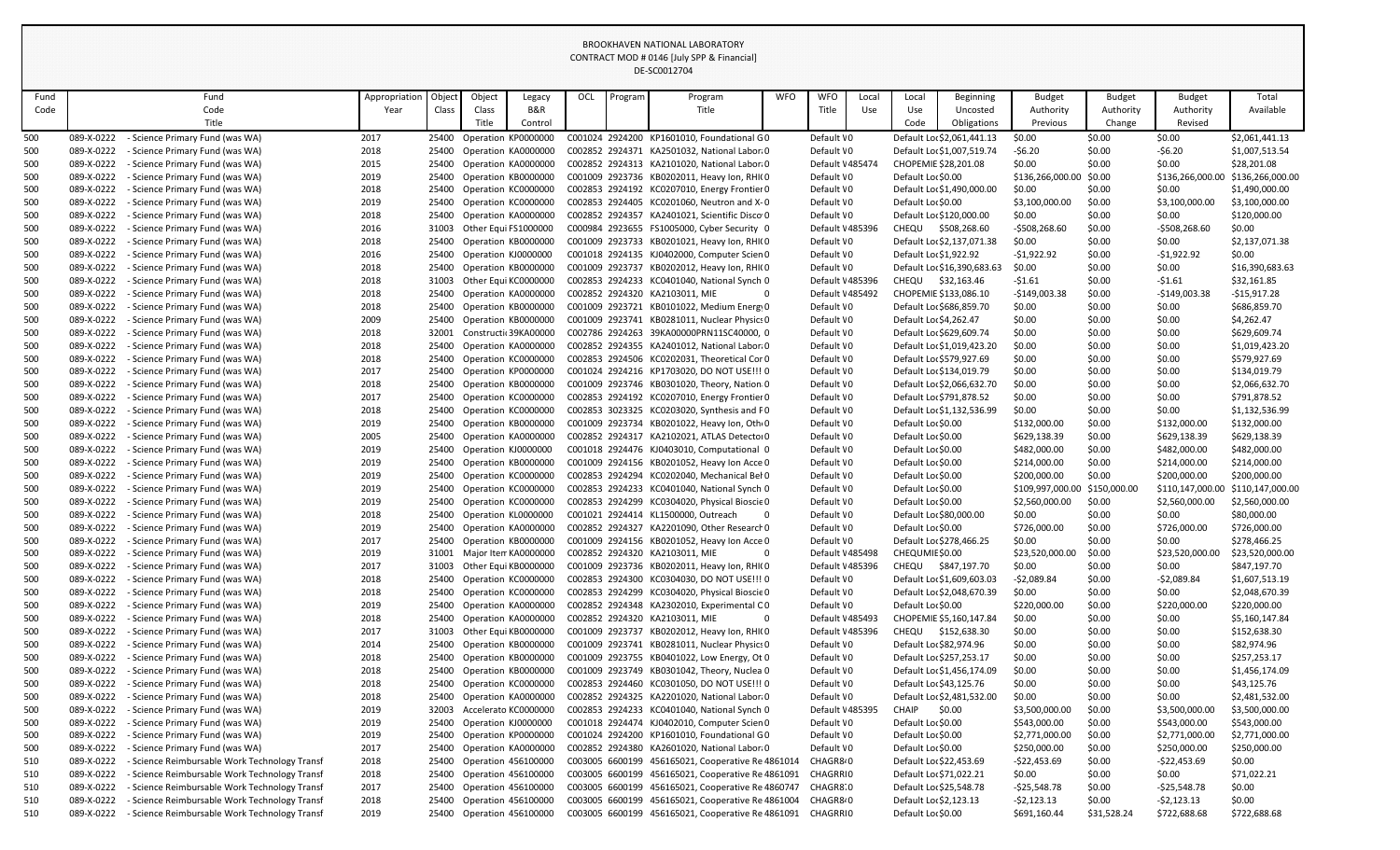BROOKHAVEN NATIONAL LABORATORY
CONTRACT MOD # 0146 [July SPP & Financial]
DE-SC0012704

| Fund Code | Fund Code Title | Appropriation Year | Object Class | Object Class Title | Legacy B&R Control | OCL | Program | Program Title | WFO | WFO Title | Local Use | Local Use Code | Beginning Uncosted Obligations | Budget Authority Previous | Budget Authority Change | Budget Authority Revised | Total Available |
|---|---|---|---|---|---|---|---|---|---|---|---|---|---|---|---|---|---|
| 500 | 089-X-0222 - Science Primary Fund (was WA) | 2017 | 25400 | Operation | KP0000000 | C001024 | 2924200 | KP1601010, Foundational G | 0 | Default V | 0 | Default Loc | $2,061,441.13 | $0.00 | $0.00 | $0.00 | $2,061,441.13 |
| 500 | 089-X-0222 - Science Primary Fund (was WA) | 2018 | 25400 | Operation | KA0000000 | C002852 | 2924371 | KA2501032, National Labor | 0 | Default V | 0 | Default Loc | $1,007,519.74 | -$6.20 | $0.00 | -$6.20 | $1,007,513.54 |
| 500 | 089-X-0222 - Science Primary Fund (was WA) | 2015 | 25400 | Operation | KA0000000 | C002852 | 2924313 | KA2101020, National Labor | 0 | Default V | 485474 | CHOPEMIE | $28,201.08 | $0.00 | $0.00 | $0.00 | $28,201.08 |
| 500 | 089-X-0222 - Science Primary Fund (was WA) | 2019 | 25400 | Operation | KB0000000 | C001009 | 2923736 | KB0202011, Heavy Ion, RHI | 0 | Default V | 0 | Default Loc | $0.00 | $136,266,000.00 | $0.00 | $136,266,000.00 | $136,266,000.00 |
| 500 | 089-X-0222 - Science Primary Fund (was WA) | 2018 | 25400 | Operation | KC0000000 | C002853 | 2924192 | KC0207010, Energy Frontier | 0 | Default V | 0 | Default Loc | $1,490,000.00 | $0.00 | $0.00 | $0.00 | $1,490,000.00 |
| 500 | 089-X-0222 - Science Primary Fund (was WA) | 2019 | 25400 | Operation | KC0000000 | C002853 | 2924405 | KC0201060, Neutron and X- | 0 | Default V | 0 | Default Loc | $0.00 | $3,100,000.00 | $0.00 | $3,100,000.00 | $3,100,000.00 |
| 500 | 089-X-0222 - Science Primary Fund (was WA) | 2018 | 25400 | Operation | KA0000000 | C002852 | 2924357 | KA2401021, Scientific Disco | 0 | Default V | 0 | Default Loc | $120,000.00 | $0.00 | $0.00 | $0.00 | $120,000.00 |
| 500 | 089-X-0222 - Science Primary Fund (was WA) | 2016 | 31003 | Other Equi | FS1000000 | C000984 | 2923655 | FS1005000, Cyber Security | 0 | Default V | 485396 | CHEQU | $508,268.60 | -$508,268.60 | $0.00 | -$508,268.60 | $0.00 |
| 500 | 089-X-0222 - Science Primary Fund (was WA) | 2018 | 25400 | Operation | KB0000000 | C001009 | 2923733 | KB0201021, Heavy Ion, RHI | 0 | Default V | 0 | Default Loc | $2,137,071.38 | $0.00 | $0.00 | $0.00 | $2,137,071.38 |
| 500 | 089-X-0222 - Science Primary Fund (was WA) | 2016 | 25400 | Operation | KJ0000000 | C001018 | 2924135 | KJ0402000, Computer Scien | 0 | Default V | 0 | Default Loc | $1,922.92 | -$1,922.92 | $0.00 | -$1,922.92 | $0.00 |
| 500 | 089-X-0222 - Science Primary Fund (was WA) | 2018 | 25400 | Operation | KB0000000 | C001009 | 2923737 | KB0202012, Heavy Ion, RHI | 0 | Default V | 0 | Default Loc | $16,390,683.63 | $0.00 | $0.00 | $0.00 | $16,390,683.63 |
| 500 | 089-X-0222 - Science Primary Fund (was WA) | 2018 | 31003 | Other Equi | KC0000000 | C002853 | 2924233 | KC0401040, National Synch | 0 | Default V | 485396 | CHEQU | $32,163.46 | -$1.61 | $0.00 | -$1.61 | $32,161.85 |
| 500 | 089-X-0222 - Science Primary Fund (was WA) | 2018 | 25400 | Operation | KA0000000 | C002852 | 2924320 | KA2103011, MIE | 0 | Default V | 485492 | CHOPEMIE | $133,086.10 | -$149,003.38 | $0.00 | -$149,003.38 | -$15,917.28 |
| 500 | 089-X-0222 - Science Primary Fund (was WA) | 2018 | 25400 | Operation | KB0000000 | C001009 | 2923721 | KB0101022, Medium Energ | 0 | Default V | 0 | Default Loc | $686,859.70 | $0.00 | $0.00 | $0.00 | $686,859.70 |
| 500 | 089-X-0222 - Science Primary Fund (was WA) | 2009 | 25400 | Operation | KB0000000 | C001009 | 2923741 | KB0281011, Nuclear Physics | 0 | Default V | 0 | Default Loc | $4,262.47 | $0.00 | $0.00 | $0.00 | $4,262.47 |
| 500 | 089-X-0222 - Science Primary Fund (was WA) | 2018 | 32001 | Constructi | 39KA00000 | C002786 | 2924263 | 39KA00000PRN11SC40000, | 0 | Default V | 0 | Default Loc | $629,609.74 | $0.00 | $0.00 | $0.00 | $629,609.74 |
| 500 | 089-X-0222 - Science Primary Fund (was WA) | 2018 | 25400 | Operation | KA0000000 | C002852 | 2924355 | KA2401012, National Labor | 0 | Default V | 0 | Default Loc | $1,019,423.20 | $0.00 | $0.00 | $0.00 | $1,019,423.20 |
| 500 | 089-X-0222 - Science Primary Fund (was WA) | 2018 | 25400 | Operation | KC0000000 | C002853 | 2924506 | KC0202031, Theoretical Cor | 0 | Default V | 0 | Default Loc | $579,927.69 | $0.00 | $0.00 | $0.00 | $579,927.69 |
| 500 | 089-X-0222 - Science Primary Fund (was WA) | 2017 | 25400 | Operation | KP0000000 | C001024 | 2924216 | KP1703020, DO NOT USE!!! | 0 | Default V | 0 | Default Loc | $134,019.79 | $0.00 | $0.00 | $0.00 | $134,019.79 |
| 500 | 089-X-0222 - Science Primary Fund (was WA) | 2018 | 25400 | Operation | KB0000000 | C001009 | 2923746 | KB0301020, Theory, Nation | 0 | Default V | 0 | Default Loc | $2,066,632.70 | $0.00 | $0.00 | $0.00 | $2,066,632.70 |
| 500 | 089-X-0222 - Science Primary Fund (was WA) | 2017 | 25400 | Operation | KC0000000 | C002853 | 2924192 | KC0207010, Energy Frontier | 0 | Default V | 0 | Default Loc | $791,878.52 | $0.00 | $0.00 | $0.00 | $791,878.52 |
| 500 | 089-X-0222 - Science Primary Fund (was WA) | 2018 | 25400 | Operation | KC0000000 | C002853 | 3023325 | KC0203020, Synthesis and F | 0 | Default V | 0 | Default Loc | $1,132,536.99 | $0.00 | $0.00 | $0.00 | $1,132,536.99 |
| 500 | 089-X-0222 - Science Primary Fund (was WA) | 2019 | 25400 | Operation | KB0000000 | C001009 | 2923734 | KB0201022, Heavy Ion, Oth | 0 | Default V | 0 | Default Loc | $0.00 | $132,000.00 | $0.00 | $132,000.00 | $132,000.00 |
| 500 | 089-X-0222 - Science Primary Fund (was WA) | 2005 | 25400 | Operation | KA0000000 | C002852 | 2924317 | KA2102021, ATLAS Detector | 0 | Default V | 0 | Default Loc | $0.00 | $629,138.39 | $0.00 | $629,138.39 | $629,138.39 |
| 500 | 089-X-0222 - Science Primary Fund (was WA) | 2019 | 25400 | Operation | KJ0000000 | C001018 | 2924476 | KJ0403010, Computational | 0 | Default V | 0 | Default Loc | $0.00 | $482,000.00 | $0.00 | $482,000.00 | $482,000.00 |
| 500 | 089-X-0222 - Science Primary Fund (was WA) | 2019 | 25400 | Operation | KB0000000 | C001009 | 2924156 | KB0201052, Heavy Ion Acce | 0 | Default V | 0 | Default Loc | $0.00 | $214,000.00 | $0.00 | $214,000.00 | $214,000.00 |
| 500 | 089-X-0222 - Science Primary Fund (was WA) | 2019 | 25400 | Operation | KC0000000 | C002853 | 2924294 | KC0202040, Mechanical Bel | 0 | Default V | 0 | Default Loc | $0.00 | $200,000.00 | $0.00 | $200,000.00 | $200,000.00 |
| 500 | 089-X-0222 - Science Primary Fund (was WA) | 2019 | 25400 | Operation | KC0000000 | C002853 | 2924233 | KC0401040, National Synch | 0 | Default V | 0 | Default Loc | $0.00 | $109,997,000.00 | $150,000.00 | $110,147,000.00 | $110,147,000.00 |
| 500 | 089-X-0222 - Science Primary Fund (was WA) | 2019 | 25400 | Operation | KC0000000 | C002853 | 2924299 | KC0304020, Physical Bioscie | 0 | Default V | 0 | Default Loc | $0.00 | $2,560,000.00 | $0.00 | $2,560,000.00 | $2,560,000.00 |
| 500 | 089-X-0222 - Science Primary Fund (was WA) | 2018 | 25400 | Operation | KL0000000 | C001021 | 2924414 | KL1500000, Outreach | 0 | Default V | 0 | Default Loc | $80,000.00 | $0.00 | $0.00 | $0.00 | $80,000.00 |
| 500 | 089-X-0222 - Science Primary Fund (was WA) | 2019 | 25400 | Operation | KA0000000 | C002852 | 2924327 | KA2201090, Other Research | 0 | Default V | 0 | Default Loc | $0.00 | $726,000.00 | $0.00 | $726,000.00 | $726,000.00 |
| 500 | 089-X-0222 - Science Primary Fund (was WA) | 2017 | 25400 | Operation | KB0000000 | C001009 | 2924156 | KB0201052, Heavy Ion Acce | 0 | Default V | 0 | Default Loc | $278,466.25 | $0.00 | $0.00 | $0.00 | $278,466.25 |
| 500 | 089-X-0222 - Science Primary Fund (was WA) | 2019 | 31001 | Major Item | KA0000000 | C002852 | 2924320 | KA2103011, MIE | 0 | Default V | 485498 | CHEQUMIE | $0.00 | $23,520,000.00 | $0.00 | $23,520,000.00 | $23,520,000.00 |
| 500 | 089-X-0222 - Science Primary Fund (was WA) | 2017 | 31003 | Other Equi | KB0000000 | C001009 | 2923736 | KB0202011, Heavy Ion, RHI | 0 | Default V | 485396 | CHEQU | $847,197.70 | $0.00 | $0.00 | $0.00 | $847,197.70 |
| 500 | 089-X-0222 - Science Primary Fund (was WA) | 2018 | 25400 | Operation | KC0000000 | C002853 | 2924300 | KC0304030, DO NOT USE!!! | 0 | Default V | 0 | Default Loc | $1,609,603.03 | -$2,089.84 | $0.00 | -$2,089.84 | $1,607,513.19 |
| 500 | 089-X-0222 - Science Primary Fund (was WA) | 2018 | 25400 | Operation | KC0000000 | C002853 | 2924299 | KC0304020, Physical Bioscie | 0 | Default V | 0 | Default Loc | $2,048,670.39 | $0.00 | $0.00 | $0.00 | $2,048,670.39 |
| 500 | 089-X-0222 - Science Primary Fund (was WA) | 2019 | 25400 | Operation | KA0000000 | C002852 | 2924348 | KA2302010, Experimental C | 0 | Default V | 0 | Default Loc | $0.00 | $220,000.00 | $0.00 | $220,000.00 | $220,000.00 |
| 500 | 089-X-0222 - Science Primary Fund (was WA) | 2018 | 25400 | Operation | KA0000000 | C002852 | 2924320 | KA2103011, MIE | 0 | Default V | 485493 | CHOPEMIE | $5,160,147.84 | $0.00 | $0.00 | $0.00 | $5,160,147.84 |
| 500 | 089-X-0222 - Science Primary Fund (was WA) | 2017 | 31003 | Other Equi | KB0000000 | C001009 | 2923737 | KB0202012, Heavy Ion, RHI | 0 | Default V | 485396 | CHEQU | $152,638.30 | $0.00 | $0.00 | $0.00 | $152,638.30 |
| 500 | 089-X-0222 - Science Primary Fund (was WA) | 2014 | 25400 | Operation | KB0000000 | C001009 | 2923741 | KB0281011, Nuclear Physics | 0 | Default V | 0 | Default Loc | $82,974.96 | $0.00 | $0.00 | $0.00 | $82,974.96 |
| 500 | 089-X-0222 - Science Primary Fund (was WA) | 2018 | 25400 | Operation | KB0000000 | C001009 | 2923755 | KB0401022, Low Energy, Ot | 0 | Default V | 0 | Default Loc | $257,253.17 | $0.00 | $0.00 | $0.00 | $257,253.17 |
| 500 | 089-X-0222 - Science Primary Fund (was WA) | 2018 | 25400 | Operation | KB0000000 | C001009 | 2923749 | KB0301042, Theory, Nuclea | 0 | Default V | 0 | Default Loc | $1,456,174.09 | $0.00 | $0.00 | $0.00 | $1,456,174.09 |
| 500 | 089-X-0222 - Science Primary Fund (was WA) | 2018 | 25400 | Operation | KC0000000 | C002853 | 2924460 | KC0301050, DO NOT USE!!! | 0 | Default V | 0 | Default Loc | $43,125.76 | $0.00 | $0.00 | $0.00 | $43,125.76 |
| 500 | 089-X-0222 - Science Primary Fund (was WA) | 2018 | 25400 | Operation | KA0000000 | C002852 | 2924325 | KA2201020, National Labor | 0 | Default V | 0 | Default Loc | $2,481,532.00 | $0.00 | $0.00 | $0.00 | $2,481,532.00 |
| 500 | 089-X-0222 - Science Primary Fund (was WA) | 2019 | 32003 | Accelerato | KC0000000 | C002853 | 2924233 | KC0401040, National Synch | 0 | Default V | 485395 | CHAIP | $0.00 | $3,500,000.00 | $0.00 | $3,500,000.00 | $3,500,000.00 |
| 500 | 089-X-0222 - Science Primary Fund (was WA) | 2019 | 25400 | Operation | KJ0000000 | C001018 | 2924474 | KJ0402010, Computer Scien | 0 | Default V | 0 | Default Loc | $0.00 | $543,000.00 | $0.00 | $543,000.00 | $543,000.00 |
| 500 | 089-X-0222 - Science Primary Fund (was WA) | 2019 | 25400 | Operation | KP0000000 | C001024 | 2924200 | KP1601010, Foundational G | 0 | Default V | 0 | Default Loc | $0.00 | $2,771,000.00 | $0.00 | $2,771,000.00 | $2,771,000.00 |
| 500 | 089-X-0222 - Science Primary Fund (was WA) | 2017 | 25400 | Operation | KA0000000 | C002852 | 2924380 | KA2601020, National Labor | 0 | Default V | 0 | Default Loc | $0.00 | $250,000.00 | $0.00 | $250,000.00 | $250,000.00 |
| 510 | 089-X-0222 - Science Reimbursable Work Technology Transf | 2018 | 25400 | Operation | 456100000 | C003005 | 6600199 | 456165021, Cooperative Re | 4861014 | CHAGR8 | 0 | Default Loc | $22,453.69 | -$22,453.69 | $0.00 | -$22,453.69 | $0.00 |
| 510 | 089-X-0222 - Science Reimbursable Work Technology Transf | 2018 | 25400 | Operation | 456100000 | C003005 | 6600199 | 456165021, Cooperative Re | 4861091 | CHAGRRI | 0 | Default Loc | $71,022.21 | $0.00 | $0.00 | $0.00 | $71,022.21 |
| 510 | 089-X-0222 - Science Reimbursable Work Technology Transf | 2017 | 25400 | Operation | 456100000 | C003005 | 6600199 | 456165021, Cooperative Re | 4860747 | CHAGR8 | 0 | Default Loc | $25,548.78 | -$25,548.78 | $0.00 | -$25,548.78 | $0.00 |
| 510 | 089-X-0222 - Science Reimbursable Work Technology Transf | 2018 | 25400 | Operation | 456100000 | C003005 | 6600199 | 456165021, Cooperative Re | 4861004 | CHAGR8 | 0 | Default Loc | $2,123.13 | -$2,123.13 | $0.00 | -$2,123.13 | $0.00 |
| 510 | 089-X-0222 - Science Reimbursable Work Technology Transf | 2019 | 25400 | Operation | 456100000 | C003005 | 6600199 | 456165021, Cooperative Re | 4861091 | CHAGRRI | 0 | Default Loc | $0.00 | $691,160.44 | $31,528.24 | $722,688.68 | $722,688.68 |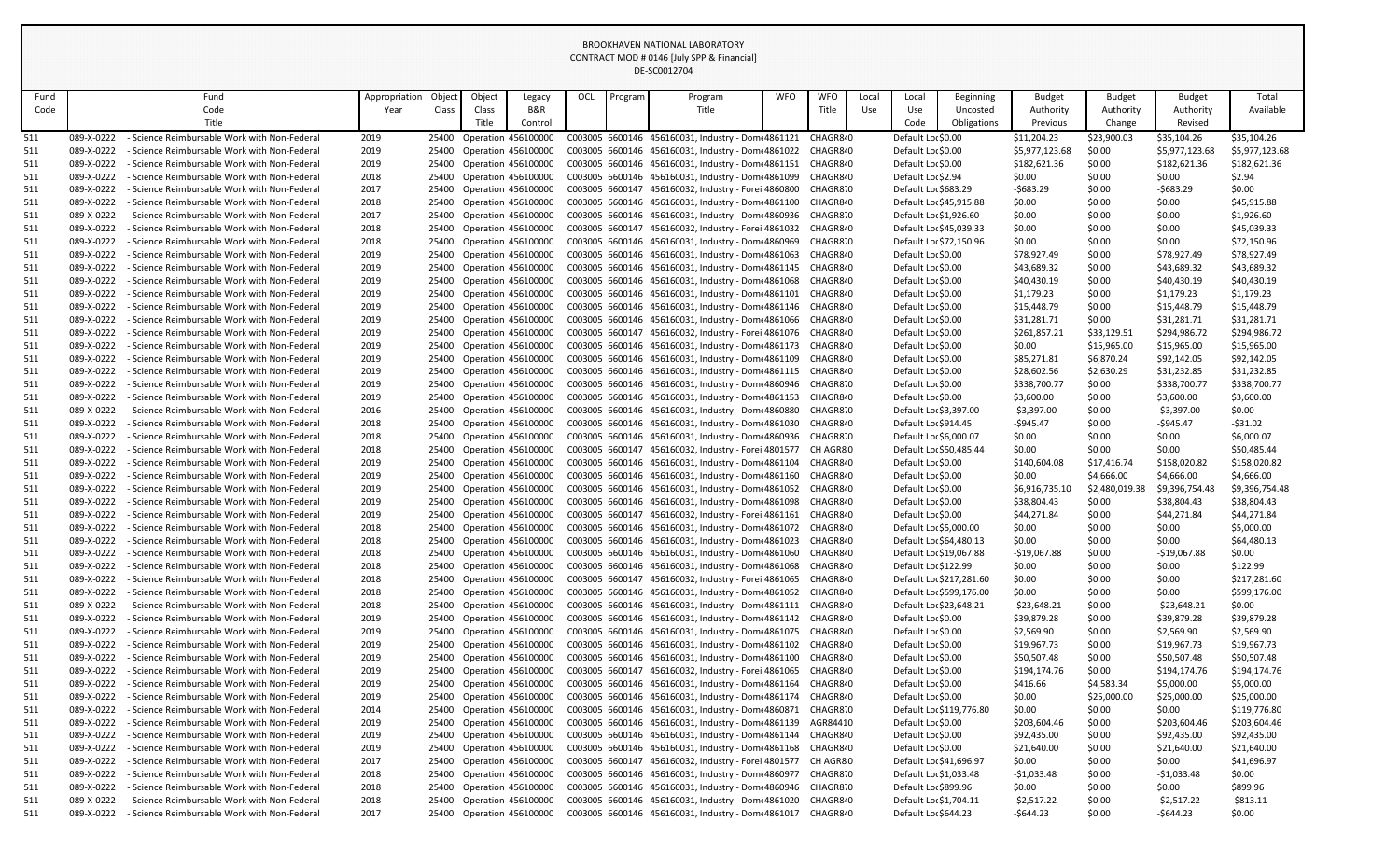BROOKHAVEN NATIONAL LABORATORY
CONTRACT MOD # 0146 [July SPP & Financial]
DE-SC0012704

| Fund Code | Fund Code Title | Appropriation Year | Object Class | Object Class Title | Legacy B&R Control | OCL | Program | Program Title | WFO | WFO Title | Local Use | Local Use Code | Beginning Uncosted Obligations | Budget Authority Previous | Budget Authority Change | Budget Authority Revised | Total Available |
|---|---|---|---|---|---|---|---|---|---|---|---|---|---|---|---|---|---|
| 511 | 089-X-0222 - Science Reimbursable Work with Non-Federal | 2019 | 25400 | Operation | 456100000 | C003005 | 6600146 | 456160031, Industry - Dom | 4861121 | CHAGR8 | 0 | Default Loc | $0.00 | $11,204.23 | $23,900.03 | $35,104.26 | $35,104.26 |
| 511 | 089-X-0222 - Science Reimbursable Work with Non-Federal | 2019 | 25400 | Operation | 456100000 | C003005 | 6600146 | 456160031, Industry - Dom | 4861022 | CHAGR8 | 0 | Default Loc | $0.00 | $5,977,123.68 | $0.00 | $5,977,123.68 | $5,977,123.68 |
| 511 | 089-X-0222 - Science Reimbursable Work with Non-Federal | 2019 | 25400 | Operation | 456100000 | C003005 | 6600146 | 456160031, Industry - Dom | 4861151 | CHAGR8 | 0 | Default Loc | $0.00 | $182,621.36 | $0.00 | $182,621.36 | $182,621.36 |
| 511 | 089-X-0222 - Science Reimbursable Work with Non-Federal | 2018 | 25400 | Operation | 456100000 | C003005 | 6600146 | 456160031, Industry - Dom | 4861099 | CHAGR8 | 0 | Default Loc | $2.94 | $0.00 | $0.00 | $0.00 | $2.94 |
| 511 | 089-X-0222 - Science Reimbursable Work with Non-Federal | 2017 | 25400 | Operation | 456100000 | C003005 | 6600147 | 456160032, Industry - Forei | 4860800 | CHAGR8 | 0 | Default Loc | $683.29 | -$683.29 | $0.00 | -$683.29 | $0.00 |
| 511 | 089-X-0222 - Science Reimbursable Work with Non-Federal | 2018 | 25400 | Operation | 456100000 | C003005 | 6600146 | 456160031, Industry - Dom | 4861100 | CHAGR8 | 0 | Default Loc | $45,915.88 | $0.00 | $0.00 | $0.00 | $45,915.88 |
| 511 | 089-X-0222 - Science Reimbursable Work with Non-Federal | 2017 | 25400 | Operation | 456100000 | C003005 | 6600146 | 456160031, Industry - Dom | 4860936 | CHAGR8 | 0 | Default Loc | $1,926.60 | $0.00 | $0.00 | $0.00 | $1,926.60 |
| 511 | 089-X-0222 - Science Reimbursable Work with Non-Federal | 2018 | 25400 | Operation | 456100000 | C003005 | 6600147 | 456160032, Industry - Forei | 4861032 | CHAGR8 | 0 | Default Loc | $45,039.33 | $0.00 | $0.00 | $0.00 | $45,039.33 |
| 511 | 089-X-0222 - Science Reimbursable Work with Non-Federal | 2018 | 25400 | Operation | 456100000 | C003005 | 6600146 | 456160031, Industry - Dom | 4860969 | CHAGR8 | 0 | Default Loc | $72,150.96 | $0.00 | $0.00 | $0.00 | $72,150.96 |
| 511 | 089-X-0222 - Science Reimbursable Work with Non-Federal | 2019 | 25400 | Operation | 456100000 | C003005 | 6600146 | 456160031, Industry - Dom | 4861063 | CHAGR8 | 0 | Default Loc | $0.00 | $78,927.49 | $0.00 | $78,927.49 | $78,927.49 |
| 511 | 089-X-0222 - Science Reimbursable Work with Non-Federal | 2019 | 25400 | Operation | 456100000 | C003005 | 6600146 | 456160031, Industry - Dom | 4861145 | CHAGR8 | 0 | Default Loc | $0.00 | $43,689.32 | $0.00 | $43,689.32 | $43,689.32 |
| 511 | 089-X-0222 - Science Reimbursable Work with Non-Federal | 2019 | 25400 | Operation | 456100000 | C003005 | 6600146 | 456160031, Industry - Dom | 4861068 | CHAGR8 | 0 | Default Loc | $0.00 | $40,430.19 | $0.00 | $40,430.19 | $40,430.19 |
| 511 | 089-X-0222 - Science Reimbursable Work with Non-Federal | 2019 | 25400 | Operation | 456100000 | C003005 | 6600146 | 456160031, Industry - Dom | 4861101 | CHAGR8 | 0 | Default Loc | $0.00 | $1,179.23 | $0.00 | $1,179.23 | $1,179.23 |
| 511 | 089-X-0222 - Science Reimbursable Work with Non-Federal | 2019 | 25400 | Operation | 456100000 | C003005 | 6600146 | 456160031, Industry - Dom | 4861146 | CHAGR8 | 0 | Default Loc | $0.00 | $15,448.79 | $0.00 | $15,448.79 | $15,448.79 |
| 511 | 089-X-0222 - Science Reimbursable Work with Non-Federal | 2019 | 25400 | Operation | 456100000 | C003005 | 6600146 | 456160031, Industry - Dom | 4861066 | CHAGR8 | 0 | Default Loc | $0.00 | $31,281.71 | $0.00 | $31,281.71 | $31,281.71 |
| 511 | 089-X-0222 - Science Reimbursable Work with Non-Federal | 2019 | 25400 | Operation | 456100000 | C003005 | 6600147 | 456160032, Industry - Forei | 4861076 | CHAGR8 | 0 | Default Loc | $0.00 | $261,857.21 | $33,129.51 | $294,986.72 | $294,986.72 |
| 511 | 089-X-0222 - Science Reimbursable Work with Non-Federal | 2019 | 25400 | Operation | 456100000 | C003005 | 6600146 | 456160031, Industry - Dom | 4861173 | CHAGR8 | 0 | Default Loc | $0.00 | $0.00 | $15,965.00 | $15,965.00 | $15,965.00 |
| 511 | 089-X-0222 - Science Reimbursable Work with Non-Federal | 2019 | 25400 | Operation | 456100000 | C003005 | 6600146 | 456160031, Industry - Dom | 4861109 | CHAGR8 | 0 | Default Loc | $0.00 | $85,271.81 | $6,870.24 | $92,142.05 | $92,142.05 |
| 511 | 089-X-0222 - Science Reimbursable Work with Non-Federal | 2019 | 25400 | Operation | 456100000 | C003005 | 6600146 | 456160031, Industry - Dom | 4861115 | CHAGR8 | 0 | Default Loc | $0.00 | $28,602.56 | $2,630.29 | $31,232.85 | $31,232.85 |
| 511 | 089-X-0222 - Science Reimbursable Work with Non-Federal | 2019 | 25400 | Operation | 456100000 | C003005 | 6600146 | 456160031, Industry - Dom | 4860946 | CHAGR8 | 0 | Default Loc | $0.00 | $338,700.77 | $0.00 | $338,700.77 | $338,700.77 |
| 511 | 089-X-0222 - Science Reimbursable Work with Non-Federal | 2019 | 25400 | Operation | 456100000 | C003005 | 6600146 | 456160031, Industry - Dom | 4861153 | CHAGR8 | 0 | Default Loc | $0.00 | $3,600.00 | $0.00 | $3,600.00 | $3,600.00 |
| 511 | 089-X-0222 - Science Reimbursable Work with Non-Federal | 2016 | 25400 | Operation | 456100000 | C003005 | 6600146 | 456160031, Industry - Dom | 4860880 | CHAGR8 | 0 | Default Loc | $3,397.00 | -$3,397.00 | $0.00 | -$3,397.00 | $0.00 |
| 511 | 089-X-0222 - Science Reimbursable Work with Non-Federal | 2018 | 25400 | Operation | 456100000 | C003005 | 6600146 | 456160031, Industry - Dom | 4861030 | CHAGR8 | 0 | Default Loc | $914.45 | -$945.47 | $0.00 | -$945.47 | -$31.02 |
| 511 | 089-X-0222 - Science Reimbursable Work with Non-Federal | 2018 | 25400 | Operation | 456100000 | C003005 | 6600146 | 456160031, Industry - Dom | 4860936 | CHAGR8 | 0 | Default Loc | $6,000.07 | $0.00 | $0.00 | $0.00 | $6,000.07 |
| 511 | 089-X-0222 - Science Reimbursable Work with Non-Federal | 2018 | 25400 | Operation | 456100000 | C003005 | 6600147 | 456160032, Industry - Forei | 4801577 | CH AGR8 | 0 | Default Loc | $50,485.44 | $0.00 | $0.00 | $0.00 | $50,485.44 |
| 511 | 089-X-0222 - Science Reimbursable Work with Non-Federal | 2019 | 25400 | Operation | 456100000 | C003005 | 6600146 | 456160031, Industry - Dom | 4861104 | CHAGR8 | 0 | Default Loc | $0.00 | $140,604.08 | $17,416.74 | $158,020.82 | $158,020.82 |
| 511 | 089-X-0222 - Science Reimbursable Work with Non-Federal | 2019 | 25400 | Operation | 456100000 | C003005 | 6600146 | 456160031, Industry - Dom | 4861160 | CHAGR8 | 0 | Default Loc | $0.00 | $0.00 | $4,666.00 | $4,666.00 | $4,666.00 |
| 511 | 089-X-0222 - Science Reimbursable Work with Non-Federal | 2019 | 25400 | Operation | 456100000 | C003005 | 6600146 | 456160031, Industry - Dom | 4861052 | CHAGR8 | 0 | Default Loc | $0.00 | $6,916,735.10 | $2,480,019.38 | $9,396,754.48 | $9,396,754.48 |
| 511 | 089-X-0222 - Science Reimbursable Work with Non-Federal | 2019 | 25400 | Operation | 456100000 | C003005 | 6600146 | 456160031, Industry - Dom | 4861098 | CHAGR8 | 0 | Default Loc | $0.00 | $38,804.43 | $0.00 | $38,804.43 | $38,804.43 |
| 511 | 089-X-0222 - Science Reimbursable Work with Non-Federal | 2019 | 25400 | Operation | 456100000 | C003005 | 6600147 | 456160032, Industry - Forei | 4861161 | CHAGR8 | 0 | Default Loc | $0.00 | $44,271.84 | $0.00 | $44,271.84 | $44,271.84 |
| 511 | 089-X-0222 - Science Reimbursable Work with Non-Federal | 2018 | 25400 | Operation | 456100000 | C003005 | 6600146 | 456160031, Industry - Dom | 4861072 | CHAGR8 | 0 | Default Loc | $5,000.00 | $0.00 | $0.00 | $0.00 | $5,000.00 |
| 511 | 089-X-0222 - Science Reimbursable Work with Non-Federal | 2018 | 25400 | Operation | 456100000 | C003005 | 6600146 | 456160031, Industry - Dom | 4861023 | CHAGR8 | 0 | Default Loc | $64,480.13 | $0.00 | $0.00 | $0.00 | $64,480.13 |
| 511 | 089-X-0222 - Science Reimbursable Work with Non-Federal | 2018 | 25400 | Operation | 456100000 | C003005 | 6600146 | 456160031, Industry - Dom | 4861060 | CHAGR8 | 0 | Default Loc | $19,067.88 | -$19,067.88 | $0.00 | -$19,067.88 | $0.00 |
| 511 | 089-X-0222 - Science Reimbursable Work with Non-Federal | 2018 | 25400 | Operation | 456100000 | C003005 | 6600146 | 456160031, Industry - Dom | 4861068 | CHAGR8 | 0 | Default Loc | $122.99 | $0.00 | $0.00 | $0.00 | $122.99 |
| 511 | 089-X-0222 - Science Reimbursable Work with Non-Federal | 2018 | 25400 | Operation | 456100000 | C003005 | 6600147 | 456160032, Industry - Forei | 4861065 | CHAGR8 | 0 | Default Loc | $217,281.60 | $0.00 | $0.00 | $0.00 | $217,281.60 |
| 511 | 089-X-0222 - Science Reimbursable Work with Non-Federal | 2018 | 25400 | Operation | 456100000 | C003005 | 6600146 | 456160031, Industry - Dom | 4861052 | CHAGR8 | 0 | Default Loc | $599,176.00 | $0.00 | $0.00 | $0.00 | $599,176.00 |
| 511 | 089-X-0222 - Science Reimbursable Work with Non-Federal | 2018 | 25400 | Operation | 456100000 | C003005 | 6600146 | 456160031, Industry - Dom | 4861111 | CHAGR8 | 0 | Default Loc | $23,648.21 | -$23,648.21 | $0.00 | -$23,648.21 | $0.00 |
| 511 | 089-X-0222 - Science Reimbursable Work with Non-Federal | 2019 | 25400 | Operation | 456100000 | C003005 | 6600146 | 456160031, Industry - Dom | 4861142 | CHAGR8 | 0 | Default Loc | $0.00 | $39,879.28 | $0.00 | $39,879.28 | $39,879.28 |
| 511 | 089-X-0222 - Science Reimbursable Work with Non-Federal | 2019 | 25400 | Operation | 456100000 | C003005 | 6600146 | 456160031, Industry - Dom | 4861075 | CHAGR8 | 0 | Default Loc | $0.00 | $2,569.90 | $0.00 | $2,569.90 | $2,569.90 |
| 511 | 089-X-0222 - Science Reimbursable Work with Non-Federal | 2019 | 25400 | Operation | 456100000 | C003005 | 6600146 | 456160031, Industry - Dom | 4861102 | CHAGR8 | 0 | Default Loc | $0.00 | $19,967.73 | $0.00 | $19,967.73 | $19,967.73 |
| 511 | 089-X-0222 - Science Reimbursable Work with Non-Federal | 2019 | 25400 | Operation | 456100000 | C003005 | 6600146 | 456160031, Industry - Dom | 4861100 | CHAGR8 | 0 | Default Loc | $0.00 | $50,507.48 | $0.00 | $50,507.48 | $50,507.48 |
| 511 | 089-X-0222 - Science Reimbursable Work with Non-Federal | 2019 | 25400 | Operation | 456100000 | C003005 | 6600147 | 456160032, Industry - Forei | 4861065 | CHAGR8 | 0 | Default Loc | $0.00 | $194,174.76 | $0.00 | $194,174.76 | $194,174.76 |
| 511 | 089-X-0222 - Science Reimbursable Work with Non-Federal | 2019 | 25400 | Operation | 456100000 | C003005 | 6600146 | 456160031, Industry - Dom | 4861164 | CHAGR8 | 0 | Default Loc | $0.00 | $416.66 | $4,583.34 | $5,000.00 | $5,000.00 |
| 511 | 089-X-0222 - Science Reimbursable Work with Non-Federal | 2019 | 25400 | Operation | 456100000 | C003005 | 6600146 | 456160031, Industry - Dom | 4861174 | CHAGR8 | 0 | Default Loc | $0.00 | $0.00 | $25,000.00 | $25,000.00 | $25,000.00 |
| 511 | 089-X-0222 - Science Reimbursable Work with Non-Federal | 2014 | 25400 | Operation | 456100000 | C003005 | 6600146 | 456160031, Industry - Dom | 4860871 | CHAGR8 | 0 | Default Loc | $119,776.80 | $0.00 | $0.00 | $0.00 | $119,776.80 |
| 511 | 089-X-0222 - Science Reimbursable Work with Non-Federal | 2019 | 25400 | Operation | 456100000 | C003005 | 6600146 | 456160031, Industry - Dom | 4861139 | AGR8441 | 0 | Default Loc | $0.00 | $203,604.46 | $0.00 | $203,604.46 | $203,604.46 |
| 511 | 089-X-0222 - Science Reimbursable Work with Non-Federal | 2019 | 25400 | Operation | 456100000 | C003005 | 6600146 | 456160031, Industry - Dom | 4861144 | CHAGR8 | 0 | Default Loc | $0.00 | $92,435.00 | $0.00 | $92,435.00 | $92,435.00 |
| 511 | 089-X-0222 - Science Reimbursable Work with Non-Federal | 2019 | 25400 | Operation | 456100000 | C003005 | 6600146 | 456160031, Industry - Dom | 4861168 | CHAGR8 | 0 | Default Loc | $0.00 | $21,640.00 | $0.00 | $21,640.00 | $21,640.00 |
| 511 | 089-X-0222 - Science Reimbursable Work with Non-Federal | 2017 | 25400 | Operation | 456100000 | C003005 | 6600147 | 456160032, Industry - Forei | 4801577 | CH AGR8 | 0 | Default Loc | $41,696.97 | $0.00 | $0.00 | $0.00 | $41,696.97 |
| 511 | 089-X-0222 - Science Reimbursable Work with Non-Federal | 2018 | 25400 | Operation | 456100000 | C003005 | 6600146 | 456160031, Industry - Dom | 4860977 | CHAGR8 | 0 | Default Loc | $1,033.48 | -$1,033.48 | $0.00 | -$1,033.48 | $0.00 |
| 511 | 089-X-0222 - Science Reimbursable Work with Non-Federal | 2018 | 25400 | Operation | 456100000 | C003005 | 6600146 | 456160031, Industry - Dom | 4860946 | CHAGR8 | 0 | Default Loc | $899.96 | $0.00 | $0.00 | $0.00 | $899.96 |
| 511 | 089-X-0222 - Science Reimbursable Work with Non-Federal | 2018 | 25400 | Operation | 456100000 | C003005 | 6600146 | 456160031, Industry - Dom | 4861020 | CHAGR8 | 0 | Default Loc | $1,704.11 | -$2,517.22 | $0.00 | -$2,517.22 | -$813.11 |
| 511 | 089-X-0222 - Science Reimbursable Work with Non-Federal | 2017 | 25400 | Operation | 456100000 | C003005 | 6600146 | 456160031, Industry - Dom | 4861017 | CHAGR8 | 0 | Default Loc | $644.23 | -$644.23 | $0.00 | -$644.23 | $0.00 |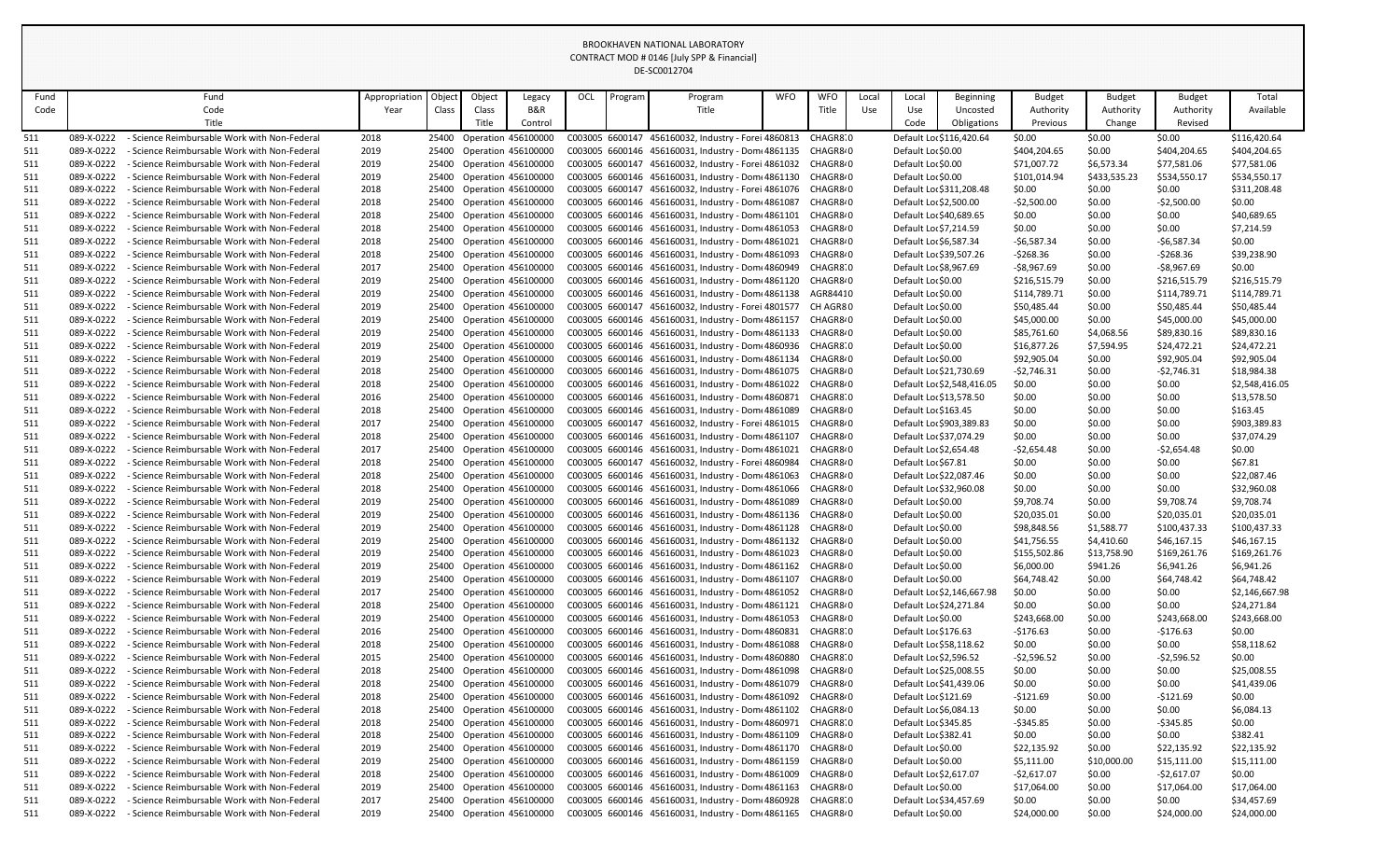BROOKHAVEN NATIONAL LABORATORY
CONTRACT MOD # 0146 [July SPP & Financial]
DE-SC0012704

| Fund Code | Fund Code Title | Appropriation Year | Object Class | Object Class Title | Legacy B&R Control | OCL | Program | Program Title | WFO | WFO Title | Local Use | Local Use Code | Beginning Uncosted Obligations | Budget Authority Previous | Budget Authority Change | Budget Authority Revised | Total Available |
|---|---|---|---|---|---|---|---|---|---|---|---|---|---|---|---|---|---|
| 511 | 089-X-0222 - Science Reimbursable Work with Non-Federal | 2018 | 25400 | Operation | 456100000 | C003005 | 6600147 | 456160032, Industry - Forei | 4860813 | CHAGR8 | 0 | Default Loc | $116,420.64 | $0.00 | $0.00 | $0.00 | $116,420.64 |
| 511 | 089-X-0222 - Science Reimbursable Work with Non-Federal | 2019 | 25400 | Operation | 456100000 | C003005 | 6600146 | 456160031, Industry - Dom | 4861135 | CHAGR8 | 0 | Default Loc | $0.00 | $404,204.65 | $0.00 | $404,204.65 | $404,204.65 |
| 511 | 089-X-0222 - Science Reimbursable Work with Non-Federal | 2019 | 25400 | Operation | 456100000 | C003005 | 6600147 | 456160032, Industry - Forei | 4861032 | CHAGR8 | 0 | Default Loc | $0.00 | $71,007.72 | $6,573.34 | $77,581.06 | $77,581.06 |
| 511 | 089-X-0222 - Science Reimbursable Work with Non-Federal | 2019 | 25400 | Operation | 456100000 | C003005 | 6600146 | 456160031, Industry - Dom | 4861130 | CHAGR8 | 0 | Default Loc | $0.00 | $101,014.94 | $433,535.23 | $534,550.17 | $534,550.17 |
| 511 | 089-X-0222 - Science Reimbursable Work with Non-Federal | 2018 | 25400 | Operation | 456100000 | C003005 | 6600147 | 456160032, Industry - Forei | 4861076 | CHAGR8 | 0 | Default Loc | $311,208.48 | $0.00 | $0.00 | $0.00 | $311,208.48 |
| 511 | 089-X-0222 - Science Reimbursable Work with Non-Federal | 2018 | 25400 | Operation | 456100000 | C003005 | 6600146 | 456160031, Industry - Dom | 4861087 | CHAGR8 | 0 | Default Loc | $2,500.00 | -$2,500.00 | $0.00 | -$2,500.00 | $0.00 |
| 511 | 089-X-0222 - Science Reimbursable Work with Non-Federal | 2018 | 25400 | Operation | 456100000 | C003005 | 6600146 | 456160031, Industry - Dom | 4861101 | CHAGR8 | 0 | Default Loc | $40,689.65 | $0.00 | $0.00 | $0.00 | $40,689.65 |
| 511 | 089-X-0222 - Science Reimbursable Work with Non-Federal | 2018 | 25400 | Operation | 456100000 | C003005 | 6600146 | 456160031, Industry - Dom | 4861053 | CHAGR8 | 0 | Default Loc | $7,214.59 | $0.00 | $0.00 | $0.00 | $7,214.59 |
| 511 | 089-X-0222 - Science Reimbursable Work with Non-Federal | 2018 | 25400 | Operation | 456100000 | C003005 | 6600146 | 456160031, Industry - Dom | 4861021 | CHAGR8 | 0 | Default Loc | $6,587.34 | -$6,587.34 | $0.00 | -$6,587.34 | $0.00 |
| 511 | 089-X-0222 - Science Reimbursable Work with Non-Federal | 2018 | 25400 | Operation | 456100000 | C003005 | 6600146 | 456160031, Industry - Dom | 4861093 | CHAGR8 | 0 | Default Loc | $39,507.26 | -$268.36 | $0.00 | -$268.36 | $39,238.90 |
| 511 | 089-X-0222 - Science Reimbursable Work with Non-Federal | 2017 | 25400 | Operation | 456100000 | C003005 | 6600146 | 456160031, Industry - Dom | 4860949 | CHAGR8 | 0 | Default Loc | $8,967.69 | -$8,967.69 | $0.00 | -$8,967.69 | $0.00 |
| 511 | 089-X-0222 - Science Reimbursable Work with Non-Federal | 2019 | 25400 | Operation | 456100000 | C003005 | 6600146 | 456160031, Industry - Dom | 4861120 | CHAGR8 | 0 | Default Loc | $0.00 | $216,515.79 | $0.00 | $216,515.79 | $216,515.79 |
| 511 | 089-X-0222 - Science Reimbursable Work with Non-Federal | 2019 | 25400 | Operation | 456100000 | C003005 | 6600146 | 456160031, Industry - Dom | 4861138 | AGR8441 | 0 | Default Loc | $0.00 | $114,789.71 | $0.00 | $114,789.71 | $114,789.71 |
| 511 | 089-X-0222 - Science Reimbursable Work with Non-Federal | 2019 | 25400 | Operation | 456100000 | C003005 | 6600147 | 456160032, Industry - Forei | 4801577 | CH AGR8 | 0 | Default Loc | $0.00 | $50,485.44 | $0.00 | $50,485.44 | $50,485.44 |
| 511 | 089-X-0222 - Science Reimbursable Work with Non-Federal | 2019 | 25400 | Operation | 456100000 | C003005 | 6600146 | 456160031, Industry - Dom | 4861157 | CHAGR8 | 0 | Default Loc | $0.00 | $45,000.00 | $0.00 | $45,000.00 | $45,000.00 |
| 511 | 089-X-0222 - Science Reimbursable Work with Non-Federal | 2019 | 25400 | Operation | 456100000 | C003005 | 6600146 | 456160031, Industry - Dom | 4861133 | CHAGR8 | 0 | Default Loc | $0.00 | $85,761.60 | $4,068.56 | $89,830.16 | $89,830.16 |
| 511 | 089-X-0222 - Science Reimbursable Work with Non-Federal | 2019 | 25400 | Operation | 456100000 | C003005 | 6600146 | 456160031, Industry - Dom | 4860936 | CHAGR8 | 0 | Default Loc | $0.00 | $16,877.26 | $7,594.95 | $24,472.21 | $24,472.21 |
| 511 | 089-X-0222 - Science Reimbursable Work with Non-Federal | 2019 | 25400 | Operation | 456100000 | C003005 | 6600146 | 456160031, Industry - Dom | 4861134 | CHAGR8 | 0 | Default Loc | $0.00 | $92,905.04 | $0.00 | $92,905.04 | $92,905.04 |
| 511 | 089-X-0222 - Science Reimbursable Work with Non-Federal | 2018 | 25400 | Operation | 456100000 | C003005 | 6600146 | 456160031, Industry - Dom | 4861075 | CHAGR8 | 0 | Default Loc | $21,730.69 | -$2,746.31 | $0.00 | -$2,746.31 | $18,984.38 |
| 511 | 089-X-0222 - Science Reimbursable Work with Non-Federal | 2018 | 25400 | Operation | 456100000 | C003005 | 6600146 | 456160031, Industry - Dom | 4861022 | CHAGR8 | 0 | Default Loc | $2,548,416.05 | $0.00 | $0.00 | $0.00 | $2,548,416.05 |
| 511 | 089-X-0222 - Science Reimbursable Work with Non-Federal | 2016 | 25400 | Operation | 456100000 | C003005 | 6600146 | 456160031, Industry - Dom | 4860871 | CHAGR8 | 0 | Default Loc | $13,578.50 | $0.00 | $0.00 | $0.00 | $13,578.50 |
| 511 | 089-X-0222 - Science Reimbursable Work with Non-Federal | 2018 | 25400 | Operation | 456100000 | C003005 | 6600146 | 456160031, Industry - Dom | 4861089 | CHAGR8 | 0 | Default Loc | $163.45 | $0.00 | $0.00 | $0.00 | $163.45 |
| 511 | 089-X-0222 - Science Reimbursable Work with Non-Federal | 2017 | 25400 | Operation | 456100000 | C003005 | 6600147 | 456160032, Industry - Forei | 4861015 | CHAGR8 | 0 | Default Loc | $903,389.83 | $0.00 | $0.00 | $0.00 | $903,389.83 |
| 511 | 089-X-0222 - Science Reimbursable Work with Non-Federal | 2018 | 25400 | Operation | 456100000 | C003005 | 6600146 | 456160031, Industry - Dom | 4861107 | CHAGR8 | 0 | Default Loc | $37,074.29 | $0.00 | $0.00 | $0.00 | $37,074.29 |
| 511 | 089-X-0222 - Science Reimbursable Work with Non-Federal | 2017 | 25400 | Operation | 456100000 | C003005 | 6600146 | 456160031, Industry - Dom | 4861021 | CHAGR8 | 0 | Default Loc | $2,654.48 | -$2,654.48 | $0.00 | -$2,654.48 | $0.00 |
| 511 | 089-X-0222 - Science Reimbursable Work with Non-Federal | 2018 | 25400 | Operation | 456100000 | C003005 | 6600147 | 456160032, Industry - Forei | 4860984 | CHAGR8 | 0 | Default Loc | $67.81 | $0.00 | $0.00 | $0.00 | $67.81 |
| 511 | 089-X-0222 - Science Reimbursable Work with Non-Federal | 2018 | 25400 | Operation | 456100000 | C003005 | 6600146 | 456160031, Industry - Dom | 4861063 | CHAGR8 | 0 | Default Loc | $22,087.46 | $0.00 | $0.00 | $0.00 | $22,087.46 |
| 511 | 089-X-0222 - Science Reimbursable Work with Non-Federal | 2018 | 25400 | Operation | 456100000 | C003005 | 6600146 | 456160031, Industry - Dom | 4861066 | CHAGR8 | 0 | Default Loc | $32,960.08 | $0.00 | $0.00 | $0.00 | $32,960.08 |
| 511 | 089-X-0222 - Science Reimbursable Work with Non-Federal | 2019 | 25400 | Operation | 456100000 | C003005 | 6600146 | 456160031, Industry - Dom | 4861089 | CHAGR8 | 0 | Default Loc | $0.00 | $9,708.74 | $0.00 | $9,708.74 | $9,708.74 |
| 511 | 089-X-0222 - Science Reimbursable Work with Non-Federal | 2019 | 25400 | Operation | 456100000 | C003005 | 6600146 | 456160031, Industry - Dom | 4861136 | CHAGR8 | 0 | Default Loc | $0.00 | $20,035.01 | $0.00 | $20,035.01 | $20,035.01 |
| 511 | 089-X-0222 - Science Reimbursable Work with Non-Federal | 2019 | 25400 | Operation | 456100000 | C003005 | 6600146 | 456160031, Industry - Dom | 4861128 | CHAGR8 | 0 | Default Loc | $0.00 | $98,848.56 | $1,588.77 | $100,437.33 | $100,437.33 |
| 511 | 089-X-0222 - Science Reimbursable Work with Non-Federal | 2019 | 25400 | Operation | 456100000 | C003005 | 6600146 | 456160031, Industry - Dom | 4861132 | CHAGR8 | 0 | Default Loc | $0.00 | $41,756.55 | $4,410.60 | $46,167.15 | $46,167.15 |
| 511 | 089-X-0222 - Science Reimbursable Work with Non-Federal | 2019 | 25400 | Operation | 456100000 | C003005 | 6600146 | 456160031, Industry - Dom | 4861023 | CHAGR8 | 0 | Default Loc | $0.00 | $155,502.86 | $13,758.90 | $169,261.76 | $169,261.76 |
| 511 | 089-X-0222 - Science Reimbursable Work with Non-Federal | 2019 | 25400 | Operation | 456100000 | C003005 | 6600146 | 456160031, Industry - Dom | 4861162 | CHAGR8 | 0 | Default Loc | $0.00 | $6,000.00 | $941.26 | $6,941.26 | $6,941.26 |
| 511 | 089-X-0222 - Science Reimbursable Work with Non-Federal | 2019 | 25400 | Operation | 456100000 | C003005 | 6600146 | 456160031, Industry - Dom | 4861107 | CHAGR8 | 0 | Default Loc | $0.00 | $64,748.42 | $0.00 | $64,748.42 | $64,748.42 |
| 511 | 089-X-0222 - Science Reimbursable Work with Non-Federal | 2017 | 25400 | Operation | 456100000 | C003005 | 6600146 | 456160031, Industry - Dom | 4861052 | CHAGR8 | 0 | Default Loc | $2,146,667.98 | $0.00 | $0.00 | $0.00 | $2,146,667.98 |
| 511 | 089-X-0222 - Science Reimbursable Work with Non-Federal | 2018 | 25400 | Operation | 456100000 | C003005 | 6600146 | 456160031, Industry - Dom | 4861121 | CHAGR8 | 0 | Default Loc | $24,271.84 | $0.00 | $0.00 | $0.00 | $24,271.84 |
| 511 | 089-X-0222 - Science Reimbursable Work with Non-Federal | 2019 | 25400 | Operation | 456100000 | C003005 | 6600146 | 456160031, Industry - Dom | 4861053 | CHAGR8 | 0 | Default Loc | $0.00 | $243,668.00 | $0.00 | $243,668.00 | $243,668.00 |
| 511 | 089-X-0222 - Science Reimbursable Work with Non-Federal | 2016 | 25400 | Operation | 456100000 | C003005 | 6600146 | 456160031, Industry - Dom | 4860831 | CHAGR8 | 0 | Default Loc | $176.63 | -$176.63 | $0.00 | -$176.63 | $0.00 |
| 511 | 089-X-0222 - Science Reimbursable Work with Non-Federal | 2018 | 25400 | Operation | 456100000 | C003005 | 6600146 | 456160031, Industry - Dom | 4861088 | CHAGR8 | 0 | Default Loc | $58,118.62 | $0.00 | $0.00 | $0.00 | $58,118.62 |
| 511 | 089-X-0222 - Science Reimbursable Work with Non-Federal | 2015 | 25400 | Operation | 456100000 | C003005 | 6600146 | 456160031, Industry - Dom | 4860880 | CHAGR8 | 0 | Default Loc | $2,596.52 | -$2,596.52 | $0.00 | -$2,596.52 | $0.00 |
| 511 | 089-X-0222 - Science Reimbursable Work with Non-Federal | 2018 | 25400 | Operation | 456100000 | C003005 | 6600146 | 456160031, Industry - Dom | 4861098 | CHAGR8 | 0 | Default Loc | $25,008.55 | $0.00 | $0.00 | $0.00 | $25,008.55 |
| 511 | 089-X-0222 - Science Reimbursable Work with Non-Federal | 2018 | 25400 | Operation | 456100000 | C003005 | 6600146 | 456160031, Industry - Dom | 4861079 | CHAGR8 | 0 | Default Loc | $41,439.06 | $0.00 | $0.00 | $0.00 | $41,439.06 |
| 511 | 089-X-0222 - Science Reimbursable Work with Non-Federal | 2018 | 25400 | Operation | 456100000 | C003005 | 6600146 | 456160031, Industry - Dom | 4861092 | CHAGR8 | 0 | Default Loc | $121.69 | -$121.69 | $0.00 | -$121.69 | $0.00 |
| 511 | 089-X-0222 - Science Reimbursable Work with Non-Federal | 2018 | 25400 | Operation | 456100000 | C003005 | 6600146 | 456160031, Industry - Dom | 4861102 | CHAGR8 | 0 | Default Loc | $6,084.13 | $0.00 | $0.00 | $0.00 | $6,084.13 |
| 511 | 089-X-0222 - Science Reimbursable Work with Non-Federal | 2018 | 25400 | Operation | 456100000 | C003005 | 6600146 | 456160031, Industry - Dom | 4860971 | CHAGR8 | 0 | Default Loc | $345.85 | -$345.85 | $0.00 | -$345.85 | $0.00 |
| 511 | 089-X-0222 - Science Reimbursable Work with Non-Federal | 2018 | 25400 | Operation | 456100000 | C003005 | 6600146 | 456160031, Industry - Dom | 4861109 | CHAGR8 | 0 | Default Loc | $382.41 | $0.00 | $0.00 | $0.00 | $382.41 |
| 511 | 089-X-0222 - Science Reimbursable Work with Non-Federal | 2019 | 25400 | Operation | 456100000 | C003005 | 6600146 | 456160031, Industry - Dom | 4861170 | CHAGR8 | 0 | Default Loc | $0.00 | $22,135.92 | $0.00 | $22,135.92 | $22,135.92 |
| 511 | 089-X-0222 - Science Reimbursable Work with Non-Federal | 2019 | 25400 | Operation | 456100000 | C003005 | 6600146 | 456160031, Industry - Dom | 4861159 | CHAGR8 | 0 | Default Loc | $0.00 | $5,111.00 | $10,000.00 | $15,111.00 | $15,111.00 |
| 511 | 089-X-0222 - Science Reimbursable Work with Non-Federal | 2018 | 25400 | Operation | 456100000 | C003005 | 6600146 | 456160031, Industry - Dom | 4861009 | CHAGR8 | 0 | Default Loc | $2,617.07 | -$2,617.07 | $0.00 | -$2,617.07 | $0.00 |
| 511 | 089-X-0222 - Science Reimbursable Work with Non-Federal | 2019 | 25400 | Operation | 456100000 | C003005 | 6600146 | 456160031, Industry - Dom | 4861163 | CHAGR8 | 0 | Default Loc | $0.00 | $17,064.00 | $0.00 | $17,064.00 | $17,064.00 |
| 511 | 089-X-0222 - Science Reimbursable Work with Non-Federal | 2017 | 25400 | Operation | 456100000 | C003005 | 6600146 | 456160031, Industry - Dom | 4860928 | CHAGR8 | 0 | Default Loc | $34,457.69 | $0.00 | $0.00 | $0.00 | $34,457.69 |
| 511 | 089-X-0222 - Science Reimbursable Work with Non-Federal | 2019 | 25400 | Operation | 456100000 | C003005 | 6600146 | 456160031, Industry - Dom | 4861165 | CHAGR8 | 0 | Default Loc | $0.00 | $24,000.00 | $0.00 | $24,000.00 | $24,000.00 |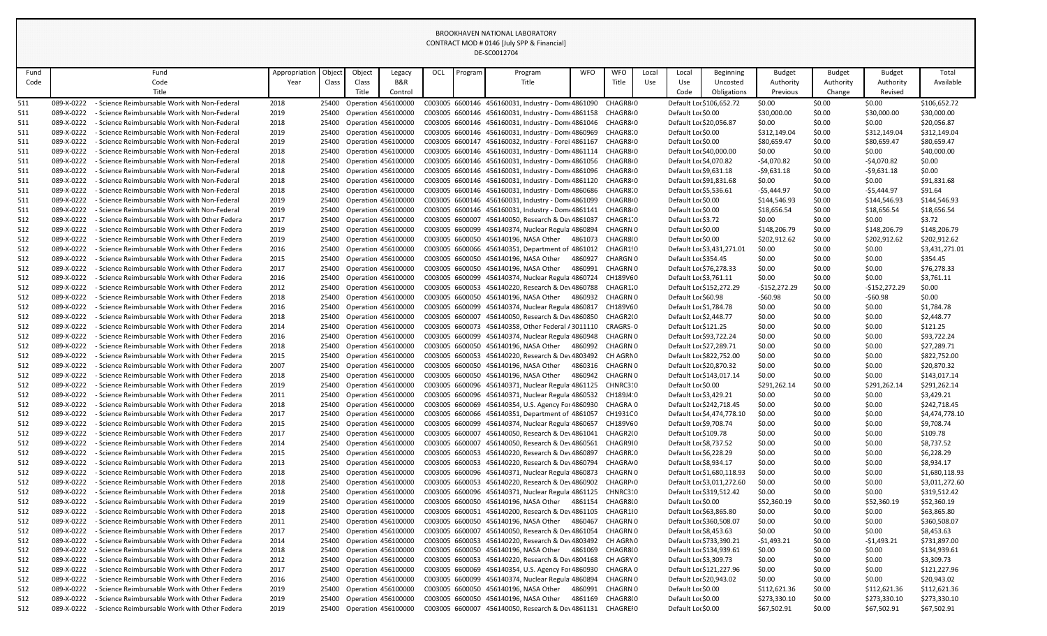BROOKHAVEN NATIONAL LABORATORY
CONTRACT MOD # 0146 [July SPP & Financial]
DE-SC0012704

| Fund Code | Fund Code Title | Appropriation Year | Object Class | Object Class Title | Legacy B&R Control | OCL | Program | Program Title | WFO | WFO Title | Local Use | Local Use Code | Beginning Uncosted Obligations | Budget Authority Previous | Budget Authority Change | Budget Authority Revised | Total Available |
|---|---|---|---|---|---|---|---|---|---|---|---|---|---|---|---|---|---|
| 511 | 089-X-0222 - Science Reimbursable Work with Non-Federal | 2018 | 25400 | Operation | 456100000 | C003005 | 6600146 | 456160031, Industry - Dome | 4861090 | CHAGR8 | 0 | Default Loc | $106,652.72 | $0.00 | $0.00 | $0.00 | $106,652.72 |
| 511 | 089-X-0222 - Science Reimbursable Work with Non-Federal | 2019 | 25400 | Operation | 456100000 | C003005 | 6600146 | 456160031, Industry - Dome | 4861158 | CHAGR8 | 0 | Default Loc | $0.00 | $30,000.00 | $0.00 | $30,000.00 | $30,000.00 |
| 511 | 089-X-0222 - Science Reimbursable Work with Non-Federal | 2018 | 25400 | Operation | 456100000 | C003005 | 6600146 | 456160031, Industry - Dome | 4861046 | CHAGR8 | 0 | Default Loc | $20,056.87 | $0.00 | $0.00 | $0.00 | $20,056.87 |
| 511 | 089-X-0222 - Science Reimbursable Work with Non-Federal | 2019 | 25400 | Operation | 456100000 | C003005 | 6600146 | 456160031, Industry - Dome | 4860969 | CHAGR7 | 0 | Default Loc | $0.00 | $312,149.04 | $0.00 | $312,149.04 | $312,149.04 |
| 511 | 089-X-0222 - Science Reimbursable Work with Non-Federal | 2019 | 25400 | Operation | 456100000 | C003005 | 6600147 | 456160032, Industry - Forei | 4861167 | CHAGR8 | 0 | Default Loc | $0.00 | $80,659.47 | $0.00 | $80,659.47 | $80,659.47 |
| 511 | 089-X-0222 - Science Reimbursable Work with Non-Federal | 2018 | 25400 | Operation | 456100000 | C003005 | 6600146 | 456160031, Industry - Dome | 4861114 | CHAGR8 | 0 | Default Loc | $40,000.00 | $0.00 | $0.00 | $0.00 | $40,000.00 |
| 511 | 089-X-0222 - Science Reimbursable Work with Non-Federal | 2018 | 25400 | Operation | 456100000 | C003005 | 6600146 | 456160031, Industry - Dome | 4861056 | CHAGR8 | 0 | Default Loc | $4,070.82 | -$4,070.82 | $0.00 | -$4,070.82 | $0.00 |
| 511 | 089-X-0222 - Science Reimbursable Work with Non-Federal | 2018 | 25400 | Operation | 456100000 | C003005 | 6600146 | 456160031, Industry - Dome | 4861096 | CHAGR8 | 0 | Default Loc | $9,631.18 | -$9,631.18 | $0.00 | -$9,631.18 | $0.00 |
| 511 | 089-X-0222 - Science Reimbursable Work with Non-Federal | 2018 | 25400 | Operation | 456100000 | C003005 | 6600146 | 456160031, Industry - Dome | 4861120 | CHAGR8 | 0 | Default Loc | $91,831.68 | $0.00 | $0.00 | $0.00 | $91,831.68 |
| 511 | 089-X-0222 - Science Reimbursable Work with Non-Federal | 2018 | 25400 | Operation | 456100000 | C003005 | 6600146 | 456160031, Industry - Dome | 4860686 | CHAGR7 | 0 | Default Loc | $5,536.61 | -$5,444.97 | $0.00 | -$5,444.97 | $91.64 |
| 511 | 089-X-0222 - Science Reimbursable Work with Non-Federal | 2019 | 25400 | Operation | 456100000 | C003005 | 6600146 | 456160031, Industry - Dome | 4861099 | CHAGR8 | 0 | Default Loc | $0.00 | $144,546.93 | $0.00 | $144,546.93 | $144,546.93 |
| 511 | 089-X-0222 - Science Reimbursable Work with Non-Federal | 2019 | 25400 | Operation | 456100000 | C003005 | 6600146 | 456160031, Industry - Dome | 4861141 | CHAGR8 | 0 | Default Loc | $0.00 | $18,656.54 | $0.00 | $18,656.54 | $18,656.54 |
| 512 | 089-X-0222 - Science Reimbursable Work with Other Federa | 2017 | 25400 | Operation | 456100000 | C003005 | 6600007 | 456140050, Research & Dev | 4861037 | CHAGR1 | 0 | Default Loc | $3.72 | $0.00 | $0.00 | $0.00 | $3.72 |
| 512 | 089-X-0222 - Science Reimbursable Work with Other Federa | 2019 | 25400 | Operation | 456100000 | C003005 | 6600099 | 456140374, Nuclear Regula | 4860894 | CHAGRN | 0 | Default Loc | $0.00 | $148,206.79 | $0.00 | $148,206.79 | $148,206.79 |
| 512 | 089-X-0222 - Science Reimbursable Work with Other Federa | 2019 | 25400 | Operation | 456100000 | C003005 | 6600050 | 456140196, NASA Other | 4861073 | CHAGR8 | 0 | Default Loc | $0.00 | $202,912.62 | $0.00 | $202,912.62 | $202,912.62 |
| 512 | 089-X-0222 - Science Reimbursable Work with Other Federa | 2016 | 25400 | Operation | 456100000 | C003005 | 6600066 | 456140351, Department of | 4861012 | CHAGR1 | 0 | Default Loc | $3,431,271.01 | $0.00 | $0.00 | $0.00 | $3,431,271.01 |
| 512 | 089-X-0222 - Science Reimbursable Work with Other Federa | 2015 | 25400 | Operation | 456100000 | C003005 | 6600050 | 456140196, NASA Other | 4860927 | CHARGN | 0 | Default Loc | $354.45 | $0.00 | $0.00 | $0.00 | $354.45 |
| 512 | 089-X-0222 - Science Reimbursable Work with Other Federa | 2017 | 25400 | Operation | 456100000 | C003005 | 6600050 | 456140196, NASA Other | 4860991 | CHAGRN | 0 | Default Loc | $76,278.33 | $0.00 | $0.00 | $0.00 | $76,278.33 |
| 512 | 089-X-0222 - Science Reimbursable Work with Other Federa | 2016 | 25400 | Operation | 456100000 | C003005 | 6600099 | 456140374, Nuclear Regula | 4860724 | CH189V6 | 0 | Default Loc | $3,761.11 | $0.00 | $0.00 | $0.00 | $3,761.11 |
| 512 | 089-X-0222 - Science Reimbursable Work with Other Federa | 2012 | 25400 | Operation | 456100000 | C003005 | 6600053 | 456140220, Research & Dev | 4860788 | CHAGR1 | 0 | Default Loc | $152,272.29 | -$152,272.29 | $0.00 | -$152,272.29 | $0.00 |
| 512 | 089-X-0222 - Science Reimbursable Work with Other Federa | 2018 | 25400 | Operation | 456100000 | C003005 | 6600050 | 456140196, NASA Other | 4860932 | CHAGRN | 0 | Default Loc | $60.98 | -$60.98 | $0.00 | -$60.98 | $0.00 |
| 512 | 089-X-0222 - Science Reimbursable Work with Other Federa | 2016 | 25400 | Operation | 456100000 | C003005 | 6600099 | 456140374, Nuclear Regula | 4860817 | CH189V6 | 0 | Default Loc | $1,784.78 | $0.00 | $0.00 | $0.00 | $1,784.78 |
| 512 | 089-X-0222 - Science Reimbursable Work with Other Federa | 2018 | 25400 | Operation | 456100000 | C003005 | 6600007 | 456140050, Research & Dev | 4860850 | CHAGR2 | 0 | Default Loc | $2,448.77 | $0.00 | $0.00 | $0.00 | $2,448.77 |
| 512 | 089-X-0222 - Science Reimbursable Work with Other Federa | 2014 | 25400 | Operation | 456100000 | C003005 | 6600073 | 456140358, Other Federal A | 3011110 | CRAGRS- | 0 | Default Loc | $121.25 | $0.00 | $0.00 | $0.00 | $121.25 |
| 512 | 089-X-0222 - Science Reimbursable Work with Other Federa | 2016 | 25400 | Operation | 456100000 | C003005 | 6600099 | 456140374, Nuclear Regula | 4860948 | CHAGRN | 0 | Default Loc | $93,722.24 | $0.00 | $0.00 | $0.00 | $93,722.24 |
| 512 | 089-X-0222 - Science Reimbursable Work with Other Federa | 2018 | 25400 | Operation | 456100000 | C003005 | 6600050 | 456140196, NASA Other | 4860992 | CHAGRN | 0 | Default Loc | $27,289.71 | $0.00 | $0.00 | $0.00 | $27,289.71 |
| 512 | 089-X-0222 - Science Reimbursable Work with Other Federa | 2015 | 25400 | Operation | 456100000 | C003005 | 6600053 | 456140220, Research & Dev | 4803492 | CH AGRN | 0 | Default Loc | $822,752.00 | $0.00 | $0.00 | $0.00 | $822,752.00 |
| 512 | 089-X-0222 - Science Reimbursable Work with Other Federa | 2007 | 25400 | Operation | 456100000 | C003005 | 6600050 | 456140196, NASA Other | 4860316 | CHAGRN | 0 | Default Loc | $20,870.32 | $0.00 | $0.00 | $0.00 | $20,870.32 |
| 512 | 089-X-0222 - Science Reimbursable Work with Other Federa | 2018 | 25400 | Operation | 456100000 | C003005 | 6600050 | 456140196, NASA Other | 4860942 | CHAGRN | 0 | Default Loc | $143,017.14 | $0.00 | $0.00 | $0.00 | $143,017.14 |
| 512 | 089-X-0222 - Science Reimbursable Work with Other Federa | 2019 | 25400 | Operation | 456100000 | C003005 | 6600096 | 456140371, Nuclear Regula | 4861125 | CHNRC3 | 0 | Default Loc | $0.00 | $291,262.14 | $0.00 | $291,262.14 | $291,262.14 |
| 512 | 089-X-0222 - Science Reimbursable Work with Other Federa | 2011 | 25400 | Operation | 456100000 | C003005 | 6600096 | 456140371, Nuclear Regula | 4860532 | CH189J4 | 0 | Default Loc | $3,429.21 | $0.00 | $0.00 | $0.00 | $3,429.21 |
| 512 | 089-X-0222 - Science Reimbursable Work with Other Federa | 2018 | 25400 | Operation | 456100000 | C003005 | 6600069 | 456140354, U.S. Agency For | 4860930 | CHAGRA | 0 | Default Loc | $242,718.45 | $0.00 | $0.00 | $0.00 | $242,718.45 |
| 512 | 089-X-0222 - Science Reimbursable Work with Other Federa | 2017 | 25400 | Operation | 456100000 | C003005 | 6600066 | 456140351, Department of | 4861057 | CH1931C | 0 | Default Loc | $4,474,778.10 | $0.00 | $0.00 | $0.00 | $4,474,778.10 |
| 512 | 089-X-0222 - Science Reimbursable Work with Other Federa | 2015 | 25400 | Operation | 456100000 | C003005 | 6600099 | 456140374, Nuclear Regula | 4860657 | CH189V6 | 0 | Default Loc | $9,708.74 | $0.00 | $0.00 | $0.00 | $9,708.74 |
| 512 | 089-X-0222 - Science Reimbursable Work with Other Federa | 2017 | 25400 | Operation | 456100000 | C003005 | 6600007 | 456140050, Research & Dev | 4861041 | CHAGR2 | 0 | Default Loc | $109.78 | $0.00 | $0.00 | $0.00 | $109.78 |
| 512 | 089-X-0222 - Science Reimbursable Work with Other Federa | 2014 | 25400 | Operation | 456100000 | C003005 | 6600007 | 456140050, Research & Dev | 4860561 | CHAGR9 | 0 | Default Loc | $8,737.52 | $0.00 | $0.00 | $0.00 | $8,737.52 |
| 512 | 089-X-0222 - Science Reimbursable Work with Other Federa | 2015 | 25400 | Operation | 456100000 | C003005 | 6600053 | 456140220, Research & Dev | 4860897 | CHAGR | 0 | Default Loc | $6,228.29 | $0.00 | $0.00 | $0.00 | $6,228.29 |
| 512 | 089-X-0222 - Science Reimbursable Work with Other Federa | 2013 | 25400 | Operation | 456100000 | C003005 | 6600053 | 456140220, Research & Dev | 4860794 | CHAGRA | 0 | Default Loc | $8,934.17 | $0.00 | $0.00 | $0.00 | $8,934.17 |
| 512 | 089-X-0222 - Science Reimbursable Work with Other Federa | 2018 | 25400 | Operation | 456100000 | C003005 | 6600096 | 456140371, Nuclear Regula | 4860873 | CHAGRN | 0 | Default Loc | $1,680,118.93 | $0.00 | $0.00 | $0.00 | $1,680,118.93 |
| 512 | 089-X-0222 - Science Reimbursable Work with Other Federa | 2018 | 25400 | Operation | 456100000 | C003005 | 6600053 | 456140220, Research & Dev | 4860902 | CHAGRP | 0 | Default Loc | $3,011,272.60 | $0.00 | $0.00 | $0.00 | $3,011,272.60 |
| 512 | 089-X-0222 - Science Reimbursable Work with Other Federa | 2018 | 25400 | Operation | 456100000 | C003005 | 6600096 | 456140371, Nuclear Regula | 4861125 | CHNRC3 | 0 | Default Loc | $319,512.42 | $0.00 | $0.00 | $0.00 | $319,512.42 |
| 512 | 089-X-0222 - Science Reimbursable Work with Other Federa | 2019 | 25400 | Operation | 456100000 | C003005 | 6600050 | 456140196, NASA Other | 4861154 | CHAGR8 | 0 | Default Loc | $0.00 | $52,360.19 | $0.00 | $52,360.19 | $52,360.19 |
| 512 | 089-X-0222 - Science Reimbursable Work with Other Federa | 2018 | 25400 | Operation | 456100000 | C003005 | 6600051 | 456140200, Research & Dev | 4861105 | CHAGR1 | 0 | Default Loc | $63,865.80 | $0.00 | $0.00 | $0.00 | $63,865.80 |
| 512 | 089-X-0222 - Science Reimbursable Work with Other Federa | 2011 | 25400 | Operation | 456100000 | C003005 | 6600050 | 456140196, NASA Other | 4860467 | CHAGRN | 0 | Default Loc | $360,508.07 | $0.00 | $0.00 | $0.00 | $360,508.07 |
| 512 | 089-X-0222 - Science Reimbursable Work with Other Federa | 2017 | 25400 | Operation | 456100000 | C003005 | 6600007 | 456140050, Research & Dev | 4861054 | CHAGRN | 0 | Default Loc | $8,453.63 | $0.00 | $0.00 | $0.00 | $8,453.63 |
| 512 | 089-X-0222 - Science Reimbursable Work with Other Federa | 2014 | 25400 | Operation | 456100000 | C003005 | 6600053 | 456140220, Research & Dev | 4803492 | CH AGRN | 0 | Default Loc | $733,390.21 | -$1,493.21 | $0.00 | -$1,493.21 | $731,897.00 |
| 512 | 089-X-0222 - Science Reimbursable Work with Other Federa | 2018 | 25400 | Operation | 456100000 | C003005 | 6600050 | 456140196, NASA Other | 4861069 | CHAGR8 | 0 | Default Loc | $134,939.61 | $0.00 | $0.00 | $0.00 | $134,939.61 |
| 512 | 089-X-0222 - Science Reimbursable Work with Other Federa | 2012 | 25400 | Operation | 456100000 | C003005 | 6600053 | 456140220, Research & Dev | 4804168 | CH AGRY | 0 | Default Loc | $3,309.73 | $0.00 | $0.00 | $0.00 | $3,309.73 |
| 512 | 089-X-0222 - Science Reimbursable Work with Other Federa | 2017 | 25400 | Operation | 456100000 | C003005 | 6600069 | 456140354, U.S. Agency For | 4860930 | CHAGRA | 0 | Default Loc | $121,227.96 | $0.00 | $0.00 | $0.00 | $121,227.96 |
| 512 | 089-X-0222 - Science Reimbursable Work with Other Federa | 2016 | 25400 | Operation | 456100000 | C003005 | 6600099 | 456140374, Nuclear Regula | 4860894 | CHAGRN | 0 | Default Loc | $20,943.02 | $0.00 | $0.00 | $0.00 | $20,943.02 |
| 512 | 089-X-0222 - Science Reimbursable Work with Other Federa | 2019 | 25400 | Operation | 456100000 | C003005 | 6600050 | 456140196, NASA Other | 4860991 | CHAGRN | 0 | Default Loc | $0.00 | $112,621.36 | $0.00 | $112,621.36 | $112,621.36 |
| 512 | 089-X-0222 - Science Reimbursable Work with Other Federa | 2019 | 25400 | Operation | 456100000 | C003005 | 6600050 | 456140196, NASA Other | 4861169 | CHAGR8 | 0 | Default Loc | $0.00 | $273,330.10 | $0.00 | $273,330.10 | $273,330.10 |
| 512 | 089-X-0222 - Science Reimbursable Work with Other Federa | 2019 | 25400 | Operation | 456100000 | C003005 | 6600007 | 456140050, Research & Dev | 4861131 | CHAGREI | 0 | Default Loc | $0.00 | $67,502.91 | $0.00 | $67,502.91 | $67,502.91 |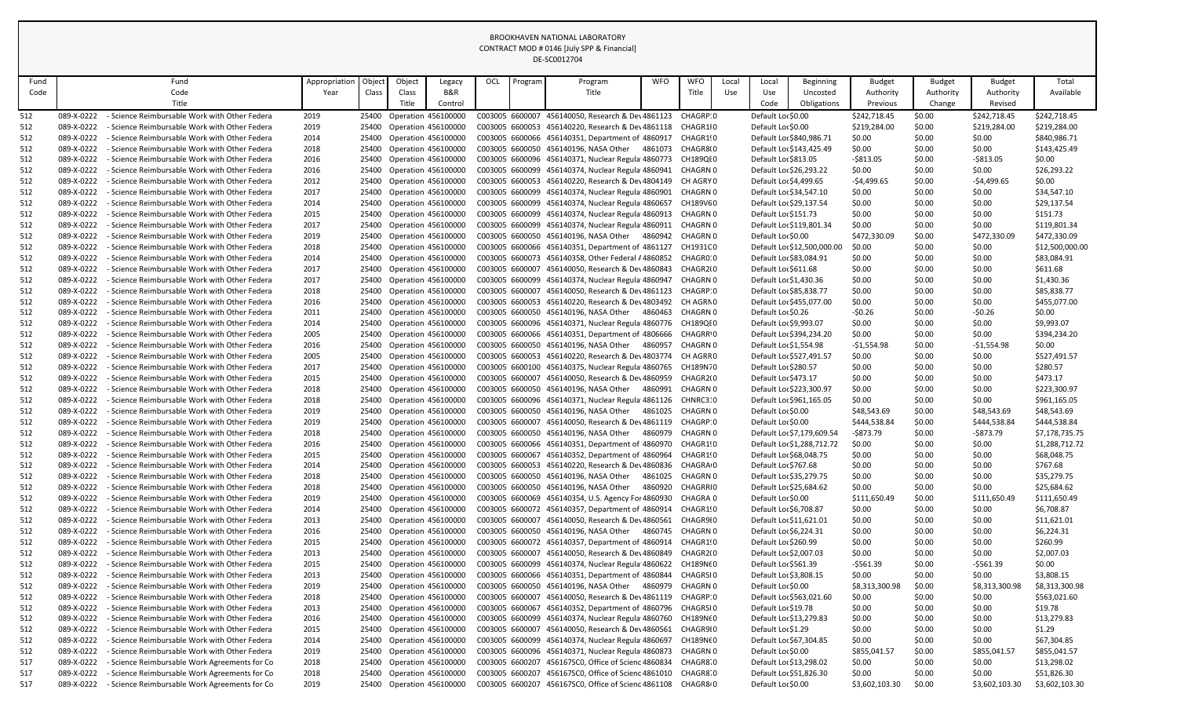BROOKHAVEN NATIONAL LABORATORY
CONTRACT MOD # 0146 [July SPP & Financial]
DE-SC0012704

| Fund Code | Fund Code Title | Appropriation Year | Object Class | Object Class Title | Legacy B&R Control | OCL | Program | Program Title | WFO | WFO Title | Local Use | Local Use Code | Beginning Uncosted Obligations | Budget Authority Previous | Budget Authority Change | Budget Authority Revised | Total Available |
|---|---|---|---|---|---|---|---|---|---|---|---|---|---|---|---|---|---|
| 512 | 089-X-0222 - Science Reimbursable Work with Other Federa | 2019 | 25400 | Operation | 456100000 | C003005 | 6600007 | 456140050, Research & Dev | 4861123 | CHAGRI'0 | | Default Loc | $0.00 | $242,718.45 | $0.00 | $242,718.45 | $242,718.45 |
| 512 | 089-X-0222 - Science Reimbursable Work with Other Federa | 2019 | 25400 | Operation | 456100000 | C003005 | 6600053 | 456140220, Research & Dev | 4861118 | CHAGR1I0 | | Default Loc | $0.00 | $219,284.00 | $0.00 | $219,284.00 | $219,284.00 |
| 512 | 089-X-0222 - Science Reimbursable Work with Other Federa | 2014 | 25400 | Operation | 456100000 | C003005 | 6600066 | 456140351, Department of | 4860917 | CHAGR1!0 | | Default Loc | $840,986.71 | $0.00 | $0.00 | $0.00 | $840,986.71 |
| 512 | 089-X-0222 - Science Reimbursable Work with Other Federa | 2018 | 25400 | Operation | 456100000 | C003005 | 6600050 | 456140196, NASA Other | 4861073 | CHAGR8I0 | | Default Loc | $143,425.49 | $0.00 | $0.00 | $0.00 | $143,425.49 |
| 512 | 089-X-0222 - Science Reimbursable Work with Other Federa | 2016 | 25400 | Operation | 456100000 | C003005 | 6600096 | 456140371, Nuclear Regula | 4860773 | CH189QE0 | | Default Loc | $813.05 | -$813.05 | $0.00 | -$813.05 | $0.00 |
| 512 | 089-X-0222 - Science Reimbursable Work with Other Federa | 2016 | 25400 | Operation | 456100000 | C003005 | 6600099 | 456140374, Nuclear Regula | 4860941 | CHAGRN 0 | | Default Loc | $26,293.22 | $0.00 | $0.00 | $0.00 | $26,293.22 |
| 512 | 089-X-0222 - Science Reimbursable Work with Other Federa | 2012 | 25400 | Operation | 456100000 | C003005 | 6600053 | 456140220, Research & Dev | 4804149 | CH AGRY0 | | Default Loc | $4,499.65 | -$4,499.65 | $0.00 | -$4,499.65 | $0.00 |
| 512 | 089-X-0222 - Science Reimbursable Work with Other Federa | 2017 | 25400 | Operation | 456100000 | C003005 | 6600099 | 456140374, Nuclear Regula | 4860901 | CHAGRN 0 | | Default Loc | $34,547.10 | $0.00 | $0.00 | $0.00 | $34,547.10 |
| 512 | 089-X-0222 - Science Reimbursable Work with Other Federa | 2014 | 25400 | Operation | 456100000 | C003005 | 6600099 | 456140374, Nuclear Regula | 4860657 | CH189V60 | | Default Loc | $29,137.54 | $0.00 | $0.00 | $0.00 | $29,137.54 |
| 512 | 089-X-0222 - Science Reimbursable Work with Other Federa | 2015 | 25400 | Operation | 456100000 | C003005 | 6600099 | 456140374, Nuclear Regula | 4860913 | CHAGRN 0 | | Default Loc | $151.73 | $0.00 | $0.00 | $0.00 | $151.73 |
| 512 | 089-X-0222 - Science Reimbursable Work with Other Federa | 2017 | 25400 | Operation | 456100000 | C003005 | 6600099 | 456140374, Nuclear Regula | 4860911 | CHAGRN 0 | | Default Loc | $119,801.34 | $0.00 | $0.00 | $0.00 | $119,801.34 |
| 512 | 089-X-0222 - Science Reimbursable Work with Other Federa | 2019 | 25400 | Operation | 456100000 | C003005 | 6600050 | 456140196, NASA Other | 4860942 | CHAGRN 0 | | Default Loc | $0.00 | $472,330.09 | $0.00 | $472,330.09 | $472,330.09 |
| 512 | 089-X-0222 - Science Reimbursable Work with Other Federa | 2018 | 25400 | Operation | 456100000 | C003005 | 6600066 | 456140351, Department of | 4861127 | CH1931C0 | | Default Loc | $12,500,000.00 | $0.00 | $0.00 | $0.00 | $12,500,000.00 |
| 512 | 089-X-0222 - Science Reimbursable Work with Other Federa | 2014 | 25400 | Operation | 456100000 | C003005 | 6600073 | 456140358, Other Federal A | 4860852 | CHAGR0'0 | | Default Loc | $83,084.91 | $0.00 | $0.00 | $0.00 | $83,084.91 |
| 512 | 089-X-0222 - Science Reimbursable Work with Other Federa | 2017 | 25400 | Operation | 456100000 | C003005 | 6600007 | 456140050, Research & Dev | 4860843 | CHAGR2(0 | | Default Loc | $611.68 | $0.00 | $0.00 | $0.00 | $611.68 |
| 512 | 089-X-0222 - Science Reimbursable Work with Other Federa | 2017 | 25400 | Operation | 456100000 | C003005 | 6600099 | 456140374, Nuclear Regula | 4860947 | CHAGRN 0 | | Default Loc | $1,430.36 | $0.00 | $0.00 | $0.00 | $1,430.36 |
| 512 | 089-X-0222 - Science Reimbursable Work with Other Federa | 2018 | 25400 | Operation | 456100000 | C003005 | 6600007 | 456140050, Research & Dev | 4861123 | CHAGRI'0 | | Default Loc | $85,838.77 | $0.00 | $0.00 | $0.00 | $85,838.77 |
| 512 | 089-X-0222 - Science Reimbursable Work with Other Federa | 2016 | 25400 | Operation | 456100000 | C003005 | 6600053 | 456140220, Research & Dev | 4803492 | CH AGRN0 | | Default Loc | $455,077.00 | $0.00 | $0.00 | $0.00 | $455,077.00 |
| 512 | 089-X-0222 - Science Reimbursable Work with Other Federa | 2011 | 25400 | Operation | 456100000 | C003005 | 6600050 | 456140196, NASA Other | 4860463 | CHAGRN 0 | | Default Loc | $0.26 | -$0.26 | $0.00 | -$0.26 | $0.00 |
| 512 | 089-X-0222 - Science Reimbursable Work with Other Federa | 2014 | 25400 | Operation | 456100000 | C003005 | 6600096 | 456140371, Nuclear Regula | 4860776 | CH189QE0 | | Default Loc | $9,993.07 | $0.00 | $0.00 | $0.00 | $9,993.07 |
| 512 | 089-X-0222 - Science Reimbursable Work with Other Federa | 2005 | 25400 | Operation | 456100000 | C003005 | 6600066 | 456140351, Department of | 4806666 | CHAGRI0 | | Default Loc | $394,234.20 | $0.00 | $0.00 | $0.00 | $394,234.20 |
| 512 | 089-X-0222 - Science Reimbursable Work with Other Federa | 2016 | 25400 | Operation | 456100000 | C003005 | 6600050 | 456140196, NASA Other | 4860957 | CHAGRN 0 | | Default Loc | $1,554.98 | -$1,554.98 | $0.00 | -$1,554.98 | $0.00 |
| 512 | 089-X-0222 - Science Reimbursable Work with Other Federa | 2005 | 25400 | Operation | 456100000 | C003005 | 6600053 | 456140220, Research & Dev | 4803774 | CH AGRR0 | | Default Loc | $527,491.57 | $0.00 | $0.00 | $0.00 | $527,491.57 |
| 512 | 089-X-0222 - Science Reimbursable Work with Other Federa | 2017 | 25400 | Operation | 456100000 | C003005 | 6600100 | 456140375, Nuclear Regula | 4860765 | CH189N70 | | Default Loc | $280.57 | $0.00 | $0.00 | $0.00 | $280.57 |
| 512 | 089-X-0222 - Science Reimbursable Work with Other Federa | 2015 | 25400 | Operation | 456100000 | C003005 | 6600007 | 456140050, Research & Dev | 4860959 | CHAGR2(0 | | Default Loc | $473.17 | $0.00 | $0.00 | $0.00 | $473.17 |
| 512 | 089-X-0222 - Science Reimbursable Work with Other Federa | 2018 | 25400 | Operation | 456100000 | C003005 | 6600050 | 456140196, NASA Other | 4860991 | CHAGRN 0 | | Default Loc | $223,300.97 | $0.00 | $0.00 | $0.00 | $223,300.97 |
| 512 | 089-X-0222 - Science Reimbursable Work with Other Federa | 2018 | 25400 | Operation | 456100000 | C003005 | 6600096 | 456140371, Nuclear Regula | 4861126 | CHNRC3:0 | | Default Loc | $961,165.05 | $0.00 | $0.00 | $0.00 | $961,165.05 |
| 512 | 089-X-0222 - Science Reimbursable Work with Other Federa | 2019 | 25400 | Operation | 456100000 | C003005 | 6600050 | 456140196, NASA Other | 4861025 | CHAGRN 0 | | Default Loc | $0.00 | $48,543.69 | $0.00 | $48,543.69 | $48,543.69 |
| 512 | 089-X-0222 - Science Reimbursable Work with Other Federa | 2019 | 25400 | Operation | 456100000 | C003005 | 6600007 | 456140050, Research & Dev | 4861119 | CHAGRI'0 | | Default Loc | $0.00 | $444,538.84 | $0.00 | $444,538.84 | $444,538.84 |
| 512 | 089-X-0222 - Science Reimbursable Work with Other Federa | 2018 | 25400 | Operation | 456100000 | C003005 | 6600050 | 456140196, NASA Other | 4860979 | CHAGRN 0 | | Default Loc | $7,179,609.54 | -$873.79 | $0.00 | -$873.79 | $7,178,735.75 |
| 512 | 089-X-0222 - Science Reimbursable Work with Other Federa | 2016 | 25400 | Operation | 456100000 | C003005 | 6600066 | 456140351, Department of | 4860970 | CHAGR1!0 | | Default Loc | $1,288,712.72 | $0.00 | $0.00 | $0.00 | $1,288,712.72 |
| 512 | 089-X-0222 - Science Reimbursable Work with Other Federa | 2015 | 25400 | Operation | 456100000 | C003005 | 6600067 | 456140352, Department of | 4860964 | CHAGR1!0 | | Default Loc | $68,048.75 | $0.00 | $0.00 | $0.00 | $68,048.75 |
| 512 | 089-X-0222 - Science Reimbursable Work with Other Federa | 2014 | 25400 | Operation | 456100000 | C003005 | 6600053 | 456140220, Research & Dev | 4860836 | CHAGRA0 | | Default Loc | $767.68 | $0.00 | $0.00 | $0.00 | $767.68 |
| 512 | 089-X-0222 - Science Reimbursable Work with Other Federa | 2018 | 25400 | Operation | 456100000 | C003005 | 6600050 | 456140196, NASA Other | 4861025 | CHAGRN 0 | | Default Loc | $35,279.75 | $0.00 | $0.00 | $0.00 | $35,279.75 |
| 512 | 089-X-0222 - Science Reimbursable Work with Other Federa | 2018 | 25400 | Operation | 456100000 | C003005 | 6600050 | 456140196, NASA Other | 4860920 | CHAGRRI0 | | Default Loc | $25,684.62 | $0.00 | $0.00 | $0.00 | $25,684.62 |
| 512 | 089-X-0222 - Science Reimbursable Work with Other Federa | 2019 | 25400 | Operation | 456100000 | C003005 | 6600069 | 456140354, U.S. Agency For | 4860930 | CHAGRA 0 | | Default Loc | $0.00 | $111,650.49 | $0.00 | $111,650.49 | $111,650.49 |
| 512 | 089-X-0222 - Science Reimbursable Work with Other Federa | 2014 | 25400 | Operation | 456100000 | C003005 | 6600072 | 456140357, Department of | 4860914 | CHAGR1!0 | | Default Loc | $6,708.87 | $0.00 | $0.00 | $0.00 | $6,708.87 |
| 512 | 089-X-0222 - Science Reimbursable Work with Other Federa | 2013 | 25400 | Operation | 456100000 | C003005 | 6600007 | 456140050, Research & Dev | 4860561 | CHAGR9I0 | | Default Loc | $11,621.01 | $0.00 | $0.00 | $0.00 | $11,621.01 |
| 512 | 089-X-0222 - Science Reimbursable Work with Other Federa | 2016 | 25400 | Operation | 456100000 | C003005 | 6600050 | 456140196, NASA Other | 4860745 | CHAGRN 0 | | Default Loc | $6,224.31 | $0.00 | $0.00 | $0.00 | $6,224.31 |
| 512 | 089-X-0222 - Science Reimbursable Work with Other Federa | 2015 | 25400 | Operation | 456100000 | C003005 | 6600072 | 456140357, Department of | 4860914 | CHAGR1!0 | | Default Loc | $260.99 | $0.00 | $0.00 | $0.00 | $260.99 |
| 512 | 089-X-0222 - Science Reimbursable Work with Other Federa | 2013 | 25400 | Operation | 456100000 | C003005 | 6600007 | 456140050, Research & Dev | 4860849 | CHAGR2(0 | | Default Loc | $2,007.03 | $0.00 | $0.00 | $0.00 | $2,007.03 |
| 512 | 089-X-0222 - Science Reimbursable Work with Other Federa | 2015 | 25400 | Operation | 456100000 | C003005 | 6600099 | 456140374, Nuclear Regula | 4860622 | CH189NE0 | | Default Loc | $561.39 | -$561.39 | $0.00 | -$561.39 | $0.00 |
| 512 | 089-X-0222 - Science Reimbursable Work with Other Federa | 2013 | 25400 | Operation | 456100000 | C003005 | 6600066 | 456140351, Department of | 4860844 | CHAGRSI0 | | Default Loc | $3,808.15 | $0.00 | $0.00 | $0.00 | $3,808.15 |
| 512 | 089-X-0222 - Science Reimbursable Work with Other Federa | 2019 | 25400 | Operation | 456100000 | C003005 | 6600050 | 456140196, NASA Other | 4860979 | CHAGRN 0 | | Default Loc | $0.00 | $8,313,300.98 | $0.00 | $8,313,300.98 | $8,313,300.98 |
| 512 | 089-X-0222 - Science Reimbursable Work with Other Federa | 2018 | 25400 | Operation | 456100000 | C003005 | 6600007 | 456140050, Research & Dev | 4861119 | CHAGRI'0 | | Default Loc | $563,021.60 | $0.00 | $0.00 | $0.00 | $563,021.60 |
| 512 | 089-X-0222 - Science Reimbursable Work with Other Federa | 2013 | 25400 | Operation | 456100000 | C003005 | 6600067 | 456140352, Department of | 4860796 | CHAGRSI0 | | Default Loc | $19.78 | $0.00 | $0.00 | $0.00 | $19.78 |
| 512 | 089-X-0222 - Science Reimbursable Work with Other Federa | 2016 | 25400 | Operation | 456100000 | C003005 | 6600099 | 456140374, Nuclear Regula | 4860760 | CH189NE0 | | Default Loc | $13,279.83 | $0.00 | $0.00 | $0.00 | $13,279.83 |
| 512 | 089-X-0222 - Science Reimbursable Work with Other Federa | 2015 | 25400 | Operation | 456100000 | C003005 | 6600007 | 456140050, Research & Dev | 4860561 | CHAGR9I0 | | Default Loc | $1.29 | $0.00 | $0.00 | $0.00 | $1.29 |
| 512 | 089-X-0222 - Science Reimbursable Work with Other Federa | 2014 | 25400 | Operation | 456100000 | C003005 | 6600099 | 456140374, Nuclear Regula | 4860697 | CH189NE0 | | Default Loc | $67,304.85 | $0.00 | $0.00 | $0.00 | $67,304.85 |
| 512 | 089-X-0222 - Science Reimbursable Work with Other Federa | 2019 | 25400 | Operation | 456100000 | C003005 | 6600096 | 456140371, Nuclear Regula | 4860873 | CHAGRN 0 | | Default Loc | $0.00 | $855,041.57 | $0.00 | $855,041.57 | $855,041.57 |
| 517 | 089-X-0222 - Science Reimbursable Work Agreements for Co | 2018 | 25400 | Operation | 456100000 | C003005 | 6600207 | 456167SC0, Office of Scienc | 4860834 | CHAGR8:0 | | Default Loc | $13,298.02 | $0.00 | $0.00 | $0.00 | $13,298.02 |
| 517 | 089-X-0222 - Science Reimbursable Work Agreements for Co | 2018 | 25400 | Operation | 456100000 | C003005 | 6600207 | 456167SC0, Office of Scienc | 4861010 | CHAGR8:0 | | Default Loc | $51,826.30 | $0.00 | $0.00 | $0.00 | $51,826.30 |
| 517 | 089-X-0222 - Science Reimbursable Work Agreements for Co | 2019 | 25400 | Operation | 456100000 | C003005 | 6600207 | 456167SC0, Office of Scienc | 4861108 | CHAGR8:0 | | Default Loc | $0.00 | $3,602,103.30 | $0.00 | $3,602,103.30 | $3,602,103.30 |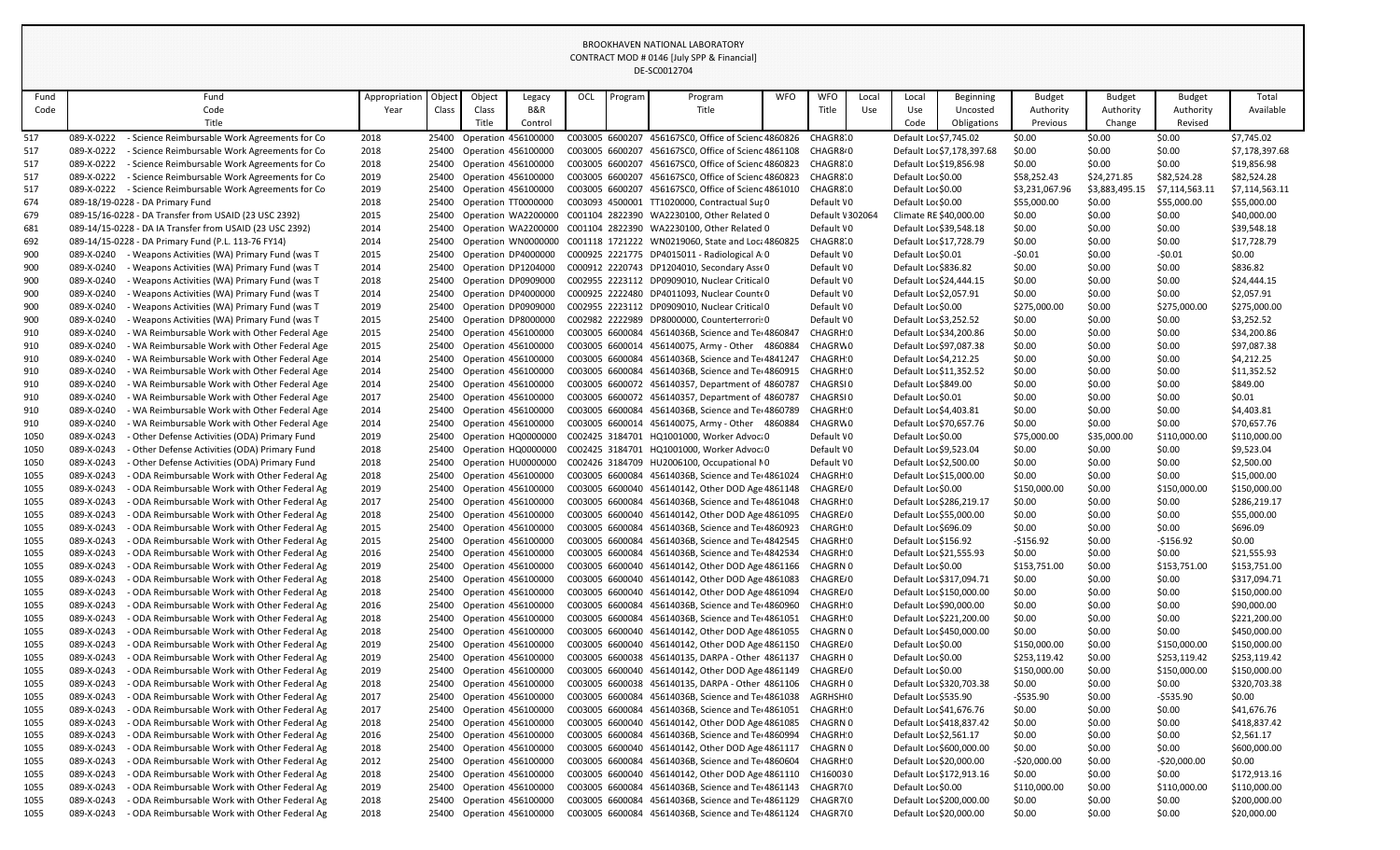BROOKHAVEN NATIONAL LABORATORY
CONTRACT MOD # 0146 [July SPP & Financial]
DE-SC0012704

| Fund Code | Fund Code Title | Appropriation Year | Object Class | Object Class Title | Legacy B&R Control | OCL | Program | Program Title | WFO | WFO Title | Local Use | Local Use Code | Beginning Uncosted Obligations | Budget Authority Previous | Budget Authority Change | Budget Authority Revised | Total Available |
|---|---|---|---|---|---|---|---|---|---|---|---|---|---|---|---|---|---|
| 517 | 089-X-0222 - Science Reimbursable Work Agreements for Co | 2018 | 25400 | Operation | 456100000 | C003005 | 6600207 | 456167SC0, Office of Scienc | 4860826 | CHAGR8 | 0 | Default Loc | $7,745.02 | $0.00 | $0.00 | $0.00 | $7,745.02 |
| 517 | 089-X-0222 - Science Reimbursable Work Agreements for Co | 2018 | 25400 | Operation | 456100000 | C003005 | 6600207 | 456167SC0, Office of Scienc | 4861108 | CHAGR8 | 0 | Default Loc | $7,178,397.68 | $0.00 | $0.00 | $0.00 | $7,178,397.68 |
| 517 | 089-X-0222 - Science Reimbursable Work Agreements for Co | 2018 | 25400 | Operation | 456100000 | C003005 | 6600207 | 456167SC0, Office of Scienc | 4860823 | CHAGR8 | 0 | Default Loc | $19,856.98 | $0.00 | $0.00 | $0.00 | $19,856.98 |
| 517 | 089-X-0222 - Science Reimbursable Work Agreements for Co | 2019 | 25400 | Operation | 456100000 | C003005 | 6600207 | 456167SC0, Office of Scienc | 4860823 | CHAGR8 | 0 | Default Loc | $0.00 | $58,252.43 | $24,271.85 | $82,524.28 | $82,524.28 |
| 517 | 089-X-0222 - Science Reimbursable Work Agreements for Co | 2019 | 25400 | Operation | 456100000 | C003005 | 6600207 | 456167SC0, Office of Scienc | 4861010 | CHAGR8 | 0 | Default Loc | $0.00 | $3,231,067.96 | $3,883,495.15 | $7,114,563.11 | $7,114,563.11 |
| 674 | 089-18/19-0228 - DA Primary Fund | 2018 | 25400 | Operation | TT0000000 | C003093 | 4500001 | TT1020000, Contractual Sup | 0 | Default V | 0 | Default Loc | $0.00 | $55,000.00 | $0.00 | $55,000.00 | $55,000.00 |
| 679 | 089-15/16-0228 - DA Transfer from USAID (23 USC 2392) | 2015 | 25400 | Operation | WA2200000 | C001104 | 2822390 | WA2230100, Other Related | 0 | Default V | 302064 | Climate RE | $40,000.00 | $0.00 | $0.00 | $0.00 | $40,000.00 |
| 681 | 089-14/15-0228 - DA IA Transfer from USAID (23 USC 2392) | 2014 | 25400 | Operation | WA2200000 | C001104 | 2822390 | WA2230100, Other Related | 0 | Default V | 0 | Default Loc | $39,548.18 | $0.00 | $0.00 | $0.00 | $39,548.18 |
| 692 | 089-14/15-0228 - DA Primary Fund (P.L. 113-76 FY14) | 2014 | 25400 | Operation | WN0000000 | C001118 | 1721222 | WN0219060, State and Loca | 4860825 | CHAGR8 | 0 | Default Loc | $17,728.79 | $0.00 | $0.00 | $0.00 | $17,728.79 |
| 900 | 089-X-0240 - Weapons Activities (WA) Primary Fund (was T | 2015 | 25400 | Operation | DP4000000 | C000925 | 2221775 | DP4015011 - Radiological A | 0 | Default V | 0 | Default Loc | $0.01 | -$0.01 | $0.00 | -$0.01 | $0.00 |
| 900 | 089-X-0240 - Weapons Activities (WA) Primary Fund (was T | 2014 | 25400 | Operation | DP1204000 | C000912 | 2220743 | DP1204010, Secondary Asse | 0 | Default V | 0 | Default Loc | $836.82 | $0.00 | $0.00 | $0.00 | $836.82 |
| 900 | 089-X-0240 - Weapons Activities (WA) Primary Fund (was T | 2018 | 25400 | Operation | DP0909000 | C002955 | 2223112 | DP0909010, Nuclear Critical | 0 | Default V | 0 | Default Loc | $24,444.15 | $0.00 | $0.00 | $0.00 | $24,444.15 |
| 900 | 089-X-0240 - Weapons Activities (WA) Primary Fund (was T | 2014 | 25400 | Operation | DP4000000 | C000925 | 2222480 | DP4011093, Nuclear Counte | 0 | Default V | 0 | Default Loc | $2,057.91 | $0.00 | $0.00 | $0.00 | $2,057.91 |
| 900 | 089-X-0240 - Weapons Activities (WA) Primary Fund (was T | 2019 | 25400 | Operation | DP0909000 | C002955 | 2223112 | DP0909010, Nuclear Critical | 0 | Default V | 0 | Default Loc | $0.00 | $275,000.00 | $0.00 | $275,000.00 | $275,000.00 |
| 900 | 089-X-0240 - Weapons Activities (WA) Primary Fund (was T | 2015 | 25400 | Operation | DP8000000 | C002982 | 2222989 | DP8000000, Counterterrori | 0 | Default V | 0 | Default Loc | $3,252.52 | $0.00 | $0.00 | $0.00 | $3,252.52 |
| 910 | 089-X-0240 - WA Reimbursable Work with Other Federal Age | 2015 | 25400 | Operation | 456100000 | C003005 | 6600084 | 45614036B, Science and Te | 4860847 | CHAGRH | 0 | Default Loc | $34,200.86 | $0.00 | $0.00 | $0.00 | $34,200.86 |
| 910 | 089-X-0240 - WA Reimbursable Work with Other Federal Age | 2015 | 25400 | Operation | 456100000 | C003005 | 6600014 | 456140075, Army - Other | 4860884 | CHAGRW | 0 | Default Loc | $97,087.38 | $0.00 | $0.00 | $0.00 | $97,087.38 |
| 910 | 089-X-0240 - WA Reimbursable Work with Other Federal Age | 2014 | 25400 | Operation | 456100000 | C003005 | 6600084 | 45614036B, Science and Te | 4841247 | CHAGRH | 0 | Default Loc | $4,212.25 | $0.00 | $0.00 | $0.00 | $4,212.25 |
| 910 | 089-X-0240 - WA Reimbursable Work with Other Federal Age | 2014 | 25400 | Operation | 456100000 | C003005 | 6600084 | 45614036B, Science and Te | 4860915 | CHAGRH | 0 | Default Loc | $11,352.52 | $0.00 | $0.00 | $0.00 | $11,352.52 |
| 910 | 089-X-0240 - WA Reimbursable Work with Other Federal Age | 2014 | 25400 | Operation | 456100000 | C003005 | 6600072 | 456140357, Department of | 4860787 | CHAGRSI | 0 | Default Loc | $849.00 | $0.00 | $0.00 | $0.00 | $849.00 |
| 910 | 089-X-0240 - WA Reimbursable Work with Other Federal Age | 2017 | 25400 | Operation | 456100000 | C003005 | 6600072 | 456140357, Department of | 4860787 | CHAGRSI | 0 | Default Loc | $0.01 | $0.00 | $0.00 | $0.00 | $0.01 |
| 910 | 089-X-0240 - WA Reimbursable Work with Other Federal Age | 2014 | 25400 | Operation | 456100000 | C003005 | 6600084 | 45614036B, Science and Te | 4860789 | CHAGRH | 0 | Default Loc | $4,403.81 | $0.00 | $0.00 | $0.00 | $4,403.81 |
| 910 | 089-X-0240 - WA Reimbursable Work with Other Federal Age | 2014 | 25400 | Operation | 456100000 | C003005 | 6600014 | 456140075, Army - Other | 4860884 | CHAGRW | 0 | Default Loc | $70,657.76 | $0.00 | $0.00 | $0.00 | $70,657.76 |
| 1050 | 089-X-0243 - Other Defense Activities (ODA) Primary Fund | 2019 | 25400 | Operation | HQ0000000 | C002425 | 3184701 | HQ1001000, Worker Advoc | 0 | Default V | 0 | Default Loc | $0.00 | $75,000.00 | $35,000.00 | $110,000.00 | $110,000.00 |
| 1050 | 089-X-0243 - Other Defense Activities (ODA) Primary Fund | 2018 | 25400 | Operation | HQ0000000 | C002425 | 3184701 | HQ1001000, Worker Advoc | 0 | Default V | 0 | Default Loc | $9,523.04 | $0.00 | $0.00 | $0.00 | $9,523.04 |
| 1050 | 089-X-0243 - Other Defense Activities (ODA) Primary Fund | 2018 | 25400 | Operation | HU0000000 | C002426 | 3184709 | HU2006100, Occupational M | 0 | Default V | 0 | Default Loc | $2,500.00 | $0.00 | $0.00 | $0.00 | $2,500.00 |
| 1055 | 089-X-0243 - ODA Reimbursable Work with Other Federal Ag | 2018 | 25400 | Operation | 456100000 | C003005 | 6600084 | 45614036B, Science and Te | 4861024 | CHAGRH | 0 | Default Loc | $15,000.00 | $0.00 | $0.00 | $0.00 | $15,000.00 |
| 1055 | 089-X-0243 - ODA Reimbursable Work with Other Federal Ag | 2019 | 25400 | Operation | 456100000 | C003005 | 6600040 | 456140142, Other DOD Age | 4861148 | CHAGRE/ | 0 | Default Loc | $0.00 | $150,000.00 | $0.00 | $150,000.00 | $150,000.00 |
| 1055 | 089-X-0243 - ODA Reimbursable Work with Other Federal Ag | 2017 | 25400 | Operation | 456100000 | C003005 | 6600084 | 45614036B, Science and Te | 4861048 | CHAGRH | 0 | Default Loc | $286,219.17 | $0.00 | $0.00 | $0.00 | $286,219.17 |
| 1055 | 089-X-0243 - ODA Reimbursable Work with Other Federal Ag | 2018 | 25400 | Operation | 456100000 | C003005 | 6600040 | 456140142, Other DOD Age | 4861095 | CHAGRE/ | 0 | Default Loc | $55,000.00 | $0.00 | $0.00 | $0.00 | $55,000.00 |
| 1055 | 089-X-0243 - ODA Reimbursable Work with Other Federal Ag | 2015 | 25400 | Operation | 456100000 | C003005 | 6600084 | 45614036B, Science and Te | 4860923 | CHARGH | 0 | Default Loc | $696.09 | $0.00 | $0.00 | $0.00 | $696.09 |
| 1055 | 089-X-0243 - ODA Reimbursable Work with Other Federal Ag | 2015 | 25400 | Operation | 456100000 | C003005 | 6600084 | 45614036B, Science and Te | 4842545 | CHAGRH | 0 | Default Loc | $156.92 | -$156.92 | $0.00 | -$156.92 | $0.00 |
| 1055 | 089-X-0243 - ODA Reimbursable Work with Other Federal Ag | 2016 | 25400 | Operation | 456100000 | C003005 | 6600084 | 45614036B, Science and Te | 4842534 | CHAGRH | 0 | Default Loc | $21,555.93 | $0.00 | $0.00 | $0.00 | $21,555.93 |
| 1055 | 089-X-0243 - ODA Reimbursable Work with Other Federal Ag | 2019 | 25400 | Operation | 456100000 | C003005 | 6600040 | 456140142, Other DOD Age | 4861166 | CHAGRN | 0 | Default Loc | $0.00 | $153,751.00 | $0.00 | $153,751.00 | $153,751.00 |
| 1055 | 089-X-0243 - ODA Reimbursable Work with Other Federal Ag | 2018 | 25400 | Operation | 456100000 | C003005 | 6600040 | 456140142, Other DOD Age | 4861083 | CHAGRE/ | 0 | Default Loc | $317,094.71 | $0.00 | $0.00 | $0.00 | $317,094.71 |
| 1055 | 089-X-0243 - ODA Reimbursable Work with Other Federal Ag | 2018 | 25400 | Operation | 456100000 | C003005 | 6600040 | 456140142, Other DOD Age | 4861094 | CHAGRE/ | 0 | Default Loc | $150,000.00 | $0.00 | $0.00 | $0.00 | $150,000.00 |
| 1055 | 089-X-0243 - ODA Reimbursable Work with Other Federal Ag | 2016 | 25400 | Operation | 456100000 | C003005 | 6600084 | 45614036B, Science and Te | 4860960 | CHAGRH | 0 | Default Loc | $90,000.00 | $0.00 | $0.00 | $0.00 | $90,000.00 |
| 1055 | 089-X-0243 - ODA Reimbursable Work with Other Federal Ag | 2018 | 25400 | Operation | 456100000 | C003005 | 6600084 | 45614036B, Science and Te | 4861051 | CHAGRH | 0 | Default Loc | $221,200.00 | $0.00 | $0.00 | $0.00 | $221,200.00 |
| 1055 | 089-X-0243 - ODA Reimbursable Work with Other Federal Ag | 2018 | 25400 | Operation | 456100000 | C003005 | 6600040 | 456140142, Other DOD Age | 4861055 | CHAGRN | 0 | Default Loc | $450,000.00 | $0.00 | $0.00 | $0.00 | $450,000.00 |
| 1055 | 089-X-0243 - ODA Reimbursable Work with Other Federal Ag | 2019 | 25400 | Operation | 456100000 | C003005 | 6600040 | 456140142, Other DOD Age | 4861150 | CHAGRE/ | 0 | Default Loc | $0.00 | $150,000.00 | $0.00 | $150,000.00 | $150,000.00 |
| 1055 | 089-X-0243 - ODA Reimbursable Work with Other Federal Ag | 2019 | 25400 | Operation | 456100000 | C003005 | 6600038 | 456140135, DARPA - Other | 4861137 | CHAGRH | 0 | Default Loc | $0.00 | $253,119.42 | $0.00 | $253,119.42 | $253,119.42 |
| 1055 | 089-X-0243 - ODA Reimbursable Work with Other Federal Ag | 2019 | 25400 | Operation | 456100000 | C003005 | 6600040 | 456140142, Other DOD Age | 4861149 | CHAGRE/ | 0 | Default Loc | $0.00 | $150,000.00 | $0.00 | $150,000.00 | $150,000.00 |
| 1055 | 089-X-0243 - ODA Reimbursable Work with Other Federal Ag | 2018 | 25400 | Operation | 456100000 | C003005 | 6600038 | 456140135, DARPA - Other | 4861106 | CHAGRH | 0 | Default Loc | $320,703.38 | $0.00 | $0.00 | $0.00 | $320,703.38 |
| 1055 | 089-X-0243 - ODA Reimbursable Work with Other Federal Ag | 2017 | 25400 | Operation | 456100000 | C003005 | 6600084 | 45614036B, Science and Te | 4861038 | AGRHSH | 0 | Default Loc | $535.90 | -$535.90 | $0.00 | -$535.90 | $0.00 |
| 1055 | 089-X-0243 - ODA Reimbursable Work with Other Federal Ag | 2017 | 25400 | Operation | 456100000 | C003005 | 6600084 | 45614036B, Science and Te | 4861051 | CHAGRH | 0 | Default Loc | $41,676.76 | $0.00 | $0.00 | $0.00 | $41,676.76 |
| 1055 | 089-X-0243 - ODA Reimbursable Work with Other Federal Ag | 2018 | 25400 | Operation | 456100000 | C003005 | 6600040 | 456140142, Other DOD Age | 4861085 | CHAGRN | 0 | Default Loc | $418,837.42 | $0.00 | $0.00 | $0.00 | $418,837.42 |
| 1055 | 089-X-0243 - ODA Reimbursable Work with Other Federal Ag | 2016 | 25400 | Operation | 456100000 | C003005 | 6600084 | 45614036B, Science and Te | 4860994 | CHAGRH | 0 | Default Loc | $2,561.17 | $0.00 | $0.00 | $0.00 | $2,561.17 |
| 1055 | 089-X-0243 - ODA Reimbursable Work with Other Federal Ag | 2018 | 25400 | Operation | 456100000 | C003005 | 6600040 | 456140142, Other DOD Age | 4861117 | CHAGRN | 0 | Default Loc | $600,000.00 | $0.00 | $0.00 | $0.00 | $600,000.00 |
| 1055 | 089-X-0243 - ODA Reimbursable Work with Other Federal Ag | 2012 | 25400 | Operation | 456100000 | C003005 | 6600084 | 45614036B, Science and Te | 4860604 | CHAGRH | 0 | Default Loc | $20,000.00 | -$20,000.00 | $0.00 | -$20,000.00 | $0.00 |
| 1055 | 089-X-0243 - ODA Reimbursable Work with Other Federal Ag | 2018 | 25400 | Operation | 456100000 | C003005 | 6600040 | 456140142, Other DOD Age | 4861110 | CH16003 | 0 | Default Loc | $172,913.16 | $0.00 | $0.00 | $0.00 | $172,913.16 |
| 1055 | 089-X-0243 - ODA Reimbursable Work with Other Federal Ag | 2019 | 25400 | Operation | 456100000 | C003005 | 6600084 | 45614036B, Science and Te | 4861143 | CHAGR7 | 0 | Default Loc | $0.00 | $110,000.00 | $0.00 | $110,000.00 | $110,000.00 |
| 1055 | 089-X-0243 - ODA Reimbursable Work with Other Federal Ag | 2018 | 25400 | Operation | 456100000 | C003005 | 6600084 | 45614036B, Science and Te | 4861129 | CHAGR7 | 0 | Default Loc | $200,000.00 | $0.00 | $0.00 | $0.00 | $200,000.00 |
| 1055 | 089-X-0243 - ODA Reimbursable Work with Other Federal Ag | 2018 | 25400 | Operation | 456100000 | C003005 | 6600084 | 45614036B, Science and Te | 4861124 | CHAGR7 | 0 | Default Loc | $20,000.00 | $0.00 | $0.00 | $0.00 | $20,000.00 |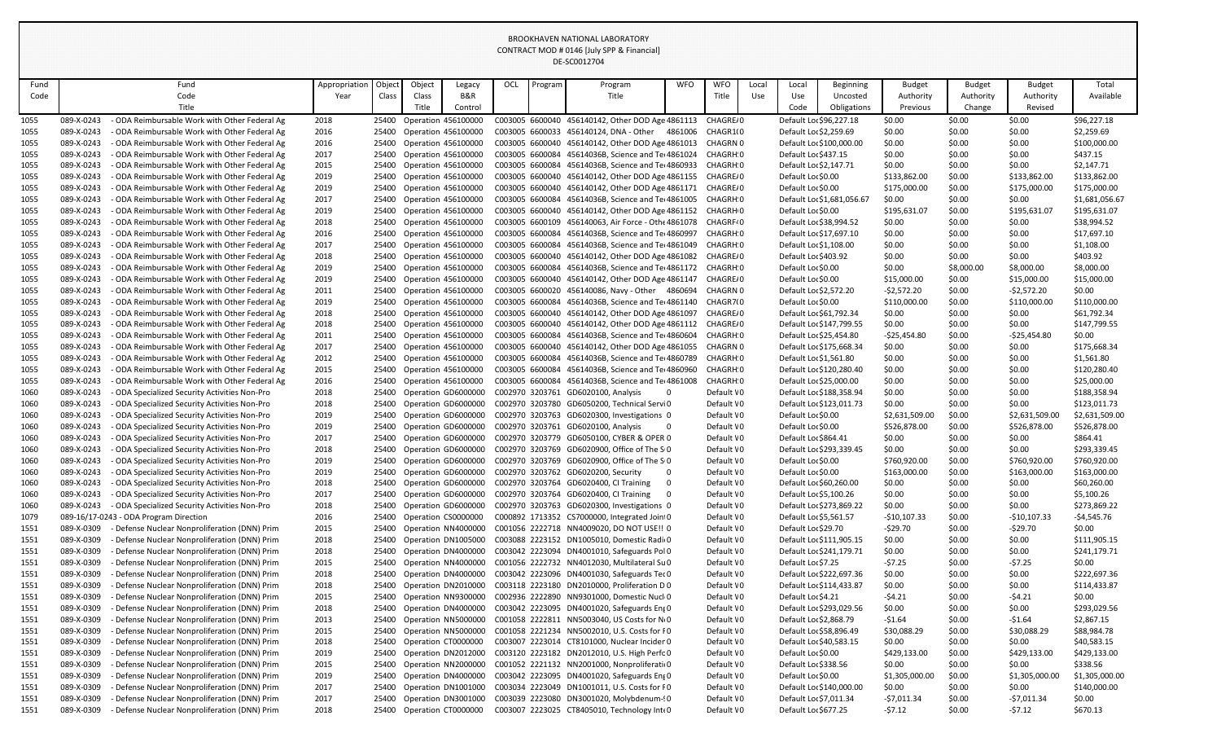BROOKHAVEN NATIONAL LABORATORY
CONTRACT MOD # 0146 [July SPP & Financial]
DE-SC0012704

| Fund Code | Fund Code Title | Appropriation Year | Object Class | Object Class Title | Legacy B&R Control | OCL | Program | Program Title | WFO | WFO Title | Local Use | Local Use Code | Beginning Uncosted Obligations | Budget Authority Previous | Budget Authority Change | Budget Authority Revised | Total Available |
|---|---|---|---|---|---|---|---|---|---|---|---|---|---|---|---|---|---|
| 1055 | 089-X-0243 - ODA Reimbursable Work with Other Federal Ag | 2018 | 25400 | Operation | 456100000 | C003005 | 6600040 | 456140142, Other DOD Age | 4861113 | CHAGREI | 0 | Default Loc | $96,227.18 | $0.00 | $0.00 | $0.00 | $96,227.18 |
| 1055 | 089-X-0243 - ODA Reimbursable Work with Other Federal Ag | 2016 | 25400 | Operation | 456100000 | C003005 | 6600033 | 456140124, DNA - Other | 4861006 | CHAGR1 | 0 | Default Loc | $2,259.69 | $0.00 | $0.00 | $0.00 | $2,259.69 |
| 1055 | 089-X-0243 - ODA Reimbursable Work with Other Federal Ag | 2016 | 25400 | Operation | 456100000 | C003005 | 6600040 | 456140142, Other DOD Age | 4861013 | CHAGRN | 0 | Default Loc | $100,000.00 | $0.00 | $0.00 | $0.00 | $100,000.00 |
| 1055 | 089-X-0243 - ODA Reimbursable Work with Other Federal Ag | 2017 | 25400 | Operation | 456100000 | C003005 | 6600084 | 45614036B, Science and Te | 4861024 | CHAGRH | 0 | Default Loc | $437.15 | $0.00 | $0.00 | $0.00 | $437.15 |
| 1055 | 089-X-0243 - ODA Reimbursable Work with Other Federal Ag | 2015 | 25400 | Operation | 456100000 | C003005 | 6600084 | 45614036B, Science and Te | 4860933 | CHAGRH | 0 | Default Loc | $2,147.71 | $0.00 | $0.00 | $0.00 | $2,147.71 |
| 1055 | 089-X-0243 - ODA Reimbursable Work with Other Federal Ag | 2019 | 25400 | Operation | 456100000 | C003005 | 6600040 | 456140142, Other DOD Age | 4861155 | CHAGREI | 0 | Default Loc | $0.00 | $133,862.00 | $0.00 | $133,862.00 | $133,862.00 |
| 1055 | 089-X-0243 - ODA Reimbursable Work with Other Federal Ag | 2019 | 25400 | Operation | 456100000 | C003005 | 6600040 | 456140142, Other DOD Age | 4861171 | CHAGREI | 0 | Default Loc | $0.00 | $175,000.00 | $0.00 | $175,000.00 | $175,000.00 |
| 1055 | 089-X-0243 - ODA Reimbursable Work with Other Federal Ag | 2017 | 25400 | Operation | 456100000 | C003005 | 6600084 | 45614036B, Science and Te | 4861005 | CHAGRH | 0 | Default Loc | $1,681,056.67 | $0.00 | $0.00 | $0.00 | $1,681,056.67 |
| 1055 | 089-X-0243 - ODA Reimbursable Work with Other Federal Ag | 2019 | 25400 | Operation | 456100000 | C003005 | 6600040 | 456140142, Other DOD Age | 4861152 | CHAGRH | 0 | Default Loc | $0.00 | $195,631.07 | $0.00 | $195,631.07 | $195,631.07 |
| 1055 | 089-X-0243 - ODA Reimbursable Work with Other Federal Ag | 2018 | 25400 | Operation | 456100000 | C003005 | 6600109 | 456140063, Air Force - Othe | 4861078 | CHAGRF | 0 | Default Loc | $38,994.52 | $0.00 | $0.00 | $0.00 | $38,994.52 |
| 1055 | 089-X-0243 - ODA Reimbursable Work with Other Federal Ag | 2016 | 25400 | Operation | 456100000 | C003005 | 6600084 | 45614036B, Science and Te | 4860997 | CHAGRH | 0 | Default Loc | $17,697.10 | $0.00 | $0.00 | $0.00 | $17,697.10 |
| 1055 | 089-X-0243 - ODA Reimbursable Work with Other Federal Ag | 2017 | 25400 | Operation | 456100000 | C003005 | 6600084 | 45614036B, Science and Te | 4861049 | CHAGRH | 0 | Default Loc | $1,108.00 | $0.00 | $0.00 | $0.00 | $1,108.00 |
| 1055 | 089-X-0243 - ODA Reimbursable Work with Other Federal Ag | 2018 | 25400 | Operation | 456100000 | C003005 | 6600040 | 456140142, Other DOD Age | 4861082 | CHAGREI | 0 | Default Loc | $403.92 | $0.00 | $0.00 | $0.00 | $403.92 |
| 1055 | 089-X-0243 - ODA Reimbursable Work with Other Federal Ag | 2019 | 25400 | Operation | 456100000 | C003005 | 6600084 | 45614036B, Science and Te | 4861172 | CHAGRH | 0 | Default Loc | $0.00 | $0.00 | $8,000.00 | $8,000.00 | $8,000.00 |
| 1055 | 089-X-0243 - ODA Reimbursable Work with Other Federal Ag | 2019 | 25400 | Operation | 456100000 | C003005 | 6600040 | 456140142, Other DOD Age | 4861147 | CHAGREI | 0 | Default Loc | $0.00 | $15,000.00 | $0.00 | $15,000.00 | $15,000.00 |
| 1055 | 089-X-0243 - ODA Reimbursable Work with Other Federal Ag | 2011 | 25400 | Operation | 456100000 | C003005 | 6600020 | 456140086, Navy - Other | 4860694 | CHAGRN | 0 | Default Loc | $2,572.20 | -$2,572.20 | $0.00 | -$2,572.20 | $0.00 |
| 1055 | 089-X-0243 - ODA Reimbursable Work with Other Federal Ag | 2019 | 25400 | Operation | 456100000 | C003005 | 6600084 | 45614036B, Science and Te | 4861140 | CHAGR7 | 0 | Default Loc | $0.00 | $110,000.00 | $0.00 | $110,000.00 | $110,000.00 |
| 1055 | 089-X-0243 - ODA Reimbursable Work with Other Federal Ag | 2018 | 25400 | Operation | 456100000 | C003005 | 6600040 | 456140142, Other DOD Age | 4861097 | CHAGREI | 0 | Default Loc | $61,792.34 | $0.00 | $0.00 | $0.00 | $61,792.34 |
| 1055 | 089-X-0243 - ODA Reimbursable Work with Other Federal Ag | 2018 | 25400 | Operation | 456100000 | C003005 | 6600040 | 456140142, Other DOD Age | 4861112 | CHAGREI | 0 | Default Loc | $147,799.55 | $0.00 | $0.00 | $0.00 | $147,799.55 |
| 1055 | 089-X-0243 - ODA Reimbursable Work with Other Federal Ag | 2011 | 25400 | Operation | 456100000 | C003005 | 6600084 | 45614036B, Science and Te | 4860604 | CHAGRH | 0 | Default Loc | $25,454.80 | -$25,454.80 | $0.00 | -$25,454.80 | $0.00 |
| 1055 | 089-X-0243 - ODA Reimbursable Work with Other Federal Ag | 2017 | 25400 | Operation | 456100000 | C003005 | 6600040 | 456140142, Other DOD Age | 4861055 | CHAGRN | 0 | Default Loc | $175,668.34 | $0.00 | $0.00 | $0.00 | $175,668.34 |
| 1055 | 089-X-0243 - ODA Reimbursable Work with Other Federal Ag | 2012 | 25400 | Operation | 456100000 | C003005 | 6600084 | 45614036B, Science and Te | 4860789 | CHAGRH | 0 | Default Loc | $1,561.80 | $0.00 | $0.00 | $0.00 | $1,561.80 |
| 1055 | 089-X-0243 - ODA Reimbursable Work with Other Federal Ag | 2015 | 25400 | Operation | 456100000 | C003005 | 6600084 | 45614036B, Science and Te | 4860960 | CHAGRH | 0 | Default Loc | $120,280.40 | $0.00 | $0.00 | $0.00 | $120,280.40 |
| 1055 | 089-X-0243 - ODA Reimbursable Work with Other Federal Ag | 2016 | 25400 | Operation | 456100000 | C003005 | 6600084 | 45614036B, Science and Te | 4861008 | CHAGRH | 0 | Default Loc | $25,000.00 | $0.00 | $0.00 | $0.00 | $25,000.00 |
| 1060 | 089-X-0243 - ODA Specialized Security Activities Non-Pro | 2018 | 25400 | Operation | GD6000000 | C002970 | 3203761 | GD6020100, Analysis | 0 | Default V | 0 | Default Loc | $188,358.94 | $0.00 | $0.00 | $0.00 | $188,358.94 |
| 1060 | 089-X-0243 - ODA Specialized Security Activities Non-Pro | 2018 | 25400 | Operation | GD6000000 | C002970 | 3203780 | GD6050200, Technical Servi | 0 | Default V | 0 | Default Loc | $123,011.73 | $0.00 | $0.00 | $0.00 | $123,011.73 |
| 1060 | 089-X-0243 - ODA Specialized Security Activities Non-Pro | 2019 | 25400 | Operation | GD6000000 | C002970 | 3203763 | GD6020300, Investigations | 0 | Default V | 0 | Default Loc | $0.00 | $2,631,509.00 | $0.00 | $2,631,509.00 | $2,631,509.00 |
| 1060 | 089-X-0243 - ODA Specialized Security Activities Non-Pro | 2019 | 25400 | Operation | GD6000000 | C002970 | 3203761 | GD6020100, Analysis | 0 | Default V | 0 | Default Loc | $0.00 | $526,878.00 | $0.00 | $526,878.00 | $526,878.00 |
| 1060 | 089-X-0243 - ODA Specialized Security Activities Non-Pro | 2017 | 25400 | Operation | GD6000000 | C002970 | 3203779 | GD6050100, CYBER & OPER | 0 | Default V | 0 | Default Loc | $864.41 | $0.00 | $0.00 | $0.00 | $864.41 |
| 1060 | 089-X-0243 - ODA Specialized Security Activities Non-Pro | 2018 | 25400 | Operation | GD6000000 | C002970 | 3203769 | GD6020900, Office of The S | 0 | Default V | 0 | Default Loc | $293,339.45 | $0.00 | $0.00 | $0.00 | $293,339.45 |
| 1060 | 089-X-0243 - ODA Specialized Security Activities Non-Pro | 2019 | 25400 | Operation | GD6000000 | C002970 | 3203769 | GD6020900, Office of The S | 0 | Default V | 0 | Default Loc | $0.00 | $760,920.00 | $0.00 | $760,920.00 | $760,920.00 |
| 1060 | 089-X-0243 - ODA Specialized Security Activities Non-Pro | 2019 | 25400 | Operation | GD6000000 | C002970 | 3203762 | GD6020200, Security | 0 | Default V | 0 | Default Loc | $0.00 | $163,000.00 | $0.00 | $163,000.00 | $163,000.00 |
| 1060 | 089-X-0243 - ODA Specialized Security Activities Non-Pro | 2018 | 25400 | Operation | GD6000000 | C002970 | 3203764 | GD6020400, CI Training | 0 | Default V | 0 | Default Loc | $60,260.00 | $0.00 | $0.00 | $0.00 | $60,260.00 |
| 1060 | 089-X-0243 - ODA Specialized Security Activities Non-Pro | 2017 | 25400 | Operation | GD6000000 | C002970 | 3203764 | GD6020400, CI Training | 0 | Default V | 0 | Default Loc | $5,100.26 | $0.00 | $0.00 | $0.00 | $5,100.26 |
| 1060 | 089-X-0243 - ODA Specialized Security Activities Non-Pro | 2018 | 25400 | Operation | GD6000000 | C002970 | 3203763 | GD6020300, Investigations | 0 | Default V | 0 | Default Loc | $273,869.22 | $0.00 | $0.00 | $0.00 | $273,869.22 |
| 1079 | 089-16/17-0243 - ODA Program Direction | 2016 | 25400 | Operation | CS0000000 | C000892 | 1713352 | CS7000000, Integrated Join | 0 | Default V | 0 | Default Loc | $5,561.57 | -$10,107.33 | $0.00 | -$10,107.33 | -$4,545.76 |
| 1551 | 089-X-0309 - Defense Nuclear Nonproliferation (DNN) Prim | 2015 | 25400 | Operation | NN4000000 | C001056 | 2222718 | NN4009020, DO NOT USE!! | 0 | Default V | 0 | Default Loc | $29.70 | -$29.70 | $0.00 | -$29.70 | $0.00 |
| 1551 | 089-X-0309 - Defense Nuclear Nonproliferation (DNN) Prim | 2018 | 25400 | Operation | DN1005000 | C003088 | 2223152 | DN1005010, Domestic Radi | 0 | Default V | 0 | Default Loc | $111,905.15 | $0.00 | $0.00 | $0.00 | $111,905.15 |
| 1551 | 089-X-0309 - Defense Nuclear Nonproliferation (DNN) Prim | 2018 | 25400 | Operation | DN4000000 | C003042 | 2223094 | DN4001010, Safeguards Pol | 0 | Default V | 0 | Default Loc | $241,179.71 | $0.00 | $0.00 | $0.00 | $241,179.71 |
| 1551 | 089-X-0309 - Defense Nuclear Nonproliferation (DNN) Prim | 2015 | 25400 | Operation | NN4000000 | C001056 | 2222732 | NN4012030, Multilateral Su | 0 | Default V | 0 | Default Loc | $7.25 | -$7.25 | $0.00 | -$7.25 | $0.00 |
| 1551 | 089-X-0309 - Defense Nuclear Nonproliferation (DNN) Prim | 2018 | 25400 | Operation | DN4000000 | C003042 | 2223096 | DN4001030, Safeguards Tec | 0 | Default V | 0 | Default Loc | $222,697.36 | $0.00 | $0.00 | $0.00 | $222,697.36 |
| 1551 | 089-X-0309 - Defense Nuclear Nonproliferation (DNN) Prim | 2018 | 25400 | Operation | DN2010000 | C003118 | 2223180 | DN2010000, Proliferation D | 0 | Default V | 0 | Default Loc | $114,433.87 | $0.00 | $0.00 | $0.00 | $114,433.87 |
| 1551 | 089-X-0309 - Defense Nuclear Nonproliferation (DNN) Prim | 2015 | 25400 | Operation | NN9300000 | C002936 | 2222890 | NN9301000, Domestic Nucl | 0 | Default V | 0 | Default Loc | $4.21 | -$4.21 | $0.00 | -$4.21 | $0.00 |
| 1551 | 089-X-0309 - Defense Nuclear Nonproliferation (DNN) Prim | 2018 | 25400 | Operation | DN4000000 | C003042 | 2223095 | DN4001020, Safeguards Eng | 0 | Default V | 0 | Default Loc | $293,029.56 | $0.00 | $0.00 | $0.00 | $293,029.56 |
| 1551 | 089-X-0309 - Defense Nuclear Nonproliferation (DNN) Prim | 2013 | 25400 | Operation | NN5000000 | C001058 | 2222811 | NN5003040, US Costs for N | 0 | Default V | 0 | Default Loc | $2,868.79 | -$1.64 | $0.00 | -$1.64 | $2,867.15 |
| 1551 | 089-X-0309 - Defense Nuclear Nonproliferation (DNN) Prim | 2015 | 25400 | Operation | NN5000000 | C001058 | 2221234 | NN5002010, U.S. Costs for F | 0 | Default V | 0 | Default Loc | $58,896.49 | $30,088.29 | $0.00 | $30,088.29 | $88,984.78 |
| 1551 | 089-X-0309 - Defense Nuclear Nonproliferation (DNN) Prim | 2018 | 25400 | Operation | CT0000000 | C003007 | 2223014 | CT8101000, Nuclear Incider | 0 | Default V | 0 | Default Loc | $40,583.15 | $0.00 | $0.00 | $0.00 | $40,583.15 |
| 1551 | 089-X-0309 - Defense Nuclear Nonproliferation (DNN) Prim | 2019 | 25400 | Operation | DN2012000 | C003120 | 2223182 | DN2012010, U.S. High Perfc | 0 | Default V | 0 | Default Loc | $0.00 | $429,133.00 | $0.00 | $429,133.00 | $429,133.00 |
| 1551 | 089-X-0309 - Defense Nuclear Nonproliferation (DNN) Prim | 2015 | 25400 | Operation | NN2000000 | C001052 | 2221132 | NN2001000, Nonproliferatio | 0 | Default V | 0 | Default Loc | $338.56 | $0.00 | $0.00 | $0.00 | $338.56 |
| 1551 | 089-X-0309 - Defense Nuclear Nonproliferation (DNN) Prim | 2019 | 25400 | Operation | DN4000000 | C003042 | 2223095 | DN4001020, Safeguards Eng | 0 | Default V | 0 | Default Loc | $0.00 | $1,305,000.00 | $0.00 | $1,305,000.00 | $1,305,000.00 |
| 1551 | 089-X-0309 - Defense Nuclear Nonproliferation (DNN) Prim | 2017 | 25400 | Operation | DN1001000 | C003034 | 2223049 | DN1001011, U.S. Costs for F | 0 | Default V | 0 | Default Loc | $140,000.00 | $0.00 | $0.00 | $0.00 | $140,000.00 |
| 1551 | 089-X-0309 - Defense Nuclear Nonproliferation (DNN) Prim | 2017 | 25400 | Operation | DN3001000 | C003039 | 2223080 | DN3001020, Molybdenum-9 | 0 | Default V | 0 | Default Loc | $7,011.34 | -$7,011.34 | $0.00 | -$7,011.34 | $0.00 |
| 1551 | 089-X-0309 - Defense Nuclear Nonproliferation (DNN) Prim | 2018 | 25400 | Operation | CT0000000 | C003007 | 2223025 | CT8405010, Technology Inte | 0 | Default V | 0 | Default Loc | $677.25 | -$7.12 | $0.00 | -$7.12 | $670.13 |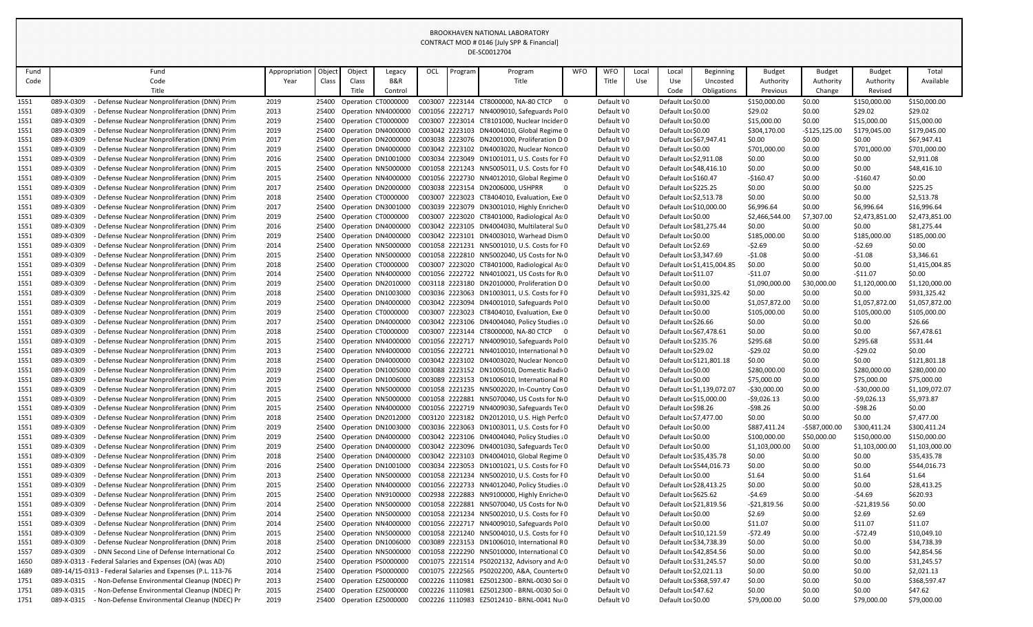# BROOKHAVEN NATIONAL LABORATORY
## CONTRACT MOD # 0146 [July SPP & Financial]
## DE-SC0012704

| Fund Code | Fund Code Title | Appropriation Year | Object Class | Object Class Title | Legacy B&R Control | OCL | Program | Program Title | WFO | WFO Title | Local Use | Local Use Code | Beginning Uncosted Obligations | Budget Authority Previous | Budget Authority Change | Budget Authority Revised | Total Available |
|---|---|---|---|---|---|---|---|---|---|---|---|---|---|---|---|---|---|
| 1551 | 089-X-0309 - Defense Nuclear Nonproliferation (DNN) Prim | 2019 | 25400 | Operation | CT0000000 | C003007 | 2223144 | CT8000000, NA-80 CTCP | 0 | Default V0 | | Default Loc | $0.00 | $150,000.00 | $0.00 | $150,000.00 | $150,000.00 |
| 1551 | 089-X-0309 - Defense Nuclear Nonproliferation (DNN) Prim | 2013 | 25400 | Operation | NN4000000 | C001056 | 2222717 | NN4009010, Safeguards Pol | 0 | Default V0 | | Default Loc | $0.00 | $29.02 | $0.00 | $29.02 | $29.02 |
| 1551 | 089-X-0309 - Defense Nuclear Nonproliferation (DNN) Prim | 2019 | 25400 | Operation | CT0000000 | C003007 | 2223014 | CT8101000, Nuclear Incider | 0 | Default V0 | | Default Loc | $0.00 | $15,000.00 | $0.00 | $15,000.00 | $15,000.00 |
| 1551 | 089-X-0309 - Defense Nuclear Nonproliferation (DNN) Prim | 2019 | 25400 | Operation | DN4000000 | C003042 | 2223103 | DN4004010, Global Regime | 0 | Default V0 | | Default Loc | $0.00 | $304,170.00 | -$125,125.00 | $179,045.00 | $179,045.00 |
| 1551 | 089-X-0309 - Defense Nuclear Nonproliferation (DNN) Prim | 2017 | 25400 | Operation | DN2000000 | C003038 | 2223076 | DN2001000, Proliferation D | 0 | Default V0 | | Default Loc | $67,947.41 | $0.00 | $0.00 | $0.00 | $67,947.41 |
| 1551 | 089-X-0309 - Defense Nuclear Nonproliferation (DNN) Prim | 2019 | 25400 | Operation | DN4000000 | C003042 | 2223102 | DN4003020, Nuclear Nonco | 0 | Default V0 | | Default Loc | $0.00 | $701,000.00 | $0.00 | $701,000.00 | $701,000.00 |
| 1551 | 089-X-0309 - Defense Nuclear Nonproliferation (DNN) Prim | 2016 | 25400 | Operation | DN1001000 | C003034 | 2223049 | DN1001011, U.S. Costs for F | 0 | Default V0 | | Default Loc | $2,911.08 | $0.00 | $0.00 | $0.00 | $2,911.08 |
| 1551 | 089-X-0309 - Defense Nuclear Nonproliferation (DNN) Prim | 2015 | 25400 | Operation | NN5000000 | C001058 | 2221243 | NN5005011, U.S. Costs for F | 0 | Default V0 | | Default Loc | $48,416.10 | $0.00 | $0.00 | $0.00 | $48,416.10 |
| 1551 | 089-X-0309 - Defense Nuclear Nonproliferation (DNN) Prim | 2015 | 25400 | Operation | NN4000000 | C001056 | 2222730 | NN4012010, Global Regime | 0 | Default V0 | | Default Loc | $160.47 | -$160.47 | $0.00 | -$160.47 | $0.00 |
| 1551 | 089-X-0309 - Defense Nuclear Nonproliferation (DNN) Prim | 2017 | 25400 | Operation | DN2000000 | C003038 | 2223154 | DN2006000, USHPRR | 0 | Default V0 | | Default Loc | $225.25 | $0.00 | $0.00 | $0.00 | $225.25 |
| 1551 | 089-X-0309 - Defense Nuclear Nonproliferation (DNN) Prim | 2018 | 25400 | Operation | CT0000000 | C003007 | 2223023 | CT8404010, Evaluation, Exe | 0 | Default V0 | | Default Loc | $2,513.78 | $0.00 | $0.00 | $0.00 | $2,513.78 |
| 1551 | 089-X-0309 - Defense Nuclear Nonproliferation (DNN) Prim | 2017 | 25400 | Operation | DN3001000 | C003039 | 2223079 | DN3001010, Highly Enrichec | 0 | Default V0 | | Default Loc | $10,000.00 | $6,996.64 | $0.00 | $6,996.64 | $16,996.64 |
| 1551 | 089-X-0309 - Defense Nuclear Nonproliferation (DNN) Prim | 2019 | 25400 | Operation | CT0000000 | C003007 | 2223020 | CT8401000, Radiological As | 0 | Default V0 | | Default Loc | $0.00 | $2,466,544.00 | $7,307.00 | $2,473,851.00 | $2,473,851.00 |
| 1551 | 089-X-0309 - Defense Nuclear Nonproliferation (DNN) Prim | 2016 | 25400 | Operation | DN4000000 | C003042 | 2223105 | DN4004030, Multilateral Su | 0 | Default V0 | | Default Loc | $81,275.44 | $0.00 | $0.00 | $0.00 | $81,275.44 |
| 1551 | 089-X-0309 - Defense Nuclear Nonproliferation (DNN) Prim | 2019 | 25400 | Operation | DN4000000 | C003042 | 2223101 | DN4003010, Warhead Dism | 0 | Default V0 | | Default Loc | $0.00 | $185,000.00 | $0.00 | $185,000.00 | $185,000.00 |
| 1551 | 089-X-0309 - Defense Nuclear Nonproliferation (DNN) Prim | 2014 | 25400 | Operation | NN5000000 | C001058 | 2221231 | NN5001010, U.S. Costs for F | 0 | Default V0 | | Default Loc | $2.69 | -$2.69 | $0.00 | -$2.69 | $0.00 |
| 1551 | 089-X-0309 - Defense Nuclear Nonproliferation (DNN) Prim | 2015 | 25400 | Operation | NN5000000 | C001058 | 2222810 | NN5002040, US Costs for N | 0 | Default V0 | | Default Loc | $3,347.69 | -$1.08 | $0.00 | -$1.08 | $3,346.61 |
| 1551 | 089-X-0309 - Defense Nuclear Nonproliferation (DNN) Prim | 2018 | 25400 | Operation | CT0000000 | C003007 | 2223020 | CT8401000, Radiological As | 0 | Default V0 | | Default Loc | $1,415,004.85 | $0.00 | $0.00 | $0.00 | $1,415,004.85 |
| 1551 | 089-X-0309 - Defense Nuclear Nonproliferation (DNN) Prim | 2014 | 25400 | Operation | NN4000000 | C001056 | 2222722 | NN4010021, US Costs for R | 0 | Default V0 | | Default Loc | $11.07 | -$11.07 | $0.00 | -$11.07 | $0.00 |
| 1551 | 089-X-0309 - Defense Nuclear Nonproliferation (DNN) Prim | 2019 | 25400 | Operation | DN2010000 | C003118 | 2223180 | DN2010000, Proliferation D | 0 | Default V0 | | Default Loc | $0.00 | $1,090,000.00 | $30,000.00 | $1,120,000.00 | $1,120,000.00 |
| 1551 | 089-X-0309 - Defense Nuclear Nonproliferation (DNN) Prim | 2018 | 25400 | Operation | DN1003000 | C003036 | 2223063 | DN1003011, U.S. Costs for F | 0 | Default V0 | | Default Loc | $931,325.42 | $0.00 | $0.00 | $0.00 | $931,325.42 |
| 1551 | 089-X-0309 - Defense Nuclear Nonproliferation (DNN) Prim | 2019 | 25400 | Operation | DN4000000 | C003042 | 2223094 | DN4001010, Safeguards Pol | 0 | Default V0 | | Default Loc | $0.00 | $1,057,872.00 | $0.00 | $1,057,872.00 | $1,057,872.00 |
| 1551 | 089-X-0309 - Defense Nuclear Nonproliferation (DNN) Prim | 2019 | 25400 | Operation | CT0000000 | C003007 | 2223023 | CT8404010, Evaluation, Exe | 0 | Default V0 | | Default Loc | $0.00 | $105,000.00 | $0.00 | $105,000.00 | $105,000.00 |
| 1551 | 089-X-0309 - Defense Nuclear Nonproliferation (DNN) Prim | 2017 | 25400 | Operation | DN4000000 | C003042 | 2223106 | DN4004040, Policy Studies | 0 | Default V0 | | Default Loc | $26.66 | $0.00 | $0.00 | $0.00 | $26.66 |
| 1551 | 089-X-0309 - Defense Nuclear Nonproliferation (DNN) Prim | 2018 | 25400 | Operation | CT0000000 | C003007 | 2223144 | CT8000000, NA-80 CTCP | 0 | Default V0 | | Default Loc | $67,478.61 | $0.00 | $0.00 | $0.00 | $67,478.61 |
| 1551 | 089-X-0309 - Defense Nuclear Nonproliferation (DNN) Prim | 2015 | 25400 | Operation | NN4000000 | C001056 | 2222717 | NN4009010, Safeguards Pol | 0 | Default V0 | | Default Loc | $235.76 | $295.68 | $0.00 | $295.68 | $531.44 |
| 1551 | 089-X-0309 - Defense Nuclear Nonproliferation (DNN) Prim | 2013 | 25400 | Operation | NN4000000 | C001056 | 2222721 | NN4010010, International N | 0 | Default V0 | | Default Loc | $29.02 | -$29.02 | $0.00 | -$29.02 | $0.00 |
| 1551 | 089-X-0309 - Defense Nuclear Nonproliferation (DNN) Prim | 2018 | 25400 | Operation | DN4000000 | C003042 | 2223102 | DN4003020, Nuclear Nonco | 0 | Default V0 | | Default Loc | $121,801.18 | $0.00 | $0.00 | $0.00 | $121,801.18 |
| 1551 | 089-X-0309 - Defense Nuclear Nonproliferation (DNN) Prim | 2019 | 25400 | Operation | DN1005000 | C003088 | 2223152 | DN1005010, Domestic Radi | 0 | Default V0 | | Default Loc | $0.00 | $280,000.00 | $0.00 | $280,000.00 | $280,000.00 |
| 1551 | 089-X-0309 - Defense Nuclear Nonproliferation (DNN) Prim | 2019 | 25400 | Operation | DN1006000 | C003089 | 2223153 | DN1006010, International R | 0 | Default V0 | | Default Loc | $0.00 | $75,000.00 | $0.00 | $75,000.00 | $75,000.00 |
| 1551 | 089-X-0309 - Defense Nuclear Nonproliferation (DNN) Prim | 2015 | 25400 | Operation | NN5000000 | C001058 | 2221235 | NN5002020, In-Country Cos | 0 | Default V0 | | Default Loc | $1,139,072.07 | -$30,000.00 | $0.00 | -$30,000.00 | $1,109,072.07 |
| 1551 | 089-X-0309 - Defense Nuclear Nonproliferation (DNN) Prim | 2015 | 25400 | Operation | NN5000000 | C001058 | 2222881 | NN5070040, US Costs for N | 0 | Default V0 | | Default Loc | $15,000.00 | -$9,026.13 | $0.00 | -$9,026.13 | $5,973.87 |
| 1551 | 089-X-0309 - Defense Nuclear Nonproliferation (DNN) Prim | 2015 | 25400 | Operation | NN4000000 | C001056 | 2222719 | NN4009030, Safeguards Tec | 0 | Default V0 | | Default Loc | $98.26 | -$98.26 | $0.00 | -$98.26 | $0.00 |
| 1551 | 089-X-0309 - Defense Nuclear Nonproliferation (DNN) Prim | 2018 | 25400 | Operation | DN2012000 | C003120 | 2223182 | DN2012010, U.S. High Perfc | 0 | Default V0 | | Default Loc | $7,477.00 | $0.00 | $0.00 | $0.00 | $7,477.00 |
| 1551 | 089-X-0309 - Defense Nuclear Nonproliferation (DNN) Prim | 2019 | 25400 | Operation | DN1003000 | C003036 | 2223063 | DN1003011, U.S. Costs for F | 0 | Default V0 | | Default Loc | $0.00 | $887,411.24 | -$587,000.00 | $300,411.24 | $300,411.24 |
| 1551 | 089-X-0309 - Defense Nuclear Nonproliferation (DNN) Prim | 2019 | 25400 | Operation | DN4000000 | C003042 | 2223106 | DN4004040, Policy Studies | 0 | Default V0 | | Default Loc | $0.00 | $100,000.00 | $50,000.00 | $150,000.00 | $150,000.00 |
| 1551 | 089-X-0309 - Defense Nuclear Nonproliferation (DNN) Prim | 2019 | 25400 | Operation | DN4000000 | C003042 | 2223096 | DN4001030, Safeguards Tec | 0 | Default V0 | | Default Loc | $0.00 | $1,103,000.00 | $0.00 | $1,103,000.00 | $1,103,000.00 |
| 1551 | 089-X-0309 - Defense Nuclear Nonproliferation (DNN) Prim | 2018 | 25400 | Operation | DN4000000 | C003042 | 2223103 | DN4004010, Global Regime | 0 | Default V0 | | Default Loc | $35,435.78 | $0.00 | $0.00 | $0.00 | $35,435.78 |
| 1551 | 089-X-0309 - Defense Nuclear Nonproliferation (DNN) Prim | 2016 | 25400 | Operation | DN1001000 | C003034 | 2223053 | DN1001021, U.S. Costs for F | 0 | Default V0 | | Default Loc | $544,016.73 | $0.00 | $0.00 | $0.00 | $544,016.73 |
| 1551 | 089-X-0309 - Defense Nuclear Nonproliferation (DNN) Prim | 2013 | 25400 | Operation | NN5000000 | C001058 | 2221234 | NN5002010, U.S. Costs for F | 0 | Default V0 | | Default Loc | $0.00 | $1.64 | $0.00 | $1.64 | $1.64 |
| 1551 | 089-X-0309 - Defense Nuclear Nonproliferation (DNN) Prim | 2015 | 25400 | Operation | NN4000000 | C001056 | 2222733 | NN4012040, Policy Studies | 0 | Default V0 | | Default Loc | $28,413.25 | $0.00 | $0.00 | $0.00 | $28,413.25 |
| 1551 | 089-X-0309 - Defense Nuclear Nonproliferation (DNN) Prim | 2015 | 25400 | Operation | NN9100000 | C002938 | 2222883 | NN9100000, Highly Enrichec | 0 | Default V0 | | Default Loc | $625.62 | -$4.69 | $0.00 | -$4.69 | $620.93 |
| 1551 | 089-X-0309 - Defense Nuclear Nonproliferation (DNN) Prim | 2014 | 25400 | Operation | NN5000000 | C001058 | 2222881 | NN5070040, US Costs for N | 0 | Default V0 | | Default Loc | $21,819.56 | -$21,819.56 | $0.00 | -$21,819.56 | $0.00 |
| 1551 | 089-X-0309 - Defense Nuclear Nonproliferation (DNN) Prim | 2014 | 25400 | Operation | NN5000000 | C001058 | 2221234 | NN5002010, U.S. Costs for F | 0 | Default V0 | | Default Loc | $0.00 | $2.69 | $0.00 | $2.69 | $2.69 |
| 1551 | 089-X-0309 - Defense Nuclear Nonproliferation (DNN) Prim | 2014 | 25400 | Operation | NN4000000 | C001056 | 2222717 | NN4009010, Safeguards Pol | 0 | Default V0 | | Default Loc | $0.00 | $11.07 | $0.00 | $11.07 | $11.07 |
| 1551 | 089-X-0309 - Defense Nuclear Nonproliferation (DNN) Prim | 2015 | 25400 | Operation | NN5000000 | C001058 | 2221240 | NN5004010, U.S. Costs for F | 0 | Default V0 | | Default Loc | $10,121.59 | -$72.49 | $0.00 | -$72.49 | $10,049.10 |
| 1551 | 089-X-0309 - Defense Nuclear Nonproliferation (DNN) Prim | 2018 | 25400 | Operation | DN1006000 | C003089 | 2223153 | DN1006010, International R | 0 | Default V0 | | Default Loc | $34,738.39 | $0.00 | $0.00 | $0.00 | $34,738.39 |
| 1557 | 089-X-0309 - DNN Second Line of Defense International Co | 2012 | 25400 | Operation | NN5000000 | C001058 | 2222290 | NN5010000, International C | 0 | Default V0 | | Default Loc | $42,854.56 | $0.00 | $0.00 | $0.00 | $42,854.56 |
| 1650 | 089-X-0313 - Federal Salaries and Expenses (OA) (was AD) | 2010 | 25400 | Operation | PS0000000 | C001075 | 2221514 | PS0202132, Advisory and A | 0 | Default V0 | | Default Loc | $31,245.57 | $0.00 | $0.00 | $0.00 | $31,245.57 |
| 1689 | 089-14/15-0313 - Federal Salaries and Expenses (P.L. 113-76 | 2014 | 25400 | Operation | PS0000000 | C001075 | 2222565 | PS0202200, A&A, Counterte | 0 | Default V0 | | Default Loc | $2,021.13 | $0.00 | $0.00 | $0.00 | $2,021.13 |
| 1751 | 089-X-0315 - Non-Defense Environmental Cleanup (NDEC) Pr | 2013 | 25400 | Operation | EZ5000000 | C002226 | 1110981 | EZ5012300 - BRNL-0030 Soi | 0 | Default V0 | | Default Loc | $368,597.47 | $0.00 | $0.00 | $0.00 | $368,597.47 |
| 1751 | 089-X-0315 - Non-Defense Environmental Cleanup (NDEC) Pr | 2015 | 25400 | Operation | EZ5000000 | C002226 | 1110981 | EZ5012300 - BRNL-0030 Soi | 0 | Default V0 | | Default Loc | $47.62 | $0.00 | $0.00 | $0.00 | $47.62 |
| 1751 | 089-X-0315 - Non-Defense Environmental Cleanup (NDEC) Pr | 2019 | 25400 | Operation | EZ5000000 | C002226 | 1110983 | EZ5012410 - BRNL-0041 Nu | 0 | Default V0 | | Default Loc | $0.00 | $79,000.00 | $0.00 | $79,000.00 | $79,000.00 |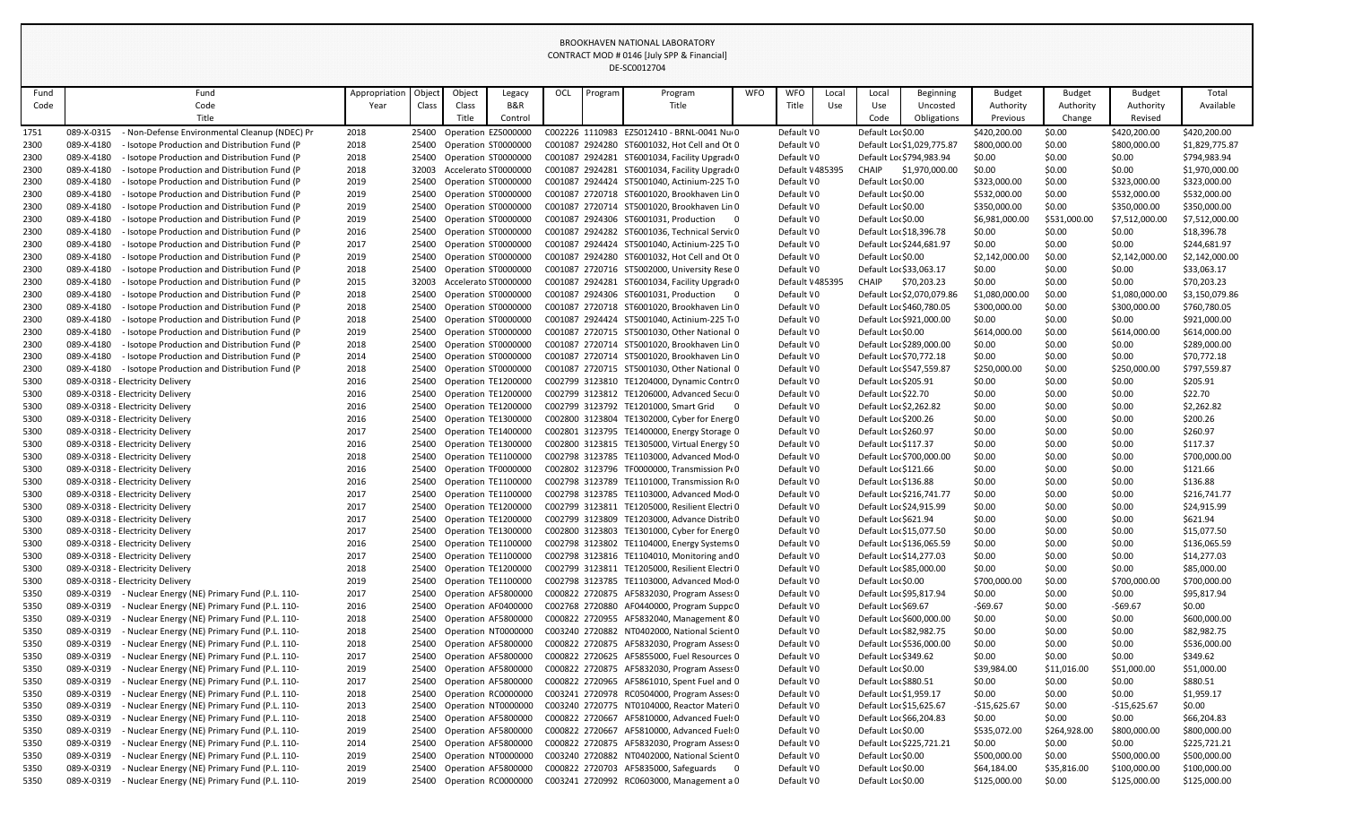BROOKHAVEN NATIONAL LABORATORY
CONTRACT MOD # 0146 [July SPP & Financial]
DE-SC0012704

| Fund Code | Fund Code Title | Appropriation Year | Object Class | Object Class Title | Legacy B&R Control | OCL | Program | Program Title | WFO | WFO Title | Local Use | Local Use Code | Beginning Uncosted Obligations | Budget Authority Previous | Budget Authority Change | Budget Authority Revised | Total Available |
|---|---|---|---|---|---|---|---|---|---|---|---|---|---|---|---|---|---|
| 1751 | 089-X-0315 - Non-Defense Environmental Cleanup (NDEC) Pr | 2018 | 25400 | Operation | EZ5000000 | C002226 | 1110983 | EZ5012410 - BRNL-0041 Nu | 0 | Default V | 0 | Default Loc | $0.00 | $420,200.00 | $0.00 | $420,200.00 | $420,200.00 |
| 2300 | 089-X-4180 - Isotope Production and Distribution Fund (P | 2018 | 25400 | Operation | ST0000000 | C001087 | 2924280 | ST6001032, Hot Cell and Ot | 0 | Default V | 0 | Default Loc | $1,029,775.87 | $800,000.00 | $0.00 | $800,000.00 | $1,829,775.87 |
| 2300 | 089-X-4180 - Isotope Production and Distribution Fund (P | 2018 | 25400 | Operation | ST0000000 | C001087 | 2924281 | ST6001034, Facility Upgrade | 0 | Default V | 0 | Default Loc | $794,983.94 | $0.00 | $0.00 | $0.00 | $794,983.94 |
| 2300 | 089-X-4180 - Isotope Production and Distribution Fund (P | 2018 | 32003 | Accelerato | ST0000000 | C001087 | 2924281 | ST6001034, Facility Upgrade | 0 | Default V | 485395 | CHAIP | $1,970,000.00 | $0.00 | $0.00 | $0.00 | $1,970,000.00 |
| 2300 | 089-X-4180 - Isotope Production and Distribution Fund (P | 2019 | 25400 | Operation | ST0000000 | C001087 | 2924424 | ST5001040, Actinium-225 T | 0 | Default V | 0 | Default Loc | $0.00 | $323,000.00 | $0.00 | $323,000.00 | $323,000.00 |
| 2300 | 089-X-4180 - Isotope Production and Distribution Fund (P | 2019 | 25400 | Operation | ST0000000 | C001087 | 2720718 | ST6001020, Brookhaven Lin | 0 | Default V | 0 | Default Loc | $0.00 | $532,000.00 | $0.00 | $532,000.00 | $532,000.00 |
| 2300 | 089-X-4180 - Isotope Production and Distribution Fund (P | 2019 | 25400 | Operation | ST0000000 | C001087 | 2720714 | ST5001020, Brookhaven Lin | 0 | Default V | 0 | Default Loc | $0.00 | $350,000.00 | $0.00 | $350,000.00 | $350,000.00 |
| 2300 | 089-X-4180 - Isotope Production and Distribution Fund (P | 2019 | 25400 | Operation | ST0000000 | C001087 | 2924306 | ST6001031, Production | 0 | Default V | 0 | Default Loc | $0.00 | $6,981,000.00 | $531,000.00 | $7,512,000.00 | $7,512,000.00 |
| 2300 | 089-X-4180 - Isotope Production and Distribution Fund (P | 2016 | 25400 | Operation | ST0000000 | C001087 | 2924282 | ST6001036, Technical Servi | 0 | Default V | 0 | Default Loc | $18,396.78 | $0.00 | $0.00 | $0.00 | $18,396.78 |
| 2300 | 089-X-4180 - Isotope Production and Distribution Fund (P | 2017 | 25400 | Operation | ST0000000 | C001087 | 2924424 | ST5001040, Actinium-225 T | 0 | Default V | 0 | Default Loc | $244,681.97 | $0.00 | $0.00 | $0.00 | $244,681.97 |
| 2300 | 089-X-4180 - Isotope Production and Distribution Fund (P | 2019 | 25400 | Operation | ST0000000 | C001087 | 2924280 | ST6001032, Hot Cell and Ot | 0 | Default V | 0 | Default Loc | $0.00 | $2,142,000.00 | $0.00 | $2,142,000.00 | $2,142,000.00 |
| 2300 | 089-X-4180 - Isotope Production and Distribution Fund (P | 2018 | 25400 | Operation | ST0000000 | C001087 | 2720716 | ST5002000, University Rese | 0 | Default V | 0 | Default Loc | $33,063.17 | $0.00 | $0.00 | $0.00 | $33,063.17 |
| 2300 | 089-X-4180 - Isotope Production and Distribution Fund (P | 2015 | 32003 | Accelerato | ST0000000 | C001087 | 2924281 | ST6001034, Facility Upgrade | 0 | Default V | 485395 | CHAIP | $70,203.23 | $0.00 | $0.00 | $0.00 | $70,203.23 |
| 2300 | 089-X-4180 - Isotope Production and Distribution Fund (P | 2018 | 25400 | Operation | ST0000000 | C001087 | 2924306 | ST6001031, Production | 0 | Default V | 0 | Default Loc | $2,070,079.86 | $1,080,000.00 | $0.00 | $1,080,000.00 | $3,150,079.86 |
| 2300 | 089-X-4180 - Isotope Production and Distribution Fund (P | 2018 | 25400 | Operation | ST0000000 | C001087 | 2720718 | ST6001020, Brookhaven Lin | 0 | Default V | 0 | Default Loc | $460,780.05 | $300,000.00 | $0.00 | $300,000.00 | $760,780.05 |
| 2300 | 089-X-4180 - Isotope Production and Distribution Fund (P | 2018 | 25400 | Operation | ST0000000 | C001087 | 2924424 | ST5001040, Actinium-225 T | 0 | Default V | 0 | Default Loc | $921,000.00 | $0.00 | $0.00 | $0.00 | $921,000.00 |
| 2300 | 089-X-4180 - Isotope Production and Distribution Fund (P | 2019 | 25400 | Operation | ST0000000 | C001087 | 2720715 | ST5001030, Other National | 0 | Default V | 0 | Default Loc | $0.00 | $614,000.00 | $0.00 | $614,000.00 | $614,000.00 |
| 2300 | 089-X-4180 - Isotope Production and Distribution Fund (P | 2018 | 25400 | Operation | ST0000000 | C001087 | 2720714 | ST5001020, Brookhaven Lin | 0 | Default V | 0 | Default Loc | $289,000.00 | $0.00 | $0.00 | $0.00 | $289,000.00 |
| 2300 | 089-X-4180 - Isotope Production and Distribution Fund (P | 2014 | 25400 | Operation | ST0000000 | C001087 | 2720714 | ST5001020, Brookhaven Lin | 0 | Default V | 0 | Default Loc | $70,772.18 | $0.00 | $0.00 | $0.00 | $70,772.18 |
| 2300 | 089-X-4180 - Isotope Production and Distribution Fund (P | 2018 | 25400 | Operation | ST0000000 | C001087 | 2720715 | ST5001030, Other National | 0 | Default V | 0 | Default Loc | $547,559.87 | $250,000.00 | $0.00 | $250,000.00 | $797,559.87 |
| 5300 | 089-X-0318 - Electricity Delivery | 2016 | 25400 | Operation | TE1200000 | C002799 | 3123810 | TE1204000, Dynamic Contr | 0 | Default V | 0 | Default Loc | $205.91 | $0.00 | $0.00 | $0.00 | $205.91 |
| 5300 | 089-X-0318 - Electricity Delivery | 2016 | 25400 | Operation | TE1200000 | C002799 | 3123812 | TE1206000, Advanced Secu | 0 | Default V | 0 | Default Loc | $22.70 | $0.00 | $0.00 | $0.00 | $22.70 |
| 5300 | 089-X-0318 - Electricity Delivery | 2016 | 25400 | Operation | TE1200000 | C002799 | 3123792 | TE1201000, Smart Grid | 0 | Default V | 0 | Default Loc | $2,262.82 | $0.00 | $0.00 | $0.00 | $2,262.82 |
| 5300 | 089-X-0318 - Electricity Delivery | 2016 | 25400 | Operation | TE1300000 | C002800 | 3123804 | TE1302000, Cyber for Energ | 0 | Default V | 0 | Default Loc | $200.26 | $0.00 | $0.00 | $0.00 | $200.26 |
| 5300 | 089-X-0318 - Electricity Delivery | 2017 | 25400 | Operation | TE1400000 | C002801 | 3123795 | TE1400000, Energy Storage | 0 | Default V | 0 | Default Loc | $260.97 | $0.00 | $0.00 | $0.00 | $260.97 |
| 5300 | 089-X-0318 - Electricity Delivery | 2016 | 25400 | Operation | TE1300000 | C002800 | 3123815 | TE1305000, Virtual Energy S | 0 | Default V | 0 | Default Loc | $117.37 | $0.00 | $0.00 | $0.00 | $117.37 |
| 5300 | 089-X-0318 - Electricity Delivery | 2018 | 25400 | Operation | TE1100000 | C002798 | 3123785 | TE1103000, Advanced Mod | 0 | Default V | 0 | Default Loc | $700,000.00 | $0.00 | $0.00 | $0.00 | $700,000.00 |
| 5300 | 089-X-0318 - Electricity Delivery | 2016 | 25400 | Operation | TF0000000 | C002802 | 3123796 | TF0000000, Transmission P | 0 | Default V | 0 | Default Loc | $121.66 | $0.00 | $0.00 | $0.00 | $121.66 |
| 5300 | 089-X-0318 - Electricity Delivery | 2016 | 25400 | Operation | TE1100000 | C002798 | 3123789 | TE1101000, Transmission R | 0 | Default V | 0 | Default Loc | $136.88 | $0.00 | $0.00 | $0.00 | $136.88 |
| 5300 | 089-X-0318 - Electricity Delivery | 2017 | 25400 | Operation | TE1100000 | C002798 | 3123785 | TE1103000, Advanced Mod | 0 | Default V | 0 | Default Loc | $216,741.77 | $0.00 | $0.00 | $0.00 | $216,741.77 |
| 5300 | 089-X-0318 - Electricity Delivery | 2017 | 25400 | Operation | TE1200000 | C002799 | 3123811 | TE1205000, Resilient Electri | 0 | Default V | 0 | Default Loc | $24,915.99 | $0.00 | $0.00 | $0.00 | $24,915.99 |
| 5300 | 089-X-0318 - Electricity Delivery | 2017 | 25400 | Operation | TE1200000 | C002799 | 3123809 | TE1203000, Advance Distrib | 0 | Default V | 0 | Default Loc | $621.94 | $0.00 | $0.00 | $0.00 | $621.94 |
| 5300 | 089-X-0318 - Electricity Delivery | 2017 | 25400 | Operation | TE1300000 | C002800 | 3123803 | TE1301000, Cyber for Energ | 0 | Default V | 0 | Default Loc | $15,077.50 | $0.00 | $0.00 | $0.00 | $15,077.50 |
| 5300 | 089-X-0318 - Electricity Delivery | 2016 | 25400 | Operation | TE1100000 | C002798 | 3123802 | TE1104000, Energy Systems | 0 | Default V | 0 | Default Loc | $136,065.59 | $0.00 | $0.00 | $0.00 | $136,065.59 |
| 5300 | 089-X-0318 - Electricity Delivery | 2017 | 25400 | Operation | TE1100000 | C002798 | 3123816 | TE1104010, Monitoring and | 0 | Default V | 0 | Default Loc | $14,277.03 | $0.00 | $0.00 | $0.00 | $14,277.03 |
| 5300 | 089-X-0318 - Electricity Delivery | 2018 | 25400 | Operation | TE1200000 | C002799 | 3123811 | TE1205000, Resilient Electri | 0 | Default V | 0 | Default Loc | $85,000.00 | $0.00 | $0.00 | $0.00 | $85,000.00 |
| 5300 | 089-X-0318 - Electricity Delivery | 2019 | 25400 | Operation | TE1100000 | C002798 | 3123785 | TE1103000, Advanced Mod | 0 | Default V | 0 | Default Loc | $0.00 | $700,000.00 | $0.00 | $700,000.00 | $700,000.00 |
| 5350 | 089-X-0319 - Nuclear Energy (NE) Primary Fund (P.L. 110- | 2017 | 25400 | Operation | AF5800000 | C000822 | 2720875 | AF5832030, Program Assess | 0 | Default V | 0 | Default Loc | $95,817.94 | $0.00 | $0.00 | $0.00 | $95,817.94 |
| 5350 | 089-X-0319 - Nuclear Energy (NE) Primary Fund (P.L. 110- | 2016 | 25400 | Operation | AF0400000 | C002768 | 2720880 | AF0440000, Program Suppo | 0 | Default V | 0 | Default Loc | $69.67 | -$69.67 | $0.00 | -$69.67 | $0.00 |
| 5350 | 089-X-0319 - Nuclear Energy (NE) Primary Fund (P.L. 110- | 2018 | 25400 | Operation | AF5800000 | C000822 | 2720955 | AF5832040, Management & | 0 | Default V | 0 | Default Loc | $600,000.00 | $0.00 | $0.00 | $0.00 | $600,000.00 |
| 5350 | 089-X-0319 - Nuclear Energy (NE) Primary Fund (P.L. 110- | 2018 | 25400 | Operation | NT0000000 | C003240 | 2720882 | NT0402000, National Scient | 0 | Default V | 0 | Default Loc | $82,982.75 | $0.00 | $0.00 | $0.00 | $82,982.75 |
| 5350 | 089-X-0319 - Nuclear Energy (NE) Primary Fund (P.L. 110- | 2018 | 25400 | Operation | AF5800000 | C000822 | 2720875 | AF5832030, Program Assess | 0 | Default V | 0 | Default Loc | $536,000.00 | $0.00 | $0.00 | $0.00 | $536,000.00 |
| 5350 | 089-X-0319 - Nuclear Energy (NE) Primary Fund (P.L. 110- | 2017 | 25400 | Operation | AF5800000 | C000822 | 2720625 | AF5855000, Fuel Resources | 0 | Default V | 0 | Default Loc | $349.62 | $0.00 | $0.00 | $0.00 | $349.62 |
| 5350 | 089-X-0319 - Nuclear Energy (NE) Primary Fund (P.L. 110- | 2019 | 25400 | Operation | AF5800000 | C000822 | 2720875 | AF5832030, Program Assess | 0 | Default V | 0 | Default Loc | $0.00 | $39,984.00 | $11,016.00 | $51,000.00 | $51,000.00 |
| 5350 | 089-X-0319 - Nuclear Energy (NE) Primary Fund (P.L. 110- | 2017 | 25400 | Operation | AF5800000 | C000822 | 2720965 | AF5861010, Spent Fuel and | 0 | Default V | 0 | Default Loc | $880.51 | $0.00 | $0.00 | $0.00 | $880.51 |
| 5350 | 089-X-0319 - Nuclear Energy (NE) Primary Fund (P.L. 110- | 2018 | 25400 | Operation | RC0000000 | C003241 | 2720978 | RC0504000, Program Assess | 0 | Default V | 0 | Default Loc | $1,959.17 | $0.00 | $0.00 | $0.00 | $1,959.17 |
| 5350 | 089-X-0319 - Nuclear Energy (NE) Primary Fund (P.L. 110- | 2013 | 25400 | Operation | NT0000000 | C003240 | 2720775 | NT0104000, Reactor Materi | 0 | Default V | 0 | Default Loc | $15,625.67 | -$15,625.67 | $0.00 | -$15,625.67 | $0.00 |
| 5350 | 089-X-0319 - Nuclear Energy (NE) Primary Fund (P.L. 110- | 2018 | 25400 | Operation | AF5800000 | C000822 | 2720667 | AF5810000, Advanced Fuels | 0 | Default V | 0 | Default Loc | $66,204.83 | $0.00 | $0.00 | $0.00 | $66,204.83 |
| 5350 | 089-X-0319 - Nuclear Energy (NE) Primary Fund (P.L. 110- | 2019 | 25400 | Operation | AF5800000 | C000822 | 2720667 | AF5810000, Advanced Fuels | 0 | Default V | 0 | Default Loc | $0.00 | $535,072.00 | $264,928.00 | $800,000.00 | $800,000.00 |
| 5350 | 089-X-0319 - Nuclear Energy (NE) Primary Fund (P.L. 110- | 2014 | 25400 | Operation | AF5800000 | C000822 | 2720875 | AF5832030, Program Assess | 0 | Default V | 0 | Default Loc | $225,721.21 | $0.00 | $0.00 | $0.00 | $225,721.21 |
| 5350 | 089-X-0319 - Nuclear Energy (NE) Primary Fund (P.L. 110- | 2019 | 25400 | Operation | NT0000000 | C003240 | 2720882 | NT0402000, National Scient | 0 | Default V | 0 | Default Loc | $0.00 | $500,000.00 | $0.00 | $500,000.00 | $500,000.00 |
| 5350 | 089-X-0319 - Nuclear Energy (NE) Primary Fund (P.L. 110- | 2019 | 25400 | Operation | AF5800000 | C000822 | 2720703 | AF5835000, Safeguards | 0 | Default V | 0 | Default Loc | $0.00 | $64,184.00 | $35,816.00 | $100,000.00 | $100,000.00 |
| 5350 | 089-X-0319 - Nuclear Energy (NE) Primary Fund (P.L. 110- | 2019 | 25400 | Operation | RC0000000 | C003241 | 2720992 | RC0603000, Management a | 0 | Default V | 0 | Default Loc | $0.00 | $125,000.00 | $0.00 | $125,000.00 | $125,000.00 |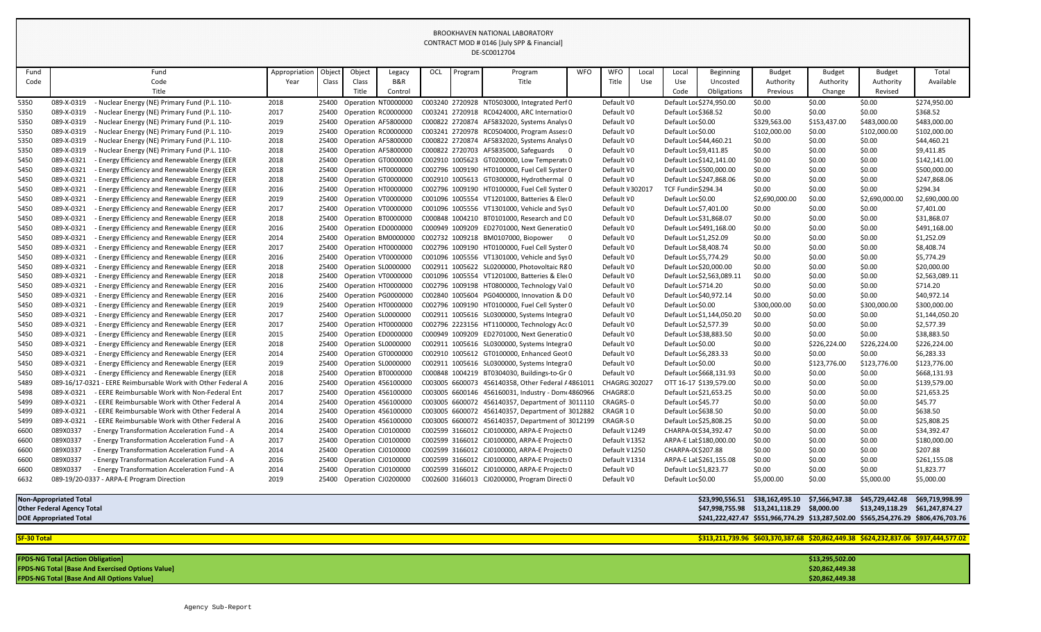# BROOKHAVEN NATIONAL LABORATORY
## CONTRACT MOD # 0146 [July SPP & Financial]
### DE-SC0012704

| Fund Code | Fund Code Title | Appropriation Year | Object Class | Object Class Title | Legacy B&R Control | OCL | Program | Program Title | WFO | WFO Title | Local Use | Local Use Code | Beginning Uncosted Obligations | Budget Authority Previous | Budget Authority Change | Budget Authority Revised | Total Available |
|---|---|---|---|---|---|---|---|---|---|---|---|---|---|---|---|---|---|
| 5350 | 089-X-0319 - Nuclear Energy (NE) Primary Fund (P.L. 110- | 2018 | 25400 | Operation | NT0000000 | C003240 | 2720928 | NT0503000, Integrated Perf | 0 | Default V | 0 | Default Loc | $274,950.00 | $0.00 | $0.00 | $0.00 | $274,950.00 |
| 5350 | 089-X-0319 - Nuclear Energy (NE) Primary Fund (P.L. 110- | 2017 | 25400 | Operation | RC0000000 | C003241 | 2720918 | RC0424000, ARC Internation | 0 | Default V | 0 | Default Loc | $368.52 | $0.00 | $0.00 | $0.00 | $368.52 |
| 5350 | 089-X-0319 - Nuclear Energy (NE) Primary Fund (P.L. 110- | 2019 | 25400 | Operation | AF5800000 | C000822 | 2720874 | AF5832020, Systems Analys | 0 | Default V | 0 | Default Loc | $0.00 | $329,563.00 | $153,437.00 | $483,000.00 | $483,000.00 |
| 5350 | 089-X-0319 - Nuclear Energy (NE) Primary Fund (P.L. 110- | 2019 | 25400 | Operation | RC0000000 | C003241 | 2720978 | RC0504000, Program Assess | 0 | Default V | 0 | Default Loc | $0.00 | $102,000.00 | $0.00 | $102,000.00 | $102,000.00 |
| 5350 | 089-X-0319 - Nuclear Energy (NE) Primary Fund (P.L. 110- | 2018 | 25400 | Operation | AF5800000 | C000822 | 2720874 | AF5832020, Systems Analys | 0 | Default V | 0 | Default Loc | $44,460.21 | $0.00 | $0.00 | $0.00 | $44,460.21 |
| 5350 | 089-X-0319 - Nuclear Energy (NE) Primary Fund (P.L. 110- | 2018 | 25400 | Operation | AF5800000 | C000822 | 2720703 | AF5835000, Safeguards | 0 | Default V | 0 | Default Loc | $9,411.85 | $0.00 | $0.00 | $0.00 | $9,411.85 |
| 5450 | 089-X-0321 - Energy Efficiency and Renewable Energy (EER | 2018 | 25400 | Operation | GT0000000 | C002910 | 1005623 | GT0200000, Low Temperat | 0 | Default V | 0 | Default Loc | $142,141.00 | $0.00 | $0.00 | $0.00 | $142,141.00 |
| 5450 | 089-X-0321 - Energy Efficiency and Renewable Energy (EER | 2018 | 25400 | Operation | HT0000000 | C002796 | 1009190 | HT0100000, Fuel Cell Syster | 0 | Default V | 0 | Default Loc | $500,000.00 | $0.00 | $0.00 | $0.00 | $500,000.00 |
| 5450 | 089-X-0321 - Energy Efficiency and Renewable Energy (EER | 2018 | 25400 | Operation | GT0000000 | C002910 | 1005613 | GT0300000, Hydrothermal | 0 | Default V | 0 | Default Loc | $247,868.06 | $0.00 | $0.00 | $0.00 | $247,868.06 |
| 5450 | 089-X-0321 - Energy Efficiency and Renewable Energy (EER | 2016 | 25400 | Operation | HT0000000 | C002796 | 1009190 | HT0100000, Fuel Cell Syster | 0 | Default V | 302017 | TCF Fundin | $294.34 | $0.00 | $0.00 | $0.00 | $294.34 |
| 5450 | 089-X-0321 - Energy Efficiency and Renewable Energy (EER | 2019 | 25400 | Operation | VT0000000 | C001096 | 1005554 | VT1201000, Batteries & Ele | 0 | Default V | 0 | Default Loc | $0.00 | $2,690,000.00 | $0.00 | $2,690,000.00 | $2,690,000.00 |
| 5450 | 089-X-0321 - Energy Efficiency and Renewable Energy (EER | 2017 | 25400 | Operation | VT0000000 | C001096 | 1005556 | VT1301000, Vehicle and Sys | 0 | Default V | 0 | Default Loc | $7,401.00 | $0.00 | $0.00 | $0.00 | $7,401.00 |
| 5450 | 089-X-0321 - Energy Efficiency and Renewable Energy (EER | 2018 | 25400 | Operation | BT0000000 | C000848 | 1004210 | BT0101000, Research and D | 0 | Default V | 0 | Default Loc | $31,868.07 | $0.00 | $0.00 | $0.00 | $31,868.07 |
| 5450 | 089-X-0321 - Energy Efficiency and Renewable Energy (EER | 2016 | 25400 | Operation | ED0000000 | C000949 | 1009209 | ED2701000, Next Generatio | 0 | Default V | 0 | Default Loc | $491,168.00 | $0.00 | $0.00 | $0.00 | $491,168.00 |
| 5450 | 089-X-0321 - Energy Efficiency and Renewable Energy (EER | 2014 | 25400 | Operation | BM0000000 | C002732 | 1009218 | BM0107000, Biopower | 0 | Default V | 0 | Default Loc | $1,252.09 | $0.00 | $0.00 | $0.00 | $1,252.09 |
| 5450 | 089-X-0321 - Energy Efficiency and Renewable Energy (EER | 2017 | 25400 | Operation | HT0000000 | C002796 | 1009190 | HT0100000, Fuel Cell Syster | 0 | Default V | 0 | Default Loc | $8,408.74 | $0.00 | $0.00 | $0.00 | $8,408.74 |
| 5450 | 089-X-0321 - Energy Efficiency and Renewable Energy (EER | 2016 | 25400 | Operation | VT0000000 | C001096 | 1005556 | VT1301000, Vehicle and Sys | 0 | Default V | 0 | Default Loc | $5,774.29 | $0.00 | $0.00 | $0.00 | $5,774.29 |
| 5450 | 089-X-0321 - Energy Efficiency and Renewable Energy (EER | 2018 | 25400 | Operation | SL0000000 | C002911 | 1005622 | SL0200000, Photovoltaic R8 | 0 | Default V | 0 | Default Loc | $20,000.00 | $0.00 | $0.00 | $0.00 | $20,000.00 |
| 5450 | 089-X-0321 - Energy Efficiency and Renewable Energy (EER | 2018 | 25400 | Operation | VT0000000 | C001096 | 1005554 | VT1201000, Batteries & Ele | 0 | Default V | 0 | Default Loc | $2,563,089.11 | $0.00 | $0.00 | $0.00 | $2,563,089.11 |
| 5450 | 089-X-0321 - Energy Efficiency and Renewable Energy (EER | 2016 | 25400 | Operation | HT0000000 | C002796 | 1009198 | HT0800000, Technology Val | 0 | Default V | 0 | Default Loc | $714.20 | $0.00 | $0.00 | $0.00 | $714.20 |
| 5450 | 089-X-0321 - Energy Efficiency and Renewable Energy (EER | 2016 | 25400 | Operation | PG0000000 | C002840 | 1005604 | PG0400000, Innovation & D | 0 | Default V | 0 | Default Loc | $40,972.14 | $0.00 | $0.00 | $0.00 | $40,972.14 |
| 5450 | 089-X-0321 - Energy Efficiency and Renewable Energy (EER | 2019 | 25400 | Operation | HT0000000 | C002796 | 1009190 | HT0100000, Fuel Cell Syster | 0 | Default V | 0 | Default Loc | $0.00 | $300,000.00 | $0.00 | $300,000.00 | $300,000.00 |
| 5450 | 089-X-0321 - Energy Efficiency and Renewable Energy (EER | 2017 | 25400 | Operation | SL0000000 | C002911 | 1005616 | SL0300000, Systems Integra | 0 | Default V | 0 | Default Loc | $1,144,050.20 | $0.00 | $0.00 | $0.00 | $1,144,050.20 |
| 5450 | 089-X-0321 - Energy Efficiency and Renewable Energy (EER | 2017 | 25400 | Operation | HT0000000 | C002796 | 2223156 | HT1100000, Technology Acc | 0 | Default V | 0 | Default Loc | $2,577.39 | $0.00 | $0.00 | $0.00 | $2,577.39 |
| 5450 | 089-X-0321 - Energy Efficiency and Renewable Energy (EER | 2015 | 25400 | Operation | ED0000000 | C000949 | 1009209 | ED2701000, Next Generatio | 0 | Default V | 0 | Default Loc | $38,883.50 | $0.00 | $0.00 | $0.00 | $38,883.50 |
| 5450 | 089-X-0321 - Energy Efficiency and Renewable Energy (EER | 2018 | 25400 | Operation | SL0000000 | C002911 | 1005616 | SL0300000, Systems Integra | 0 | Default V | 0 | Default Loc | $0.00 | $0.00 | $226,224.00 | $226,224.00 | $226,224.00 |
| 5450 | 089-X-0321 - Energy Efficiency and Renewable Energy (EER | 2014 | 25400 | Operation | GT0000000 | C002910 | 1005612 | GT0100000, Enhanced Geot | 0 | Default V | 0 | Default Loc | $6,283.33 | $0.00 | $0.00 | $0.00 | $6,283.33 |
| 5450 | 089-X-0321 - Energy Efficiency and Renewable Energy (EER | 2019 | 25400 | Operation | SL0000000 | C002911 | 1005616 | SL0300000, Systems Integra | 0 | Default V | 0 | Default Loc | $0.00 | $0.00 | $123,776.00 | $123,776.00 | $123,776.00 |
| 5450 | 089-X-0321 - Energy Efficiency and Renewable Energy (EER | 2018 | 25400 | Operation | BT0000000 | C000848 | 1004219 | BT0304030, Buildings-to-Gr | 0 | Default V | 0 | Default Loc | $668,131.93 | $0.00 | $0.00 | $0.00 | $668,131.93 |
| 5489 | 089-16/17-0321 - EERE Reimbursable Work with Other Federal A | 2016 | 25400 | Operation | 456100000 | C003005 | 6600073 | 456140358, Other Federal A | 4861011 | CHAGRG | 302027 | OTT 16-17 | $139,579.00 | $0.00 | $0.00 | $0.00 | $139,579.00 |
| 5498 | 089-X-0321 - EERE Reimbursable Work with Non-Federal Ent | 2017 | 25400 | Operation | 456100000 | C003005 | 6600146 | 456160031, Industry - Dom | 4860966 | CHAGR8 | 0 | Default Loc | $21,653.25 | $0.00 | $0.00 | $0.00 | $21,653.25 |
| 5499 | 089-X-0321 - EERE Reimbursable Work with Other Federal A | 2014 | 25400 | Operation | 456100000 | C003005 | 6600072 | 456140357, Department of | 3011110 | CRAGRS- | 0 | Default Loc | $45.77 | $0.00 | $0.00 | $0.00 | $45.77 |
| 5499 | 089-X-0321 - EERE Reimbursable Work with Other Federal A | 2014 | 25400 | Operation | 456100000 | C003005 | 6600072 | 456140357, Department of | 3012882 | CRAGR 1 | 0 | Default Loc | $638.50 | $0.00 | $0.00 | $0.00 | $638.50 |
| 5499 | 089-X-0321 - EERE Reimbursable Work with Other Federal A | 2016 | 25400 | Operation | 456100000 | C003005 | 6600072 | 456140357, Department of | 3012199 | CRAGR-S | 0 | Default Loc | $25,808.25 | $0.00 | $0.00 | $0.00 | $25,808.25 |
| 6600 | 089X0337 - Energy Transformation Acceleration Fund - A | 2014 | 25400 | Operation | CJ0100000 | C002599 | 3166012 | CJ0100000, ARPA-E Projects | 0 | Default V | 1249 | CHARPA-0 | $34,392.47 | $0.00 | $0.00 | $0.00 | $34,392.47 |
| 6600 | 089X0337 - Energy Transformation Acceleration Fund - A | 2017 | 25400 | Operation | CJ0100000 | C002599 | 3166012 | CJ0100000, ARPA-E Projects | 0 | Default V | 1352 | ARPA-E Lat | $180,000.00 | $0.00 | $0.00 | $0.00 | $180,000.00 |
| 6600 | 089X0337 - Energy Transformation Acceleration Fund - A | 2014 | 25400 | Operation | CJ0100000 | C002599 | 3166012 | CJ0100000, ARPA-E Projects | 0 | Default V | 1250 | CHARPA-0 | $207.88 | $0.00 | $0.00 | $0.00 | $207.88 |
| 6600 | 089X0337 - Energy Transformation Acceleration Fund - A | 2016 | 25400 | Operation | CJ0100000 | C002599 | 3166012 | CJ0100000, ARPA-E Projects | 0 | Default V | 1314 | ARPA-E Lat | $261,155.08 | $0.00 | $0.00 | $0.00 | $261,155.08 |
| 6600 | 089X0337 - Energy Transformation Acceleration Fund - A | 2014 | 25400 | Operation | CJ0100000 | C002599 | 3166012 | CJ0100000, ARPA-E Projects | 0 | Default V | 0 | Default Loc | $1,823.77 | $0.00 | $0.00 | $0.00 | $1,823.77 |
| 6632 | 089-19/20-0337 - ARPA-E Program Direction | 2019 | 25400 | Operation | CJ0200000 | C002600 | 3166013 | CJ0200000, Program Directi | 0 | Default V | 0 | Default Loc | $0.00 | $5,000.00 | $0.00 | $5,000.00 | $5,000.00 |

| | Beginning Uncosted Obligations | Budget Authority Previous | Budget Authority Change | Budget Authority Revised | Total Available |
|---|---|---|---|---|---|
| **Non-Appropriated Total** | $23,990,556.51 | $38,162,495.10 | $7,566,947.38 | $45,729,442.48 | $69,719,998.99 |
| **Other Federal Agency Total** | $47,998,755.98 | $13,241,118.29 | $8,000.00 | $13,249,118.29 | $61,247,874.27 |
| **DOE Appropriated Total** | $241,222,427.47 | $551,966,774.29 | $13,287,502.00 | $565,254,276.29 | $806,476,703.76 |
| **SF-30 Total** | $313,211,739.96 | $603,370,387.68 | $20,862,449.38 | $624,232,837.06 | $937,444,577.02 |

| | |
|---|---|
| **FPDS-NG Total [Action Obligation]** | $13,295,502.00 |
| **FPDS-NG Total [Base And Exercised Options Value]** | $20,862,449.38 |
| **FPDS-NG Total [Base And All Options Value]** | $20,862,449.38 |

Agency Sub-Report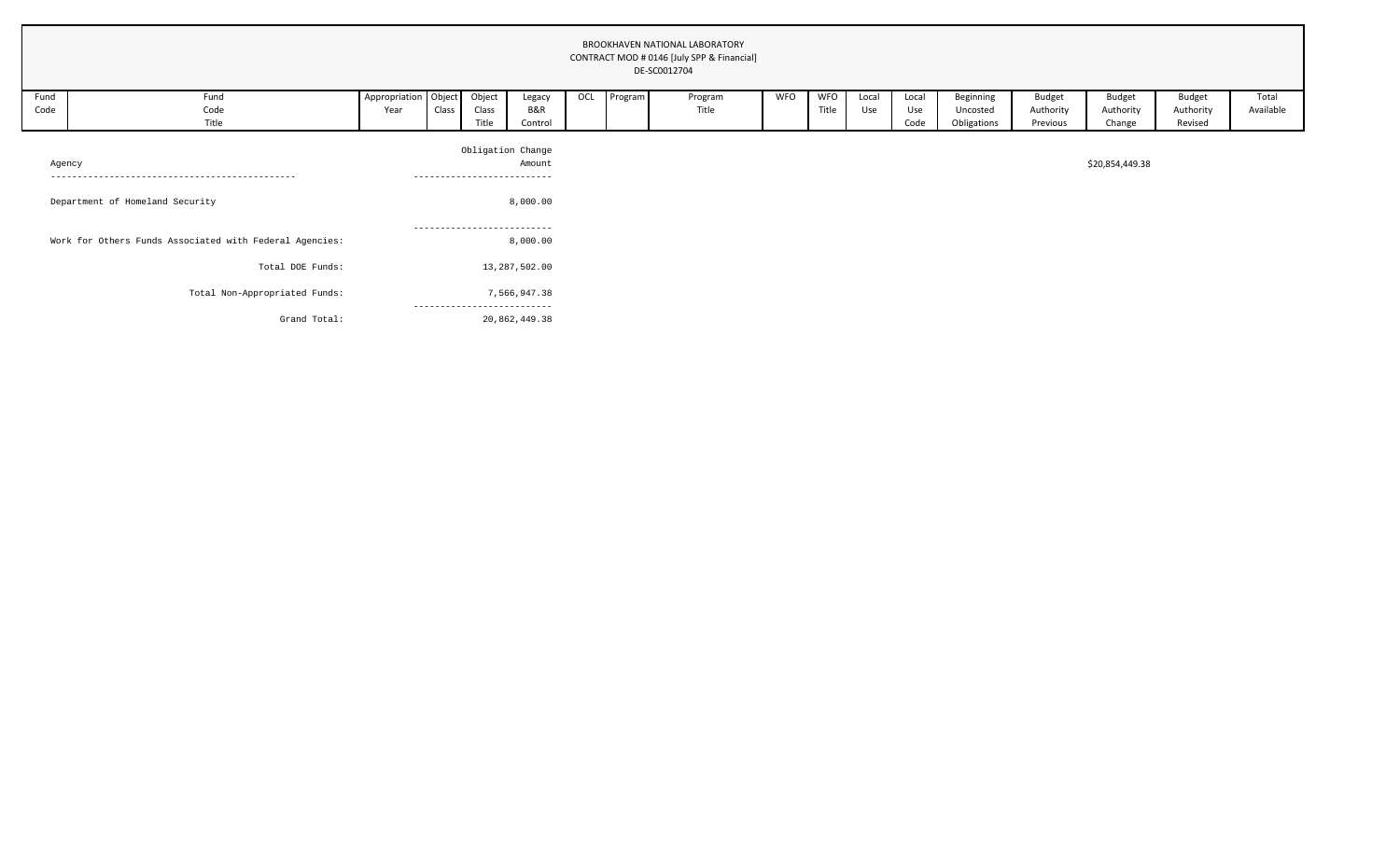BROOKHAVEN NATIONAL LABORATORY
CONTRACT MOD # 0146 [July SPP & Financial]
DE-SC0012704

| Fund Code | Fund Code Title | Appropriation Year | Object Class | Object Class Title | Legacy B&R Control | OCL | Program | Program Title | WFO | WFO Title | Local Use | Local Use Code | Beginning Uncosted Obligations | Budget Authority Previous | Budget Authority Change | Budget Authority Revised | Total Available |
|---|---|---|---|---|---|---|---|---|---|---|---|---|---|---|---|---|---|
| | | | | | | | | | | | | | | | $20,854,449.38 | | |

| Agency | Obligation Change Amount |
|---|---|
| Department of Homeland Security | 8,000.00 |
| Work for Others Funds Associated with Federal Agencies: | 8,000.00 |
| Total DOE Funds: | 13,287,502.00 |
| Total Non-Appropriated Funds: | 7,566,947.38 |
| Grand Total: | 20,862,449.38 |